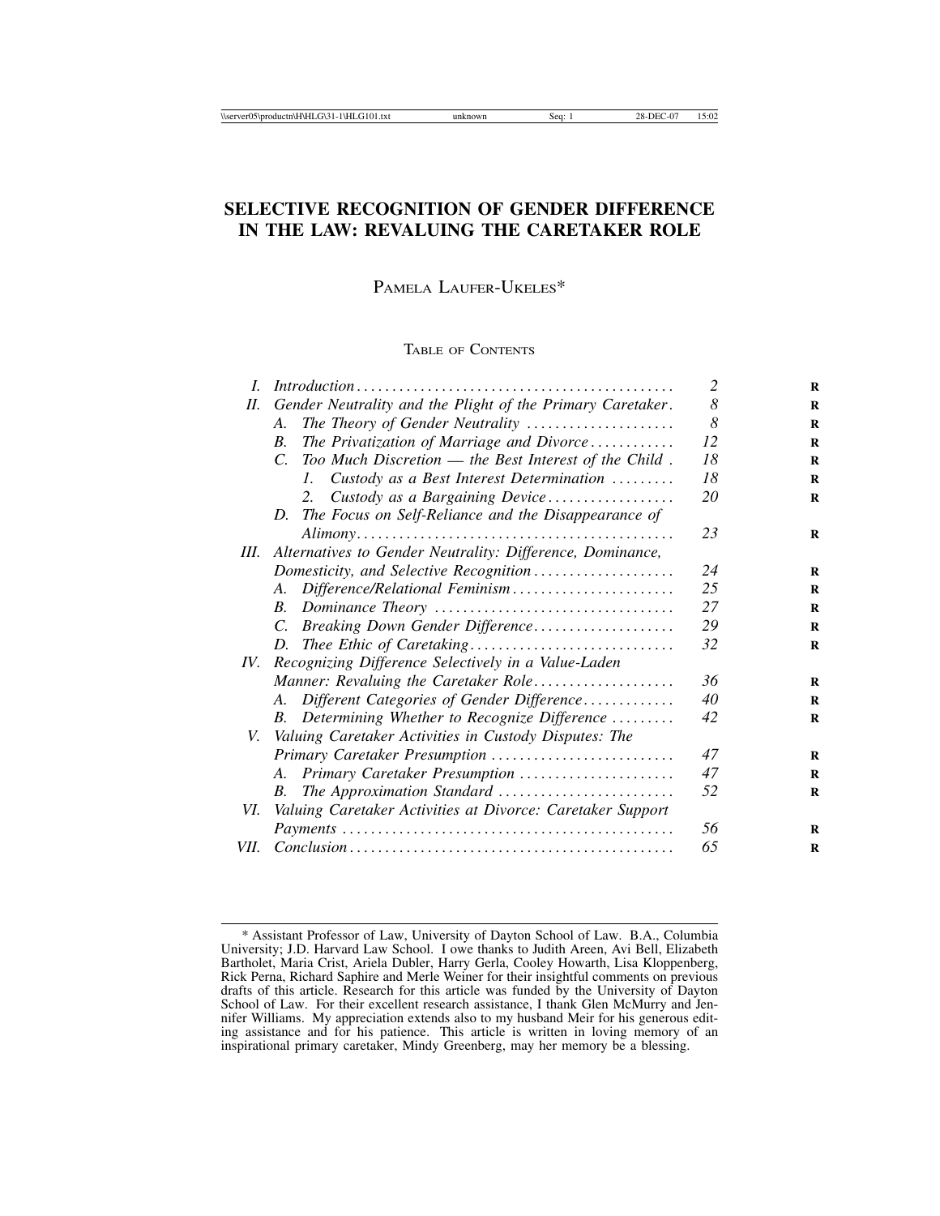# SELECTIVE RECOGNITION OF GENDER DIFFERENCE IN THE LAW: REVALUING THE CARETAKER ROLE

PAMELA LAUFER-UKELES*

TABLE OF CONTENTS

| | | |
|---|---|---|
| I. | *Introduction* | 2 |
| II. | *Gender Neutrality and the Plight of the Primary Caretaker* | 8 |
| | A. *The Theory of Gender Neutrality* | 8 |
| | B. *The Privatization of Marriage and Divorce* | 12 |
| | C. *Too Much Discretion — the Best Interest of the Child* | 18 |
| | 1. *Custody as a Best Interest Determination* | 18 |
| | 2. *Custody as a Bargaining Device* | 20 |
| | D. *The Focus on Self-Reliance and the Disappearance of Alimony* | 23 |
| III. | *Alternatives to Gender Neutrality: Difference, Dominance, Domesticity, and Selective Recognition* | 24 |
| | A. *Difference/Relational Feminism* | 25 |
| | B. *Dominance Theory* | 27 |
| | C. *Breaking Down Gender Difference* | 29 |
| | D. *Thee Ethic of Caretaking* | 32 |
| IV. | *Recognizing Difference Selectively in a Value-Laden Manner: Revaluing the Caretaker Role* | 36 |
| | A. *Different Categories of Gender Difference* | 40 |
| | B. *Determining Whether to Recognize Difference* | 42 |
| V. | *Valuing Caretaker Activities in Custody Disputes: The Primary Caretaker Presumption* | 47 |
| | A. *Primary Caretaker Presumption* | 47 |
| | B. *The Approximation Standard* | 52 |
| VI. | *Valuing Caretaker Activities at Divorce: Caretaker Support Payments* | 56 |
| VII. | *Conclusion* | 65 |

---

\* Assistant Professor of Law, University of Dayton School of Law. B.A., Columbia University; J.D. Harvard Law School. I owe thanks to Judith Areen, Avi Bell, Elizabeth Bartholet, Maria Crist, Ariela Dubler, Harry Gerla, Cooley Howarth, Lisa Kloppenberg, Rick Perna, Richard Saphire and Merle Weiner for their insightful comments on previous drafts of this article. Research for this article was funded by the University of Dayton School of Law. For their excellent research assistance, I thank Glen McMurry and Jennifer Williams. My appreciation extends also to my husband Meir for his generous editing assistance and for his patience. This article is written in loving memory of an inspirational primary caretaker, Mindy Greenberg, may her memory be a blessing.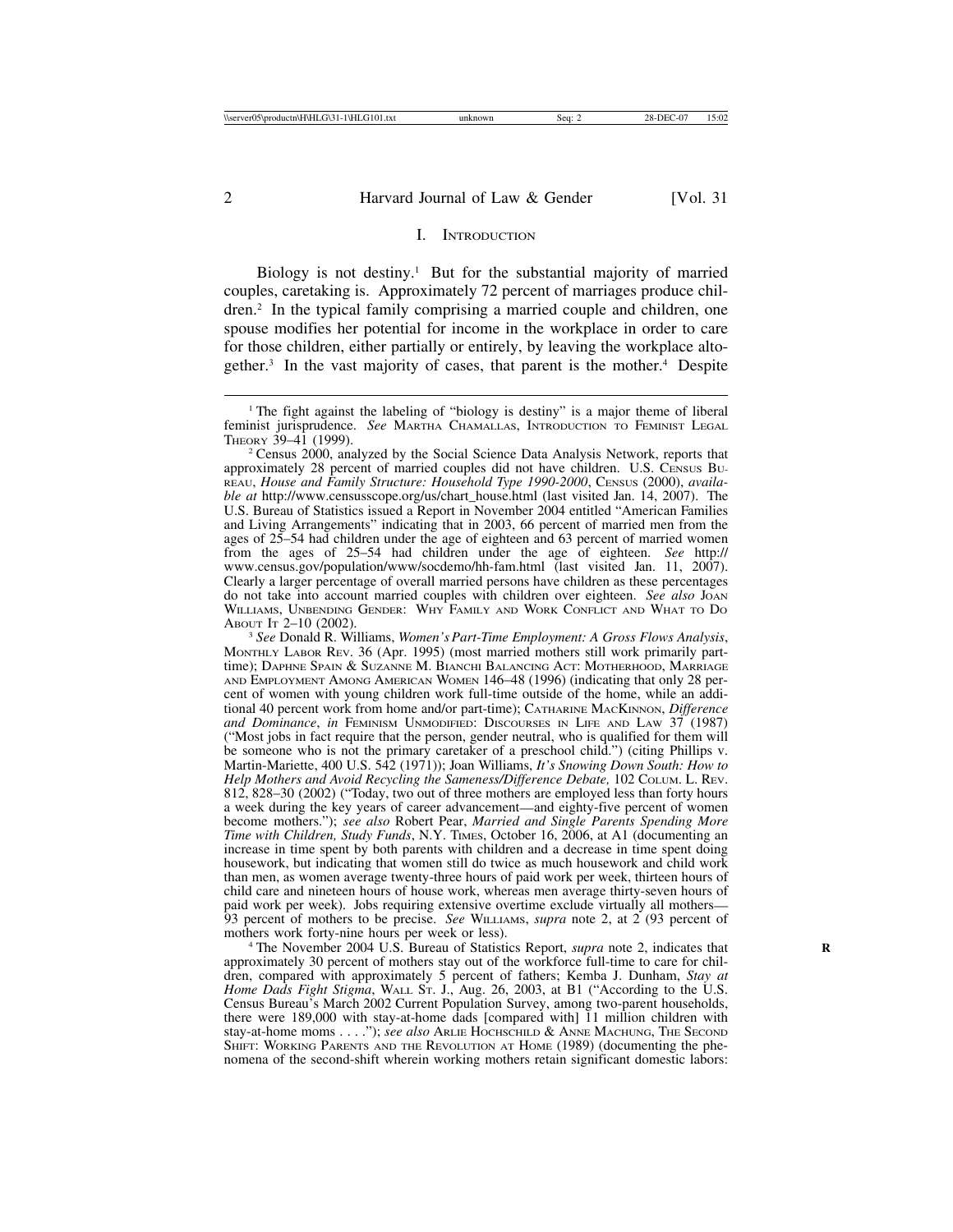## I. Introduction

Biology is not destiny.[1] But for the substantial majority of married couples, caretaking is. Approximately 72 percent of marriages produce children.[2] In the typical family comprising a married couple and children, one spouse modifies her potential for income in the workplace in order to care for those children, either partially or entirely, by leaving the workplace altogether.[3] In the vast majority of cases, that parent is the mother.[4] Despite

---

[1] The fight against the labeling of "biology is destiny" is a major theme of liberal feminist jurisprudence. *See* Martha Chamallas, Introduction to Feminist Legal Theory 39–41 (1999).

[2] Census 2000, analyzed by the Social Science Data Analysis Network, reports that approximately 28 percent of married couples did not have children. U.S. Census Bureau, *House and Family Structure: Household Type 1990-2000*, Census (2000), *available at* http://www.censusscope.org/us/chart_house.html (last visited Jan. 14, 2007). The U.S. Bureau of Statistics issued a Report in November 2004 entitled "American Families and Living Arrangements" indicating that in 2003, 66 percent of married men from the ages of 25–54 had children under the age of eighteen and 63 percent of married women from the ages of 25–54 had children under the age of eighteen. *See* http://www.census.gov/population/www/socdemo/hh-fam.html (last visited Jan. 11, 2007). Clearly a larger percentage of overall married persons have children as these percentages do not take into account married couples with children over eighteen. *See also* Joan Williams, Unbending Gender: Why Family and Work Conflict and What to Do About It 2–10 (2002).

[3] *See* Donald R. Williams, *Women's Part-Time Employment: A Gross Flows Analysis*, Monthly Labor Rev. 36 (Apr. 1995) (most married mothers still work primarily part-time); Daphne Spain & Suzanne M. Bianchi Balancing Act: Motherhood, Marriage and Employment Among American Women 146–48 (1996) (indicating that only 28 percent of women with young children work full-time outside of the home, while an additional 40 percent work from home and/or part-time); Catharine MacKinnon, *Difference and Dominance*, *in* Feminism Unmodified: Discourses in Life and Law 37 (1987) ("Most jobs in fact require that the person, gender neutral, who is qualified for them will be someone who is not the primary caretaker of a preschool child.") (citing Phillips v. Martin-Mariette, 400 U.S. 542 (1971)); Joan Williams, *It's Snowing Down South: How to Help Mothers and Avoid Recycling the Sameness/Difference Debate,* 102 Colum. L. Rev. 812, 828–30 (2002) ("Today, two out of three mothers are employed less than forty hours a week during the key years of career advancement—and eighty-five percent of women become mothers."); *see also* Robert Pear, *Married and Single Parents Spending More Time with Children, Study Funds*, N.Y. Times, October 16, 2006, at A1 (documenting an increase in time spent by both parents with children and a decrease in time spent doing housework, but indicating that women still do twice as much housework and child work than men, as women average twenty-three hours of paid work per week, thirteen hours of child care and nineteen hours of house work, whereas men average thirty-seven hours of paid work per week). Jobs requiring extensive overtime exclude virtually all mothers—93 percent of mothers to be precise. *See* Williams, *supra* note 2, at 2 (93 percent of mothers work forty-nine hours per week or less).

[4] The November 2004 U.S. Bureau of Statistics Report, *supra* note 2, indicates that approximately 30 percent of mothers stay out of the workforce full-time to care for children, compared with approximately 5 percent of fathers; Kemba J. Dunham, *Stay at Home Dads Fight Stigma*, Wall St. J., Aug. 26, 2003, at B1 ("According to the U.S. Census Bureau's March 2002 Current Population Survey, among two-parent households, there were 189,000 with stay-at-home dads [compared with] 11 million children with stay-at-home moms . . . ."); *see also* Arlie Hochschild & Anne Machung, The Second Shift: Working Parents and the Revolution at Home (1989) (documenting the phenomena of the second-shift wherein working mothers retain significant domestic labors: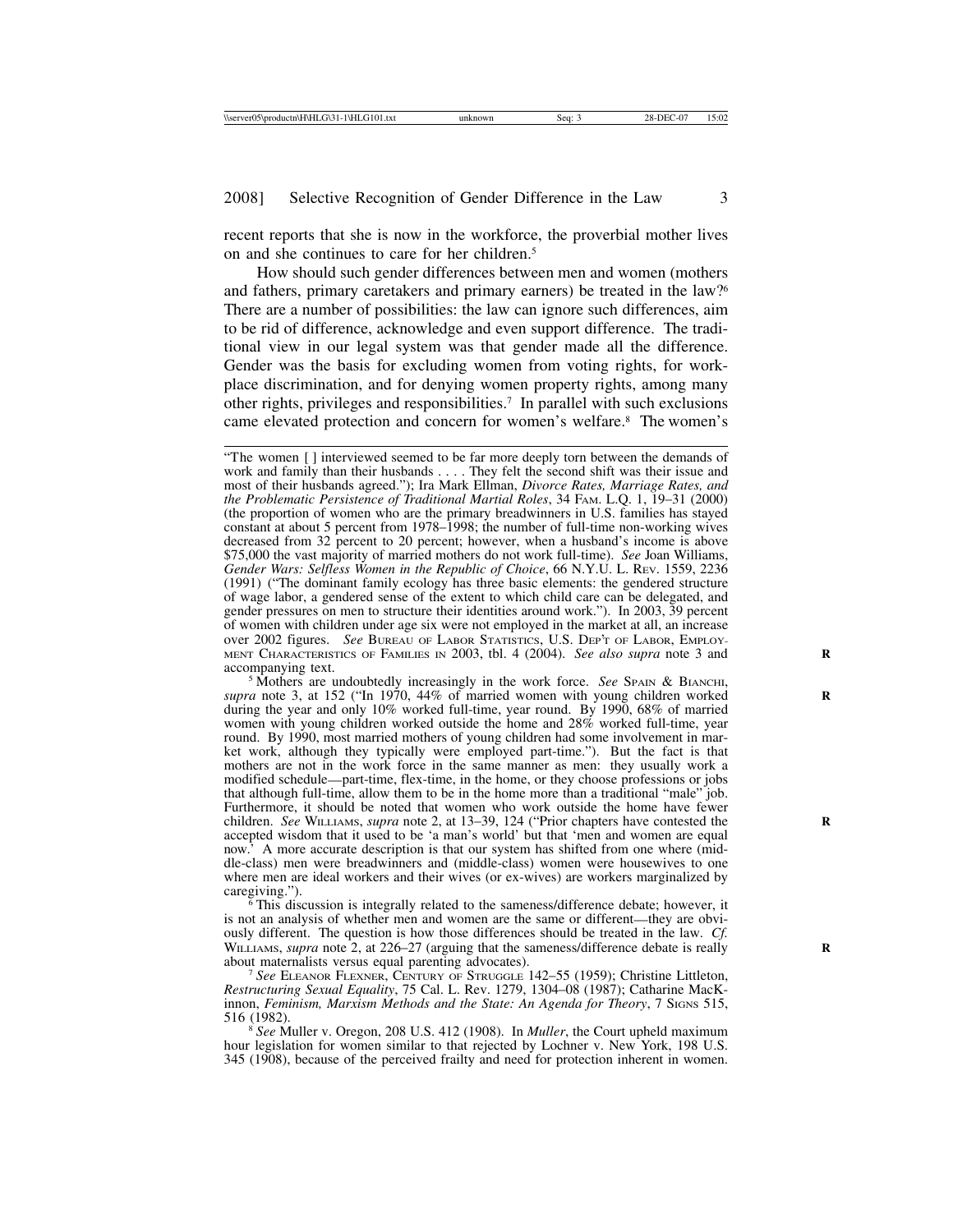recent reports that she is now in the workforce, the proverbial mother lives on and she continues to care for her children.[5]

How should such gender differences between men and women (mothers and fathers, primary caretakers and primary earners) be treated in the law?[6] There are a number of possibilities: the law can ignore such differences, aim to be rid of difference, acknowledge and even support difference. The traditional view in our legal system was that gender made all the difference. Gender was the basis for excluding women from voting rights, for workplace discrimination, and for denying women property rights, among many other rights, privileges and responsibilities.[7] In parallel with such exclusions came elevated protection and concern for women's welfare.[8] The women's

---

"The women [ ] interviewed seemed to be far more deeply torn between the demands of work and family than their husbands . . . . They felt the second shift was their issue and most of their husbands agreed."); Ira Mark Ellman, *Divorce Rates, Marriage Rates, and the Problematic Persistence of Traditional Martial Roles*, 34 Fam. L.Q. 1, 19–31 (2000) (the proportion of women who are the primary breadwinners in U.S. families has stayed constant at about 5 percent from 1978–1998; the number of full-time non-working wives decreased from 32 percent to 20 percent; however, when a husband's income is above $75,000 the vast majority of married mothers do not work full-time). *See* Joan Williams, *Gender Wars: Selfless Women in the Republic of Choice*, 66 N.Y.U. L. Rev. 1559, 2236 (1991) ("The dominant family ecology has three basic elements: the gendered structure of wage labor, a gendered sense of the extent to which child care can be delegated, and gender pressures on men to structure their identities around work."). In 2003, 39 percent of women with children under age six were not employed in the market at all, an increase over 2002 figures. *See* Bureau of Labor Statistics, U.S. Dep't of Labor, Employment Characteristics of Families in 2003, tbl. 4 (2004). *See also supra* note 3 and accompanying text.

[5] Mothers are undoubtedly increasingly in the work force. *See* Spain & Bianchi, *supra* note 3, at 152 ("In 1970, 44% of married women with young children worked during the year and only 10% worked full-time, year round. By 1990, 68% of married women with young children worked outside the home and 28% worked full-time, year round. By 1990, most married mothers of young children had some involvement in market work, although they typically were employed part-time."). But the fact is that mothers are not in the work force in the same manner as men: they usually work a modified schedule—part-time, flex-time, in the home, or they choose professions or jobs that although full-time, allow them to be in the home more than a traditional "male" job. Furthermore, it should be noted that women who work outside the home have fewer children. *See* Williams, *supra* note 2, at 13–39, 124 ("Prior chapters have contested the accepted wisdom that it used to be 'a man's world' but that 'men and women are equal now.' A more accurate description is that our system has shifted from one where (middle-class) men were breadwinners and (middle-class) women were housewives to one where men are ideal workers and their wives (or ex-wives) are workers marginalized by caregiving.").

[6] This discussion is integrally related to the sameness/difference debate; however, it is not an analysis of whether men and women are the same or different—they are obviously different. The question is how those differences should be treated in the law. *Cf.* Williams, *supra* note 2, at 226–27 (arguing that the sameness/difference debate is really about maternalists versus equal parenting advocates).

[7] *See* Eleanor Flexner, Century of Struggle 142–55 (1959); Christine Littleton, *Restructuring Sexual Equality*, 75 Cal. L. Rev. 1279, 1304–08 (1987); Catharine MacKinnon, *Feminism, Marxism Methods and the State: An Agenda for Theory*, 7 Signs 515, 516 (1982).

[8] *See* Muller v. Oregon, 208 U.S. 412 (1908). In *Muller*, the Court upheld maximum hour legislation for women similar to that rejected by Lochner v. New York, 198 U.S. 345 (1908), because of the perceived frailty and need for protection inherent in women.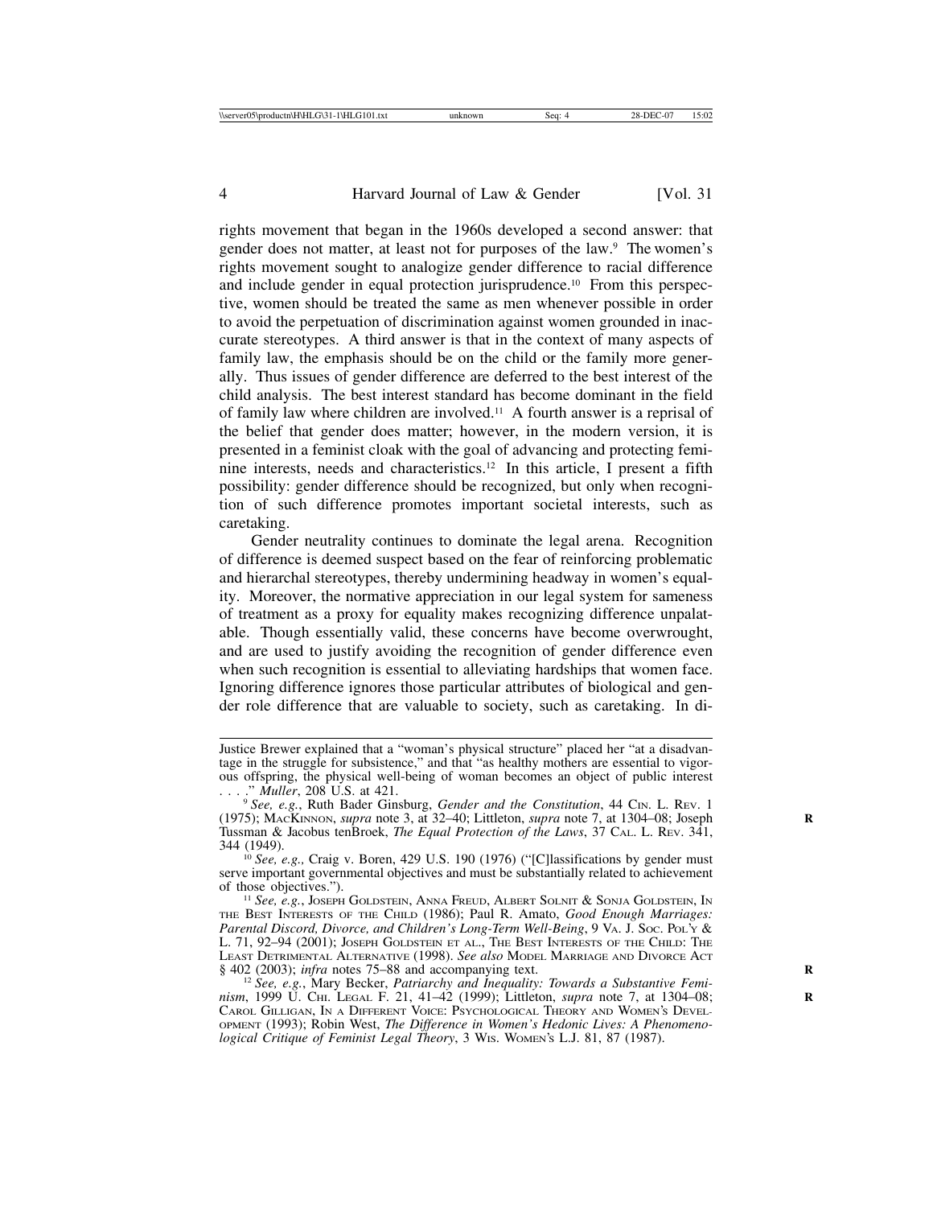rights movement that began in the 1960s developed a second answer: that gender does not matter, at least not for purposes of the law.[9] The women's rights movement sought to analogize gender difference to racial difference and include gender in equal protection jurisprudence.[10] From this perspective, women should be treated the same as men whenever possible in order to avoid the perpetuation of discrimination against women grounded in inaccurate stereotypes. A third answer is that in the context of many aspects of family law, the emphasis should be on the child or the family more generally. Thus issues of gender difference are deferred to the best interest of the child analysis. The best interest standard has become dominant in the field of family law where children are involved.[11] A fourth answer is a reprisal of the belief that gender does matter; however, in the modern version, it is presented in a feminist cloak with the goal of advancing and protecting feminine interests, needs and characteristics.[12] In this article, I present a fifth possibility: gender difference should be recognized, but only when recognition of such difference promotes important societal interests, such as caretaking.

Gender neutrality continues to dominate the legal arena. Recognition of difference is deemed suspect based on the fear of reinforcing problematic and hierarchal stereotypes, thereby undermining headway in women's equality. Moreover, the normative appreciation in our legal system for sameness of treatment as a proxy for equality makes recognizing difference unpalatable. Though essentially valid, these concerns have become overwrought, and are used to justify avoiding the recognition of gender difference even when such recognition is essential to alleviating hardships that women face. Ignoring difference ignores those particular attributes of biological and gender role difference that are valuable to society, such as caretaking. In di-

---

Justice Brewer explained that a "woman's physical structure" placed her "at a disadvantage in the struggle for subsistence," and that "as healthy mothers are essential to vigorous offspring, the physical well-being of woman becomes an object of public interest . . . ." *Muller*, 208 U.S. at 421.

[9] *See, e.g.*, Ruth Bader Ginsburg, *Gender and the Constitution*, 44 CIN. L. REV. 1 (1975); MACKINNON, *supra* note 3, at 32–40; Littleton, *supra* note 7, at 1304–08; Joseph Tussman & Jacobus tenBroek, *The Equal Protection of the Laws*, 37 CAL. L. REV. 341, 344 (1949).

[10] *See, e.g.,* Craig v. Boren, 429 U.S. 190 (1976) ("[C]lassifications by gender must serve important governmental objectives and must be substantially related to achievement of those objectives.").

[11] *See, e.g.*, JOSEPH GOLDSTEIN, ANNA FREUD, ALBERT SOLNIT & SONJA GOLDSTEIN, IN THE BEST INTERESTS OF THE CHILD (1986); Paul R. Amato, *Good Enough Marriages: Parental Discord, Divorce, and Children's Long-Term Well-Being*, 9 VA. J. SOC. POL'Y & L. 71, 92–94 (2001); JOSEPH GOLDSTEIN ET AL., THE BEST INTERESTS OF THE CHILD: THE LEAST DETRIMENTAL ALTERNATIVE (1998). *See also* MODEL MARRIAGE AND DIVORCE ACT § 402 (2003); *infra* notes 75–88 and accompanying text.

[12] *See, e.g.*, Mary Becker, *Patriarchy and Inequality: Towards a Substantive Feminism*, 1999 U. CHI. LEGAL F. 21, 41–42 (1999); Littleton, *supra* note 7, at 1304–08; CAROL GILLIGAN, IN A DIFFERENT VOICE: PSYCHOLOGICAL THEORY AND WOMEN'S DEVELOPMENT (1993); Robin West, *The Difference in Women's Hedonic Lives: A Phenomenological Critique of Feminist Legal Theory*, 3 WIS. WOMEN'S L.J. 81, 87 (1987).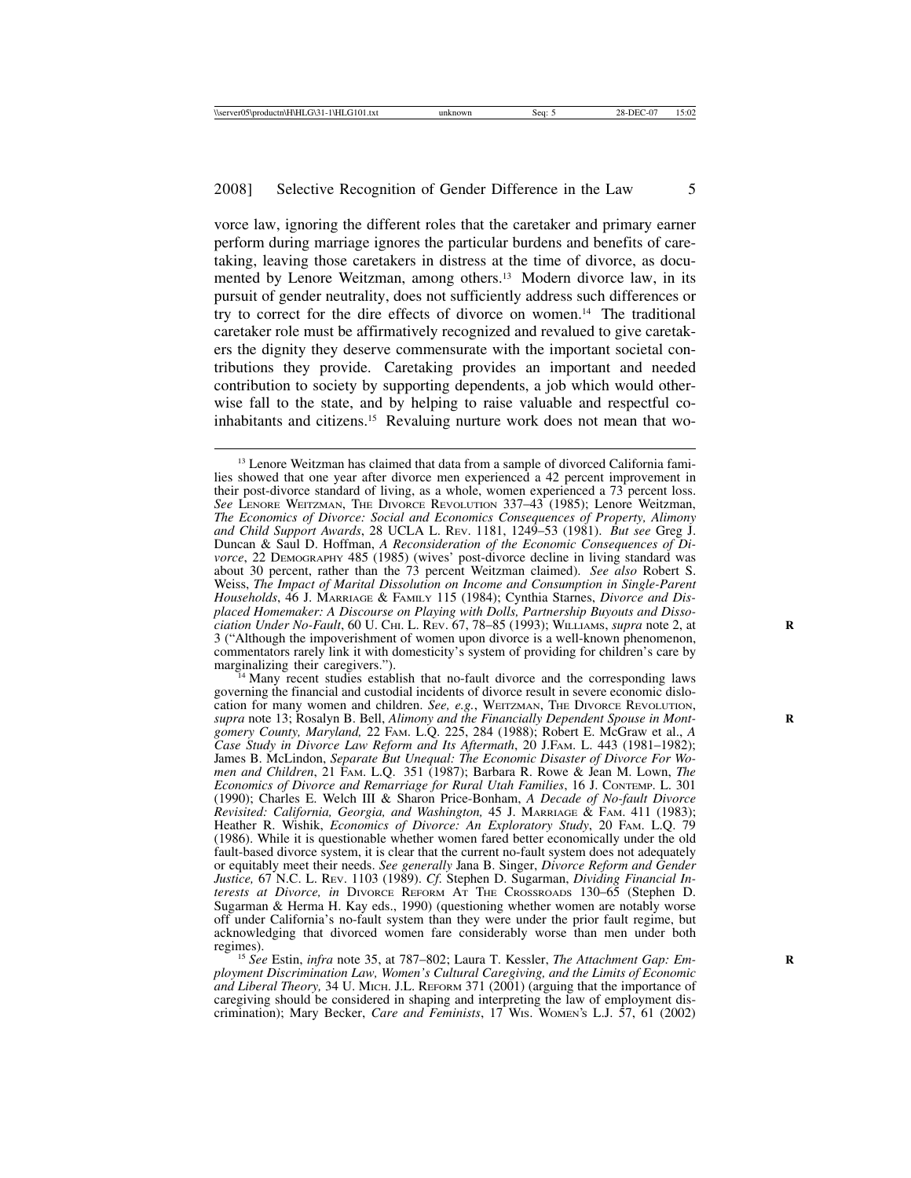vorce law, ignoring the different roles that the caretaker and primary earner perform during marriage ignores the particular burdens and benefits of caretaking, leaving those caretakers in distress at the time of divorce, as documented by Lenore Weitzman, among others.[13] Modern divorce law, in its pursuit of gender neutrality, does not sufficiently address such differences or try to correct for the dire effects of divorce on women.[14] The traditional caretaker role must be affirmatively recognized and revalued to give caretakers the dignity they deserve commensurate with the important societal contributions they provide. Caretaking provides an important and needed contribution to society by supporting dependents, a job which would otherwise fall to the state, and by helping to raise valuable and respectful co-inhabitants and citizens.[15] Revaluing nurture work does not mean that wo-

---

[13] Lenore Weitzman has claimed that data from a sample of divorced California families showed that one year after divorce men experienced a 42 percent improvement in their post-divorce standard of living, as a whole, women experienced a 73 percent loss. *See* LENORE WEITZMAN, THE DIVORCE REVOLUTION 337–43 (1985); Lenore Weitzman, *The Economics of Divorce: Social and Economics Consequences of Property, Alimony and Child Support Awards*, 28 UCLA L. REV. 1181, 1249–53 (1981). *But see* Greg J. Duncan & Saul D. Hoffman, *A Reconsideration of the Economic Consequences of Divorce*, 22 DEMOGRAPHY 485 (1985) (wives' post-divorce decline in living standard was about 30 percent, rather than the 73 percent Weitzman claimed). *See also* Robert S. Weiss, *The Impact of Marital Dissolution on Income and Consumption in Single-Parent Households*, 46 J. MARRIAGE & FAMILY 115 (1984); Cynthia Starnes, *Divorce and Displaced Homemaker: A Discourse on Playing with Dolls, Partnership Buyouts and Dissociation Under No-Fault*, 60 U. CHI. L. REV. 67, 78–85 (1993); WILLIAMS, *supra* note 2, at 3 ("Although the impoverishment of women upon divorce is a well-known phenomenon, commentators rarely link it with domesticity's system of providing for children's care by marginalizing their caregivers.").

[14] Many recent studies establish that no-fault divorce and the corresponding laws governing the financial and custodial incidents of divorce result in severe economic dislocation for many women and children. *See, e.g.*, WEITZMAN, THE DIVORCE REVOLUTION, *supra* note 13; Rosalyn B. Bell, *Alimony and the Financially Dependent Spouse in Montgomery County, Maryland,* 22 FAM. L.Q. 225, 284 (1988); Robert E. McGraw et al., *A Case Study in Divorce Law Reform and Its Aftermath*, 20 J.FAM. L. 443 (1981–1982); James B. McLindon, *Separate But Unequal: The Economic Disaster of Divorce For Women and Children*, 21 FAM. L.Q. 351 (1987); Barbara R. Rowe & Jean M. Lown, *The Economics of Divorce and Remarriage for Rural Utah Families*, 16 J. CONTEMP. L. 301 (1990); Charles E. Welch III & Sharon Price-Bonham, *A Decade of No-fault Divorce Revisited: California, Georgia, and Washington,* 45 J. MARRIAGE & FAM. 411 (1983); Heather R. Wishik, *Economics of Divorce: An Exploratory Study*, 20 FAM. L.Q. 79 (1986). While it is questionable whether women fared better economically under the old fault-based divorce system, it is clear that the current no-fault system does not adequately or equitably meet their needs. *See generally* Jana B. Singer, *Divorce Reform and Gender Justice,* 67 N.C. L. REV. 1103 (1989). *Cf.* Stephen D. Sugarman, *Dividing Financial Interests at Divorce, in* DIVORCE REFORM AT THE CROSSROADS 130–65 (Stephen D. Sugarman & Herma H. Kay eds., 1990) (questioning whether women are notably worse off under California's no-fault system than they were under the prior fault regime, but acknowledging that divorced women fare considerably worse than men under both regimes).

[15] *See* Estin, *infra* note 35, at 787–802; Laura T. Kessler, *The Attachment Gap: Employment Discrimination Law, Women's Cultural Caregiving, and the Limits of Economic and Liberal Theory,* 34 U. MICH. J.L. REFORM 371 (2001) (arguing that the importance of caregiving should be considered in shaping and interpreting the law of employment discrimination); Mary Becker, *Care and Feminists*, 17 WIS. WOMEN'S L.J. 57, 61 (2002)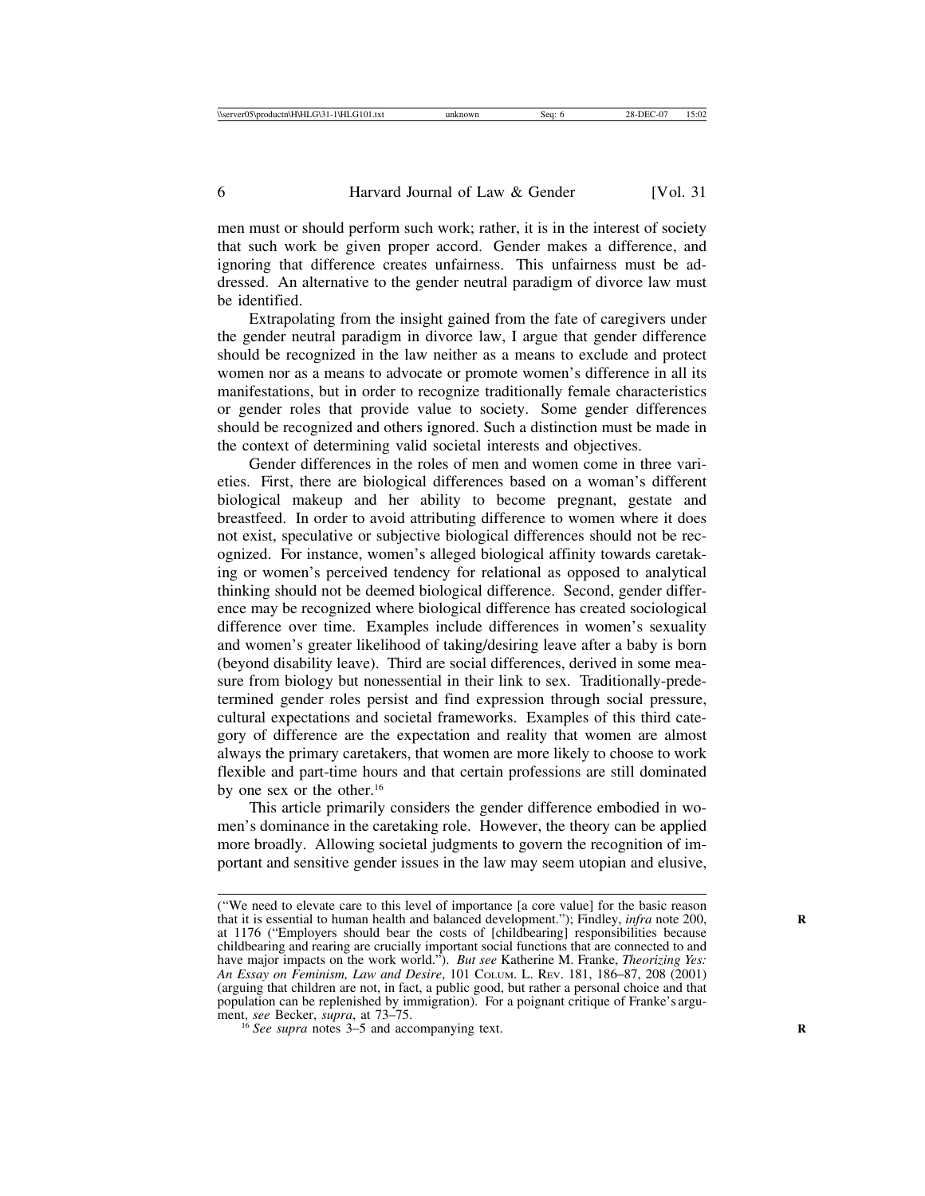men must or should perform such work; rather, it is in the interest of society that such work be given proper accord. Gender makes a difference, and ignoring that difference creates unfairness. This unfairness must be addressed. An alternative to the gender neutral paradigm of divorce law must be identified.

Extrapolating from the insight gained from the fate of caregivers under the gender neutral paradigm in divorce law, I argue that gender difference should be recognized in the law neither as a means to exclude and protect women nor as a means to advocate or promote women's difference in all its manifestations, but in order to recognize traditionally female characteristics or gender roles that provide value to society. Some gender differences should be recognized and others ignored. Such a distinction must be made in the context of determining valid societal interests and objectives.

Gender differences in the roles of men and women come in three varieties. First, there are biological differences based on a woman's different biological makeup and her ability to become pregnant, gestate and breastfeed. In order to avoid attributing difference to women where it does not exist, speculative or subjective biological differences should not be recognized. For instance, women's alleged biological affinity towards caretaking or women's perceived tendency for relational as opposed to analytical thinking should not be deemed biological difference. Second, gender difference may be recognized where biological difference has created sociological difference over time. Examples include differences in women's sexuality and women's greater likelihood of taking/desiring leave after a baby is born (beyond disability leave). Third are social differences, derived in some measure from biology but nonessential in their link to sex. Traditionally-predetermined gender roles persist and find expression through social pressure, cultural expectations and societal frameworks. Examples of this third category of difference are the expectation and reality that women are almost always the primary caretakers, that women are more likely to choose to work flexible and part-time hours and that certain professions are still dominated by one sex or the other.[16]

This article primarily considers the gender difference embodied in women's dominance in the caretaking role. However, the theory can be applied more broadly. Allowing societal judgments to govern the recognition of important and sensitive gender issues in the law may seem utopian and elusive,

---

("We need to elevate care to this level of importance [a core value] for the basic reason that it is essential to human health and balanced development."); Findley, *infra* note 200, at 1176 ("Employers should bear the costs of [childbearing] responsibilities because childbearing and rearing are crucially important social functions that are connected to and have major impacts on the work world."). *But see* Katherine M. Franke, *Theorizing Yes: An Essay on Feminism, Law and Desire*, 101 Colum. L. Rev. 181, 186–87, 208 (2001) (arguing that children are not, in fact, a public good, but rather a personal choice and that population can be replenished by immigration). For a poignant critique of Franke's argument, *see* Becker, *supra*, at 73–75.

[16] *See supra* notes 3–5 and accompanying text.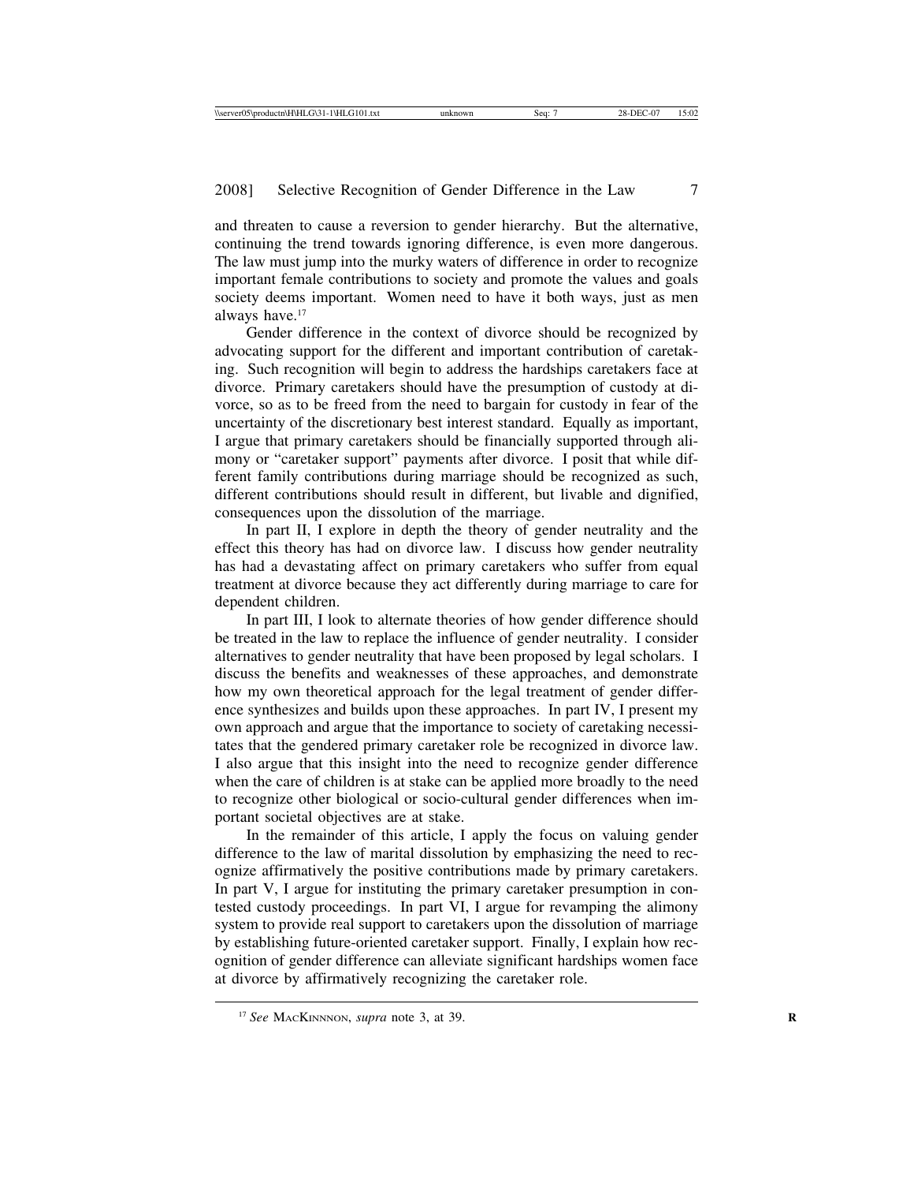and threaten to cause a reversion to gender hierarchy. But the alternative, continuing the trend towards ignoring difference, is even more dangerous. The law must jump into the murky waters of difference in order to recognize important female contributions to society and promote the values and goals society deems important. Women need to have it both ways, just as men always have.[17]

Gender difference in the context of divorce should be recognized by advocating support for the different and important contribution of caretaking. Such recognition will begin to address the hardships caretakers face at divorce. Primary caretakers should have the presumption of custody at divorce, so as to be freed from the need to bargain for custody in fear of the uncertainty of the discretionary best interest standard. Equally as important, I argue that primary caretakers should be financially supported through alimony or "caretaker support" payments after divorce. I posit that while different family contributions during marriage should be recognized as such, different contributions should result in different, but livable and dignified, consequences upon the dissolution of the marriage.

In part II, I explore in depth the theory of gender neutrality and the effect this theory has had on divorce law. I discuss how gender neutrality has had a devastating affect on primary caretakers who suffer from equal treatment at divorce because they act differently during marriage to care for dependent children.

In part III, I look to alternate theories of how gender difference should be treated in the law to replace the influence of gender neutrality. I consider alternatives to gender neutrality that have been proposed by legal scholars. I discuss the benefits and weaknesses of these approaches, and demonstrate how my own theoretical approach for the legal treatment of gender difference synthesizes and builds upon these approaches. In part IV, I present my own approach and argue that the importance to society of caretaking necessitates that the gendered primary caretaker role be recognized in divorce law. I also argue that this insight into the need to recognize gender difference when the care of children is at stake can be applied more broadly to the need to recognize other biological or socio-cultural gender differences when important societal objectives are at stake.

In the remainder of this article, I apply the focus on valuing gender difference to the law of marital dissolution by emphasizing the need to recognize affirmatively the positive contributions made by primary caretakers. In part V, I argue for instituting the primary caretaker presumption in contested custody proceedings. In part VI, I argue for revamping the alimony system to provide real support to caretakers upon the dissolution of marriage by establishing future-oriented caretaker support. Finally, I explain how recognition of gender difference can alleviate significant hardships women face at divorce by affirmatively recognizing the caretaker role.

---

[17] *See* MacKinnnon, *supra* note 3, at 39.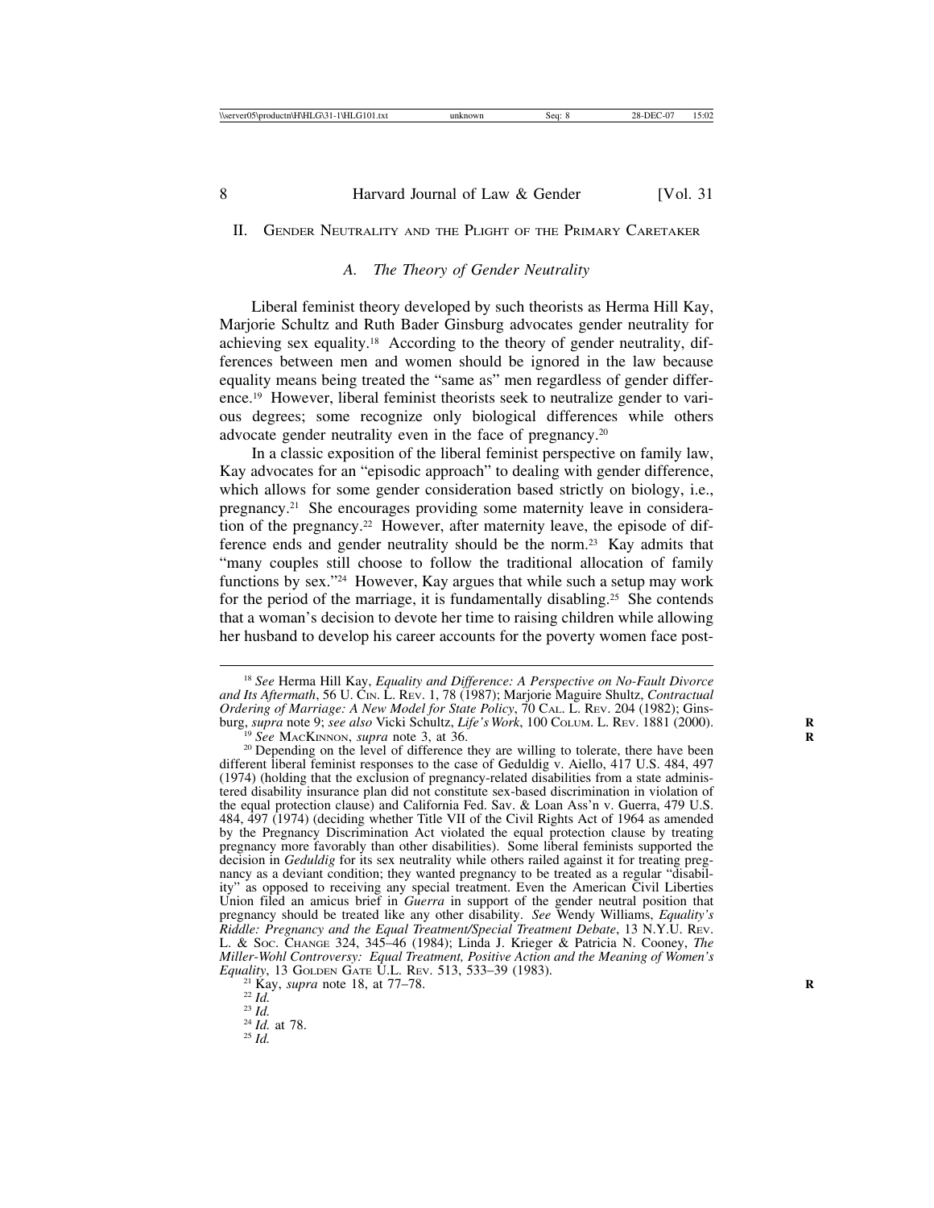## II. Gender Neutrality and the Plight of the Primary Caretaker

### *A. The Theory of Gender Neutrality*

Liberal feminist theory developed by such theorists as Herma Hill Kay, Marjorie Schultz and Ruth Bader Ginsburg advocates gender neutrality for achieving sex equality.[18] According to the theory of gender neutrality, differences between men and women should be ignored in the law because equality means being treated the "same as" men regardless of gender difference.[19] However, liberal feminist theorists seek to neutralize gender to various degrees; some recognize only biological differences while others advocate gender neutrality even in the face of pregnancy.[20]

In a classic exposition of the liberal feminist perspective on family law, Kay advocates for an "episodic approach" to dealing with gender difference, which allows for some gender consideration based strictly on biology, i.e., pregnancy.[21] She encourages providing some maternity leave in consideration of the pregnancy.[22] However, after maternity leave, the episode of difference ends and gender neutrality should be the norm.[23] Kay admits that "many couples still choose to follow the traditional allocation of family functions by sex."[24] However, Kay argues that while such a setup may work for the period of the marriage, it is fundamentally disabling.[25] She contends that a woman's decision to devote her time to raising children while allowing her husband to develop his career accounts for the poverty women face post-

---

[18] *See* Herma Hill Kay, *Equality and Difference: A Perspective on No-Fault Divorce and Its Aftermath*, 56 U. Cin. L. Rev. 1, 78 (1987); Marjorie Maguire Shultz, *Contractual Ordering of Marriage: A New Model for State Policy*, 70 Cal. L. Rev. 204 (1982); Ginsburg, *supra* note 9; *see also* Vicki Schultz, *Life's Work*, 100 Colum. L. Rev. 1881 (2000).

[19] *See* MacKinnon, *supra* note 3, at 36.

[20] Depending on the level of difference they are willing to tolerate, there have been different liberal feminist responses to the case of Geduldig v. Aiello, 417 U.S. 484, 497 (1974) (holding that the exclusion of pregnancy-related disabilities from a state administered disability insurance plan did not constitute sex-based discrimination in violation of the equal protection clause) and California Fed. Sav. & Loan Ass'n v. Guerra, 479 U.S. 484, 497 (1974) (deciding whether Title VII of the Civil Rights Act of 1964 as amended by the Pregnancy Discrimination Act violated the equal protection clause by treating pregnancy more favorably than other disabilities). Some liberal feminists supported the decision in *Geduldig* for its sex neutrality while others railed against it for treating pregnancy as a deviant condition; they wanted pregnancy to be treated as a regular "disability" as opposed to receiving any special treatment. Even the American Civil Liberties Union filed an amicus brief in *Guerra* in support of the gender neutral position that pregnancy should be treated like any other disability. *See* Wendy Williams, *Equality's Riddle: Pregnancy and the Equal Treatment/Special Treatment Debate*, 13 N.Y.U. Rev. L. & Soc. Change 324, 345–46 (1984); Linda J. Krieger & Patricia N. Cooney, *The Miller-Wohl Controversy: Equal Treatment, Positive Action and the Meaning of Women's Equality*, 13 Golden Gate U.L. Rev. 513, 533–39 (1983).

[21] Kay, *supra* note 18, at 77–78.

[22] *Id.*

[23] *Id.*

[24] *Id.* at 78.

[25] *Id.*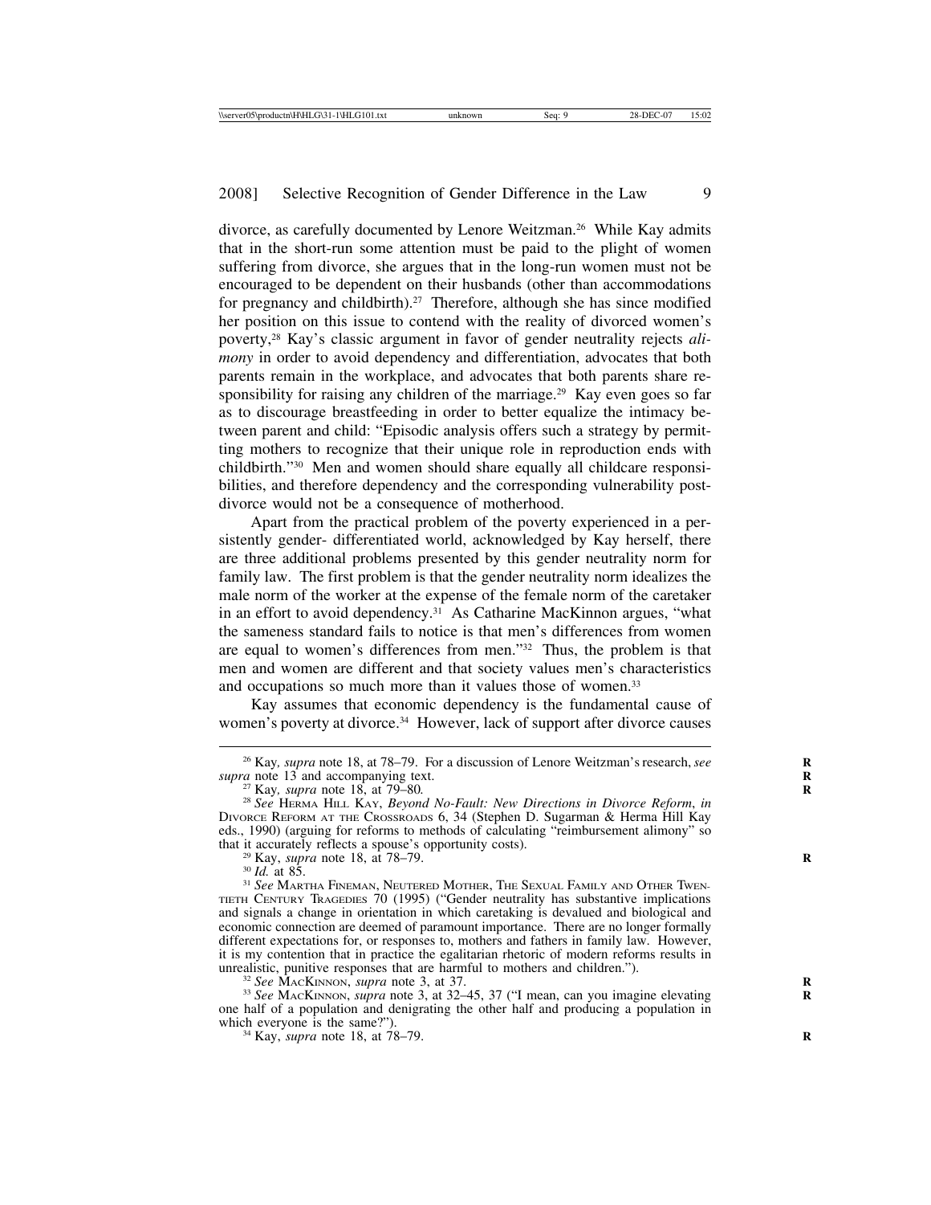divorce, as carefully documented by Lenore Weitzman.[26] While Kay admits that in the short-run some attention must be paid to the plight of women suffering from divorce, she argues that in the long-run women must not be encouraged to be dependent on their husbands (other than accommodations for pregnancy and childbirth).[27] Therefore, although she has since modified her position on this issue to contend with the reality of divorced women's poverty,[28] Kay's classic argument in favor of gender neutrality rejects *alimony* in order to avoid dependency and differentiation, advocates that both parents remain in the workplace, and advocates that both parents share responsibility for raising any children of the marriage.[29] Kay even goes so far as to discourage breastfeeding in order to better equalize the intimacy between parent and child: "Episodic analysis offers such a strategy by permitting mothers to recognize that their unique role in reproduction ends with childbirth."[30] Men and women should share equally all childcare responsibilities, and therefore dependency and the corresponding vulnerability post-divorce would not be a consequence of motherhood.

Apart from the practical problem of the poverty experienced in a persistently gender- differentiated world, acknowledged by Kay herself, there are three additional problems presented by this gender neutrality norm for family law. The first problem is that the gender neutrality norm idealizes the male norm of the worker at the expense of the female norm of the caretaker in an effort to avoid dependency.[31] As Catharine MacKinnon argues, "what the sameness standard fails to notice is that men's differences from women are equal to women's differences from men."[32] Thus, the problem is that men and women are different and that society values men's characteristics and occupations so much more than it values those of women.[33]

Kay assumes that economic dependency is the fundamental cause of women's poverty at divorce.[34] However, lack of support after divorce causes

---

[26] Kay*, supra* note 18, at 78–79. For a discussion of Lenore Weitzman's research, *see supra* note 13 and accompanying text.

[27] Kay*, supra* note 18, at 79–80*.*

[28] *See* Herma Hill Kay, *Beyond No-Fault: New Directions in Divorce Reform*, *in* Divorce Reform at the Crossroads 6, 34 (Stephen D. Sugarman & Herma Hill Kay eds., 1990) (arguing for reforms to methods of calculating "reimbursement alimony" so that it accurately reflects a spouse's opportunity costs).

[29] Kay, *supra* note 18, at 78–79.

[30] *Id.* at 85.

[31] *See* Martha Fineman, Neutered Mother, The Sexual Family and Other Twentieth Century Tragedies 70 (1995) ("Gender neutrality has substantive implications and signals a change in orientation in which caretaking is devalued and biological and economic connection are deemed of paramount importance. There are no longer formally different expectations for, or responses to, mothers and fathers in family law. However, it is my contention that in practice the egalitarian rhetoric of modern reforms results in unrealistic, punitive responses that are harmful to mothers and children.").

[32] *See* MacKinnon, *supra* note 3, at 37.

[33] *See* MacKinnon, *supra* note 3, at 32–45, 37 ("I mean, can you imagine elevating one half of a population and denigrating the other half and producing a population in which everyone is the same?").

[34] Kay, *supra* note 18, at 78–79.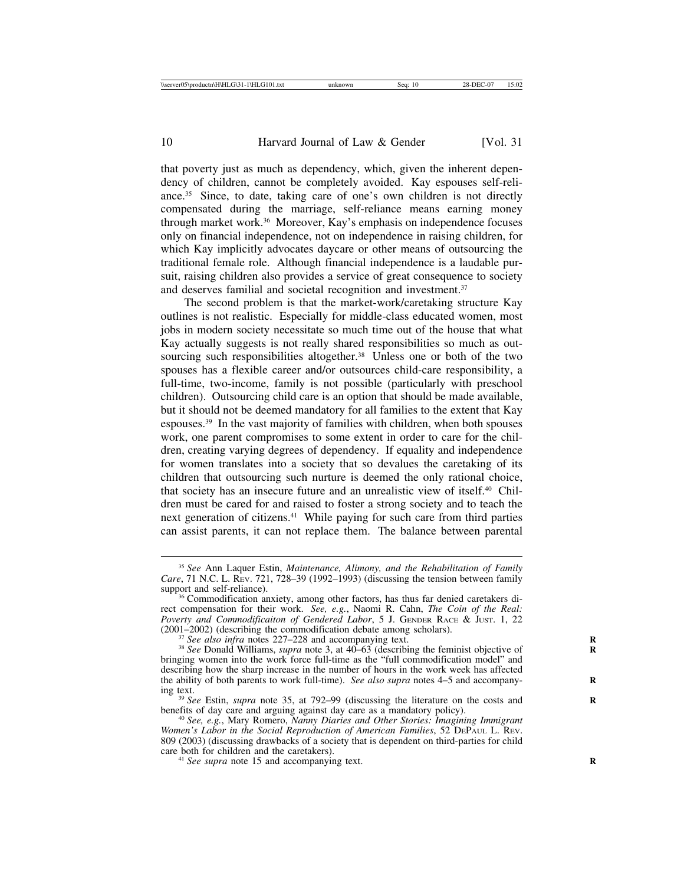that poverty just as much as dependency, which, given the inherent dependency of children, cannot be completely avoided. Kay espouses self-reliance.[35] Since, to date, taking care of one's own children is not directly compensated during the marriage, self-reliance means earning money through market work.[36] Moreover, Kay's emphasis on independence focuses only on financial independence, not on independence in raising children, for which Kay implicitly advocates daycare or other means of outsourcing the traditional female role. Although financial independence is a laudable pursuit, raising children also provides a service of great consequence to society and deserves familial and societal recognition and investment.[37]

The second problem is that the market-work/caretaking structure Kay outlines is not realistic. Especially for middle-class educated women, most jobs in modern society necessitate so much time out of the house that what Kay actually suggests is not really shared responsibilities so much as outsourcing such responsibilities altogether.[38] Unless one or both of the two spouses has a flexible career and/or outsources child-care responsibility, a full-time, two-income, family is not possible (particularly with preschool children). Outsourcing child care is an option that should be made available, but it should not be deemed mandatory for all families to the extent that Kay espouses.[39] In the vast majority of families with children, when both spouses work, one parent compromises to some extent in order to care for the children, creating varying degrees of dependency. If equality and independence for women translates into a society that so devalues the caretaking of its children that outsourcing such nurture is deemed the only rational choice, that society has an insecure future and an unrealistic view of itself.[40] Children must be cared for and raised to foster a strong society and to teach the next generation of citizens.[41] While paying for such care from third parties can assist parents, it can not replace them. The balance between parental

---

[35] *See* Ann Laquer Estin, *Maintenance, Alimony, and the Rehabilitation of Family Care*, 71 N.C. L. REV. 721, 728–39 (1992–1993) (discussing the tension between family support and self-reliance).

[36] Commodification anxiety, among other factors, has thus far denied caretakers direct compensation for their work. *See, e.g.*, Naomi R. Cahn, *The Coin of the Real: Poverty and Commodificaiton of Gendered Labor*, 5 J. GENDER RACE & JUST. 1, 22 (2001–2002) (describing the commodification debate among scholars).

[37] *See also infra* notes 227–228 and accompanying text.

[38] *See* Donald Williams, *supra* note 3, at 40–63 (describing the feminist objective of bringing women into the work force full-time as the "full commodification model" and describing how the sharp increase in the number of hours in the work week has affected the ability of both parents to work full-time). *See also supra* notes 4–5 and accompanying text.

[39] *See* Estin, *supra* note 35, at 792–99 (discussing the literature on the costs and benefits of day care and arguing against day care as a mandatory policy).

[40] *See, e.g.*, Mary Romero, *Nanny Diaries and Other Stories: Imagining Immigrant Women's Labor in the Social Reproduction of American Families*, 52 DEPAUL L. REV. 809 (2003) (discussing drawbacks of a society that is dependent on third-parties for child care both for children and the caretakers).

[41] *See supra* note 15 and accompanying text.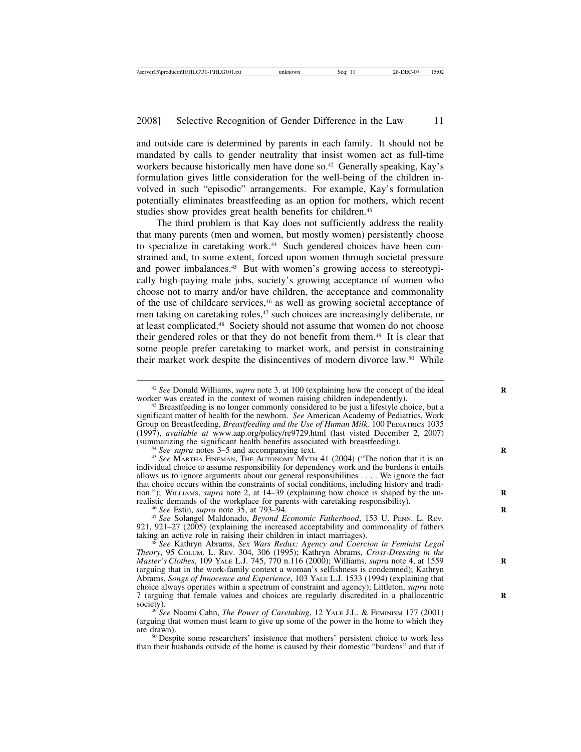and outside care is determined by parents in each family. It should not be mandated by calls to gender neutrality that insist women act as full-time workers because historically men have done so.[42] Generally speaking, Kay's formulation gives little consideration for the well-being of the children involved in such "episodic" arrangements. For example, Kay's formulation potentially eliminates breastfeeding as an option for mothers, which recent studies show provides great health benefits for children.[43]

The third problem is that Kay does not sufficiently address the reality that many parents (men and women, but mostly women) persistently choose to specialize in caretaking work.[44] Such gendered choices have been constrained and, to some extent, forced upon women through societal pressure and power imbalances.[45] But with women's growing access to stereotypically high-paying male jobs, society's growing acceptance of women who choose not to marry and/or have children, the acceptance and commonality of the use of childcare services,[46] as well as growing societal acceptance of men taking on caretaking roles,[47] such choices are increasingly deliberate, or at least complicated.[48] Society should not assume that women do not choose their gendered roles or that they do not benefit from them.[49] It is clear that some people prefer caretaking to market work, and persist in constraining their market work despite the disincentives of modern divorce law.[50] While

---

[42] *See* Donald Williams, *supra* note 3, at 100 (explaining how the concept of the ideal worker was created in the context of women raising children independently).

[43] Breastfeeding is no longer commonly considered to be just a lifestyle choice, but a significant matter of health for the newborn. *See* American Academy of Pediatrics, Work Group on Breastfeeding, *Breastfeeding and the Use of Human Milk,* 100 PEDIATRICS 1035 (1997), *available at* www.aap.org/policy/re9729.html (last visted December 2, 2007) (summarizing the significant health benefits associated with breastfeeding).

[44] *See supra* notes 3–5 and accompanying text.

[45] *See* MARTHA FINEMAN, THE AUTONOMY MYTH 41 (2004) ("The notion that it is an individual choice to assume responsibility for dependency work and the burdens it entails allows us to ignore arguments about our general responsibilities . . . . We ignore the fact that choice occurs within the constraints of social conditions, including history and tradition."); WILLIAMS, *supra* note 2, at 14–39 (explaining how choice is shaped by the unrealistic demands of the workplace for parents with caretaking responsibility).

[46] *See* Estin, *supra* note 35, at 793–94.

[47] *See* Solangel Maldonado, *Beyond Economic Fatherhood*, 153 U. PENN. L. REV. 921, 921–27 (2005) (explaining the increased acceptability and commonality of fathers taking an active role in raising their children in intact marriages).

[48] *See* Kathryn Abrams, *Sex Wars Redux: Agency and Coercion in Feminist Legal Theory*, 95 COLUM. L. REV. 304, 306 (1995); Kathryn Abrams, *Cross-Dressing in the Master's Clothes*, 109 YALE L.J. 745, 770 n.116 (2000); Williams*, supra* note 4, at 1559 (arguing that in the work-family context a woman's selfishness is condemned); Kathryn Abrams, *Songs of Innocence and Experience*, 103 YALE L.J. 1533 (1994) (explaining that choice always operates within a spectrum of constraint and agency); Littleton, *supra* note 7 (arguing that female values and choices are regularly discredited in a phallocentric society).

[49] *See* Naomi Cahn, *The Power of Caretaking*, 12 YALE J.L. & FEMINISM 177 (2001) (arguing that women must learn to give up some of the power in the home to which they are drawn).

[50] Despite some researchers' insistence that mothers' persistent choice to work less than their husbands outside of the home is caused by their domestic "burdens" and that if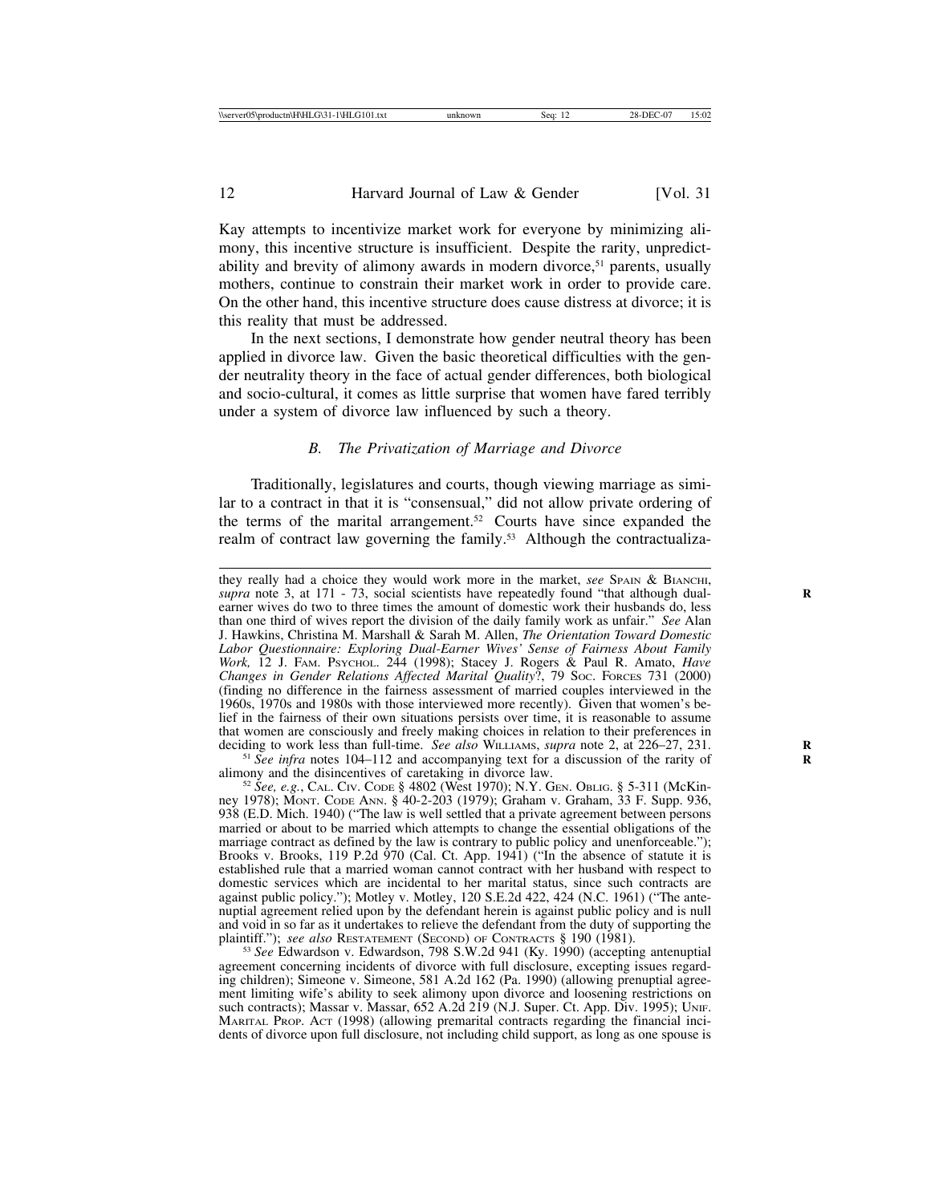Kay attempts to incentivize market work for everyone by minimizing alimony, this incentive structure is insufficient. Despite the rarity, unpredictability and brevity of alimony awards in modern divorce,[51] parents, usually mothers, continue to constrain their market work in order to provide care. On the other hand, this incentive structure does cause distress at divorce; it is this reality that must be addressed.

In the next sections, I demonstrate how gender neutral theory has been applied in divorce law. Given the basic theoretical difficulties with the gender neutrality theory in the face of actual gender differences, both biological and socio-cultural, it comes as little surprise that women have fared terribly under a system of divorce law influenced by such a theory.

### *B. The Privatization of Marriage and Divorce*

Traditionally, legislatures and courts, though viewing marriage as similar to a contract in that it is "consensual," did not allow private ordering of the terms of the marital arrangement.[52] Courts have since expanded the realm of contract law governing the family.[53] Although the contractualiza-

---

they really had a choice they would work more in the market, *see* Spain & Bianchi, *supra* note 3, at 171 - 73, social scientists have repeatedly found "that although dual-earner wives do two to three times the amount of domestic work their husbands do, less than one third of wives report the division of the daily family work as unfair." *See* Alan J. Hawkins, Christina M. Marshall & Sarah M. Allen, *The Orientation Toward Domestic Labor Questionnaire: Exploring Dual-Earner Wives' Sense of Fairness About Family Work,* 12 J. Fam. Psychol. 244 (1998); Stacey J. Rogers & Paul R. Amato, *Have Changes in Gender Relations Affected Marital Quality*?, 79 Soc. Forces 731 (2000) (finding no difference in the fairness assessment of married couples interviewed in the 1960s, 1970s and 1980s with those interviewed more recently). Given that women's belief in the fairness of their own situations persists over time, it is reasonable to assume that women are consciously and freely making choices in relation to their preferences in deciding to work less than full-time. *See also* Williams, *supra* note 2, at 226–27, 231.

[51] *See infra* notes 104–112 and accompanying text for a discussion of the rarity of alimony and the disincentives of caretaking in divorce law.

[52] *See, e.g.*, Cal. Civ. Code § 4802 (West 1970); N.Y. Gen. Oblig. § 5-311 (McKinney 1978); Mont. Code Ann. § 40-2-203 (1979); Graham v. Graham, 33 F. Supp. 936, 938 (E.D. Mich. 1940) ("The law is well settled that a private agreement between persons married or about to be married which attempts to change the essential obligations of the marriage contract as defined by the law is contrary to public policy and unenforceable."); Brooks v. Brooks, 119 P.2d 970 (Cal. Ct. App. 1941) ("In the absence of statute it is established rule that a married woman cannot contract with her husband with respect to domestic services which are incidental to her marital status, since such contracts are against public policy."); Motley v. Motley, 120 S.E.2d 422, 424 (N.C. 1961) ("The antenuptial agreement relied upon by the defendant herein is against public policy and is null and void in so far as it undertakes to relieve the defendant from the duty of supporting the plaintiff."); *see also* Restatement (Second) of Contracts § 190 (1981).

[53] *See* Edwardson v. Edwardson, 798 S.W.2d 941 (Ky. 1990) (accepting antenuptial agreement concerning incidents of divorce with full disclosure, excepting issues regarding children); Simeone v. Simeone, 581 A.2d 162 (Pa. 1990) (allowing prenuptial agreement limiting wife's ability to seek alimony upon divorce and loosening restrictions on such contracts); Massar v. Massar, 652 A.2d 219 (N.J. Super. Ct. App. Div. 1995); Unif. Marital Prop. Act (1998) (allowing premarital contracts regarding the financial incidents of divorce upon full disclosure, not including child support, as long as one spouse is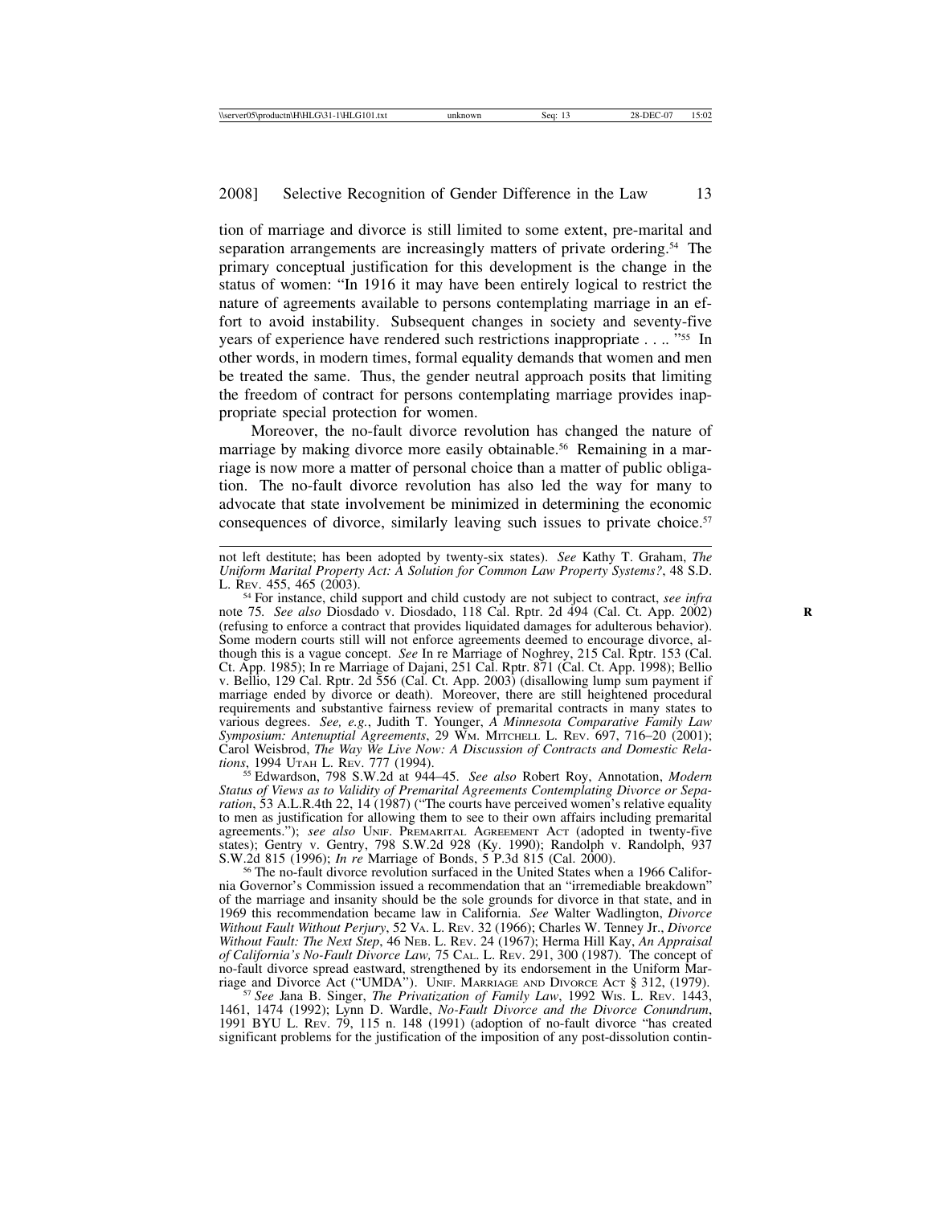tion of marriage and divorce is still limited to some extent, pre-marital and separation arrangements are increasingly matters of private ordering.[54] The primary conceptual justification for this development is the change in the status of women: "In 1916 it may have been entirely logical to restrict the nature of agreements available to persons contemplating marriage in an effort to avoid instability. Subsequent changes in society and seventy-five years of experience have rendered such restrictions inappropriate . . .. "[55] In other words, in modern times, formal equality demands that women and men be treated the same. Thus, the gender neutral approach posits that limiting the freedom of contract for persons contemplating marriage provides inappropriate special protection for women.

Moreover, the no-fault divorce revolution has changed the nature of marriage by making divorce more easily obtainable.[56] Remaining in a marriage is now more a matter of personal choice than a matter of public obligation. The no-fault divorce revolution has also led the way for many to advocate that state involvement be minimized in determining the economic consequences of divorce, similarly leaving such issues to private choice.[57]

---

not left destitute; has been adopted by twenty-six states). *See* Kathy T. Graham, *The Uniform Marital Property Act: A Solution for Common Law Property Systems?*, 48 S.D. L. REV. 455, 465 (2003).

[54] For instance, child support and child custody are not subject to contract, *see infra* note 75. *See also* Diosdado v. Diosdado, 118 Cal. Rptr. 2d 494 (Cal. Ct. App. 2002) (refusing to enforce a contract that provides liquidated damages for adulterous behavior). Some modern courts still will not enforce agreements deemed to encourage divorce, although this is a vague concept. *See* In re Marriage of Noghrey, 215 Cal. Rptr. 153 (Cal. Ct. App. 1985); In re Marriage of Dajani, 251 Cal. Rptr. 871 (Cal. Ct. App. 1998); Bellio v. Bellio, 129 Cal. Rptr. 2d 556 (Cal. Ct. App. 2003) (disallowing lump sum payment if marriage ended by divorce or death). Moreover, there are still heightened procedural requirements and substantive fairness review of premarital contracts in many states to various degrees. *See, e.g.*, Judith T. Younger, *A Minnesota Comparative Family Law Symposium: Antenuptial Agreements*, 29 WM. MITCHELL L. REV. 697, 716–20 (2001); Carol Weisbrod, *The Way We Live Now: A Discussion of Contracts and Domestic Relations*, 1994 UTAH L. REV. 777 (1994).

[55] Edwardson, 798 S.W.2d at 944–45. *See also* Robert Roy, Annotation, *Modern Status of Views as to Validity of Premarital Agreements Contemplating Divorce or Separation*, 53 A.L.R.4th 22, 14 (1987) ("The courts have perceived women's relative equality to men as justification for allowing them to see to their own affairs including premarital agreements."); *see also* UNIF. PREMARITAL AGREEMENT ACT (adopted in twenty-five states); Gentry v. Gentry, 798 S.W.2d 928 (Ky. 1990); Randolph v. Randolph, 937 S.W.2d 815 (1996); *In re* Marriage of Bonds, 5 P.3d 815 (Cal. 2000).

[56] The no-fault divorce revolution surfaced in the United States when a 1966 California Governor's Commission issued a recommendation that an "irremediable breakdown" of the marriage and insanity should be the sole grounds for divorce in that state, and in 1969 this recommendation became law in California. *See* Walter Wadlington, *Divorce Without Fault Without Perjury*, 52 VA. L. REV. 32 (1966); Charles W. Tenney Jr., *Divorce Without Fault: The Next Step*, 46 NEB. L. REV. 24 (1967); Herma Hill Kay, *An Appraisal of California's No-Fault Divorce Law,* 75 CAL. L. REV. 291, 300 (1987). The concept of no-fault divorce spread eastward, strengthened by its endorsement in the Uniform Marriage and Divorce Act ("UMDA"). UNIF. MARRIAGE AND DIVORCE ACT § 312, (1979).

[57] *See* Jana B. Singer, *The Privatization of Family Law*, 1992 WIS. L. REV. 1443, 1461, 1474 (1992); Lynn D. Wardle, *No-Fault Divorce and the Divorce Conundrum*, 1991 BYU L. REV. 79, 115 n. 148 (1991) (adoption of no-fault divorce "has created significant problems for the justification of the imposition of any post-dissolution contin-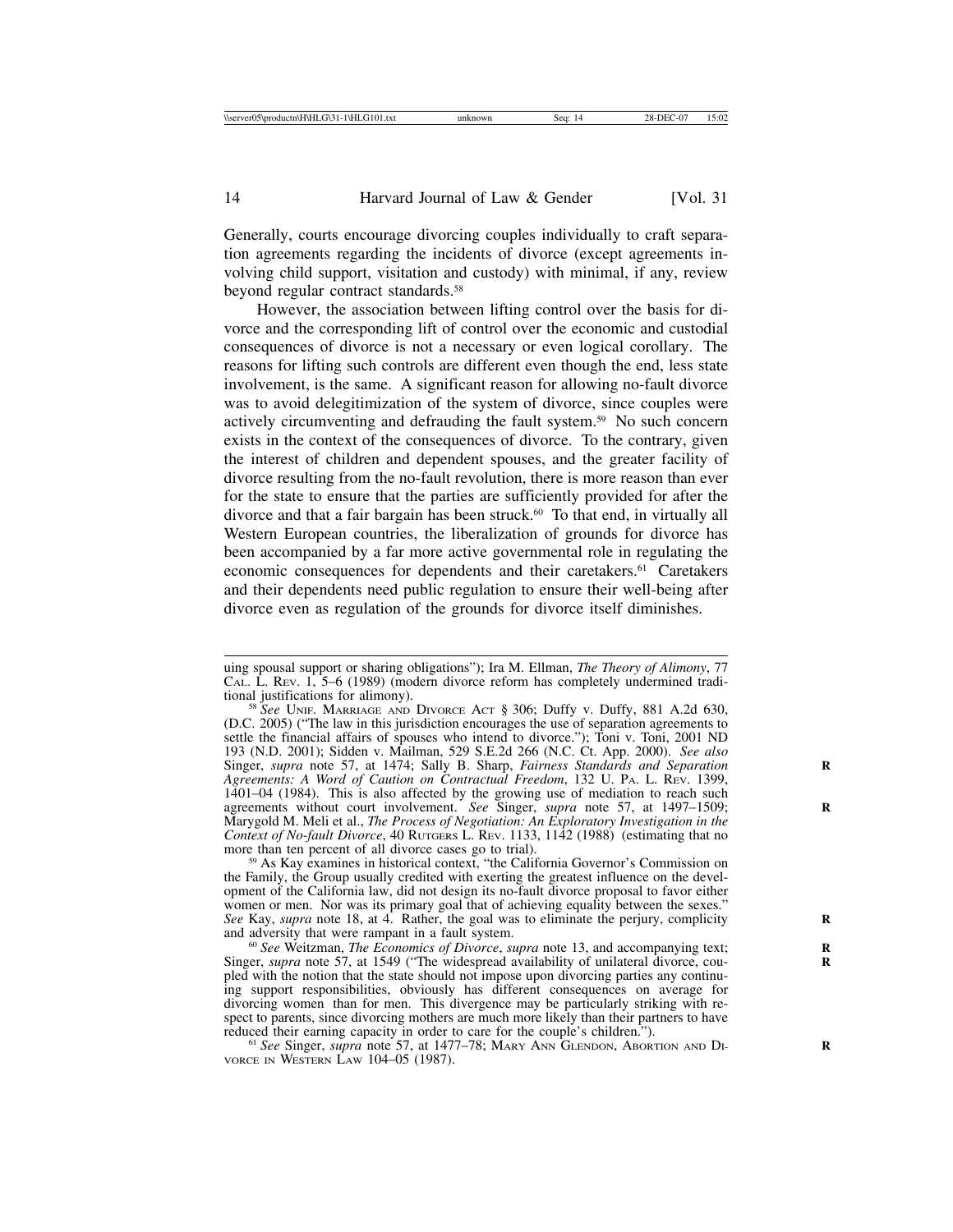Generally, courts encourage divorcing couples individually to craft separation agreements regarding the incidents of divorce (except agreements involving child support, visitation and custody) with minimal, if any, review beyond regular contract standards.[58]

However, the association between lifting control over the basis for divorce and the corresponding lift of control over the economic and custodial consequences of divorce is not a necessary or even logical corollary. The reasons for lifting such controls are different even though the end, less state involvement, is the same. A significant reason for allowing no-fault divorce was to avoid delegitimization of the system of divorce, since couples were actively circumventing and defrauding the fault system.[59] No such concern exists in the context of the consequences of divorce. To the contrary, given the interest of children and dependent spouses, and the greater facility of divorce resulting from the no-fault revolution, there is more reason than ever for the state to ensure that the parties are sufficiently provided for after the divorce and that a fair bargain has been struck.[60] To that end, in virtually all Western European countries, the liberalization of grounds for divorce has been accompanied by a far more active governmental role in regulating the economic consequences for dependents and their caretakers.[61] Caretakers and their dependents need public regulation to ensure their well-being after divorce even as regulation of the grounds for divorce itself diminishes.

---

uing spousal support or sharing obligations"); Ira M. Ellman, *The Theory of Alimony*, 77 CAL. L. REV. 1, 5–6 (1989) (modern divorce reform has completely undermined traditional justifications for alimony).

[58] *See* UNIF. MARRIAGE AND DIVORCE ACT § 306; Duffy v. Duffy, 881 A.2d 630, (D.C. 2005) ("The law in this jurisdiction encourages the use of separation agreements to settle the financial affairs of spouses who intend to divorce."); Toni v. Toni, 2001 ND 193 (N.D. 2001); Sidden v. Mailman, 529 S.E.2d 266 (N.C. Ct. App. 2000). *See also* Singer, *supra* note 57, at 1474; Sally B. Sharp, *Fairness Standards and Separation Agreements: A Word of Caution on Contractual Freedom*, 132 U. PA. L. REV. 1399, 1401–04 (1984). This is also affected by the growing use of mediation to reach such agreements without court involvement. *See* Singer, *supra* note 57, at 1497–1509; Marygold M. Meli et al., *The Process of Negotiation: An Exploratory Investigation in the Context of No-fault Divorce*, 40 RUTGERS L. REV. 1133, 1142 (1988) (estimating that no more than ten percent of all divorce cases go to trial).

[59] As Kay examines in historical context, "the California Governor's Commission on the Family, the Group usually credited with exerting the greatest influence on the development of the California law, did not design its no-fault divorce proposal to favor either women or men. Nor was its primary goal that of achieving equality between the sexes." *See* Kay, *supra* note 18, at 4. Rather, the goal was to eliminate the perjury, complicity and adversity that were rampant in a fault system.

[60] *See* Weitzman, *The Economics of Divorce*, *supra* note 13, and accompanying text; Singer, *supra* note 57, at 1549 ("The widespread availability of unilateral divorce, coupled with the notion that the state should not impose upon divorcing parties any continuing support responsibilities, obviously has different consequences on average for divorcing women than for men. This divergence may be particularly striking with respect to parents, since divorcing mothers are much more likely than their partners to have reduced their earning capacity in order to care for the couple's children.").

[61] *See* Singer, *supra* note 57, at 1477–78; MARY ANN GLENDON, ABORTION AND DIVORCE IN WESTERN LAW 104–05 (1987).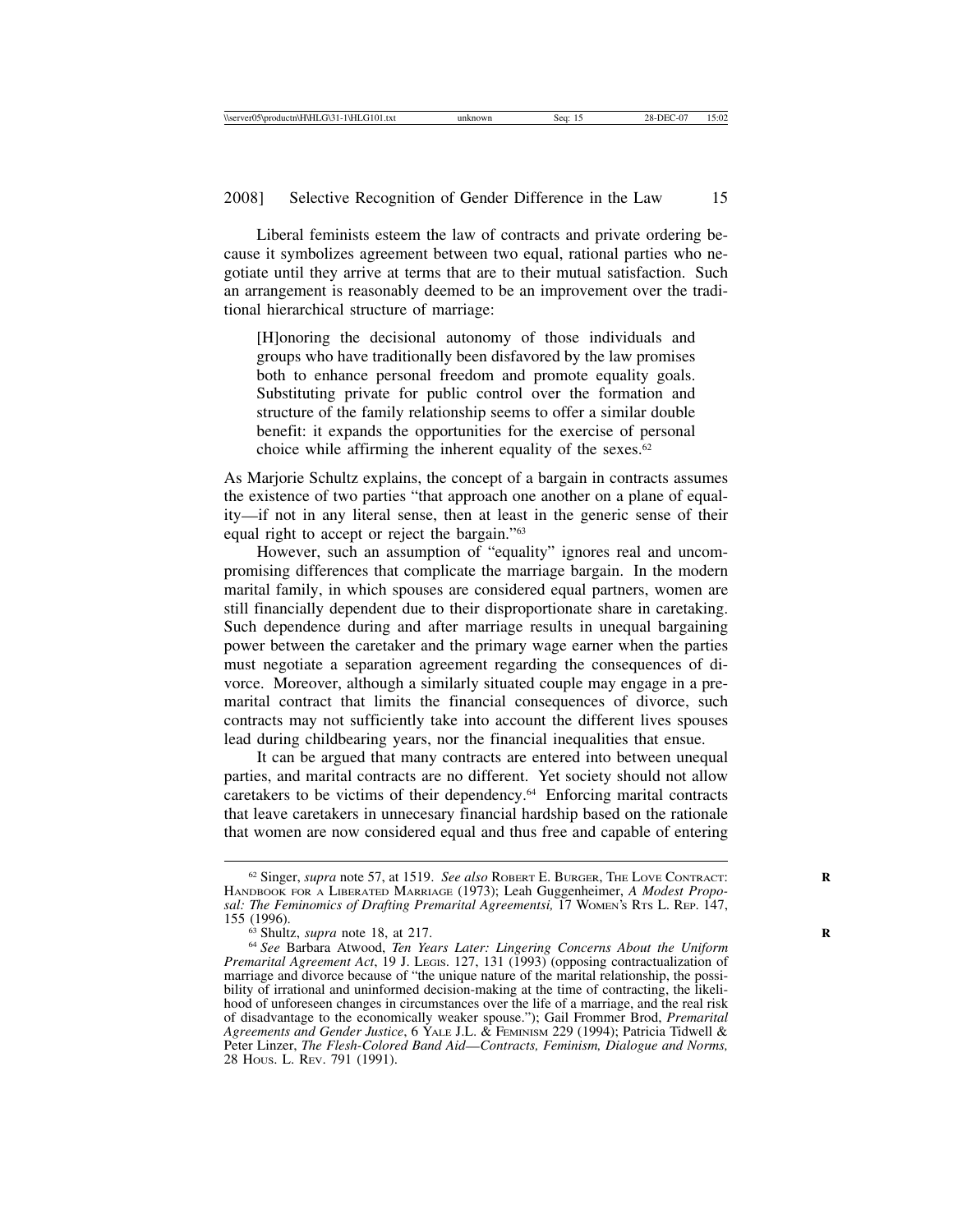Liberal feminists esteem the law of contracts and private ordering because it symbolizes agreement between two equal, rational parties who negotiate until they arrive at terms that are to their mutual satisfaction. Such an arrangement is reasonably deemed to be an improvement over the traditional hierarchical structure of marriage:

> [H]onoring the decisional autonomy of those individuals and groups who have traditionally been disfavored by the law promises both to enhance personal freedom and promote equality goals. Substituting private for public control over the formation and structure of the family relationship seems to offer a similar double benefit: it expands the opportunities for the exercise of personal choice while affirming the inherent equality of the sexes.[62]

As Marjorie Schultz explains, the concept of a bargain in contracts assumes the existence of two parties "that approach one another on a plane of equality—if not in any literal sense, then at least in the generic sense of their equal right to accept or reject the bargain."[63]

However, such an assumption of "equality" ignores real and uncompromising differences that complicate the marriage bargain. In the modern marital family, in which spouses are considered equal partners, women are still financially dependent due to their disproportionate share in caretaking. Such dependence during and after marriage results in unequal bargaining power between the caretaker and the primary wage earner when the parties must negotiate a separation agreement regarding the consequences of divorce. Moreover, although a similarly situated couple may engage in a premarital contract that limits the financial consequences of divorce, such contracts may not sufficiently take into account the different lives spouses lead during childbearing years, nor the financial inequalities that ensue.

It can be argued that many contracts are entered into between unequal parties, and marital contracts are no different. Yet society should not allow caretakers to be victims of their dependency.[64] Enforcing marital contracts that leave caretakers in unnecesary financial hardship based on the rationale that women are now considered equal and thus free and capable of entering

---

[62] Singer, *supra* note 57, at 1519. *See also* Robert E. Burger, The Love Contract: Handbook for a Liberated Marriage (1973); Leah Guggenheimer, *A Modest Proposal: The Feminomics of Drafting Premarital Agreementsi,* 17 Women's Rts L. Rep. 147, 155 (1996).

[63] Shultz, *supra* note 18, at 217.

[64] *See* Barbara Atwood, *Ten Years Later: Lingering Concerns About the Uniform Premarital Agreement Act*, 19 J. Legis. 127, 131 (1993) (opposing contractualization of marriage and divorce because of "the unique nature of the marital relationship, the possibility of irrational and uninformed decision-making at the time of contracting, the likelihood of unforeseen changes in circumstances over the life of a marriage, and the real risk of disadvantage to the economically weaker spouse."); Gail Frommer Brod, *Premarital Agreements and Gender Justice*, 6 Yale J.L. & Feminism 229 (1994); Patricia Tidwell & Peter Linzer, *The Flesh-Colored Band Aid—Contracts, Feminism, Dialogue and Norms,* 28 Hous. L. Rev. 791 (1991).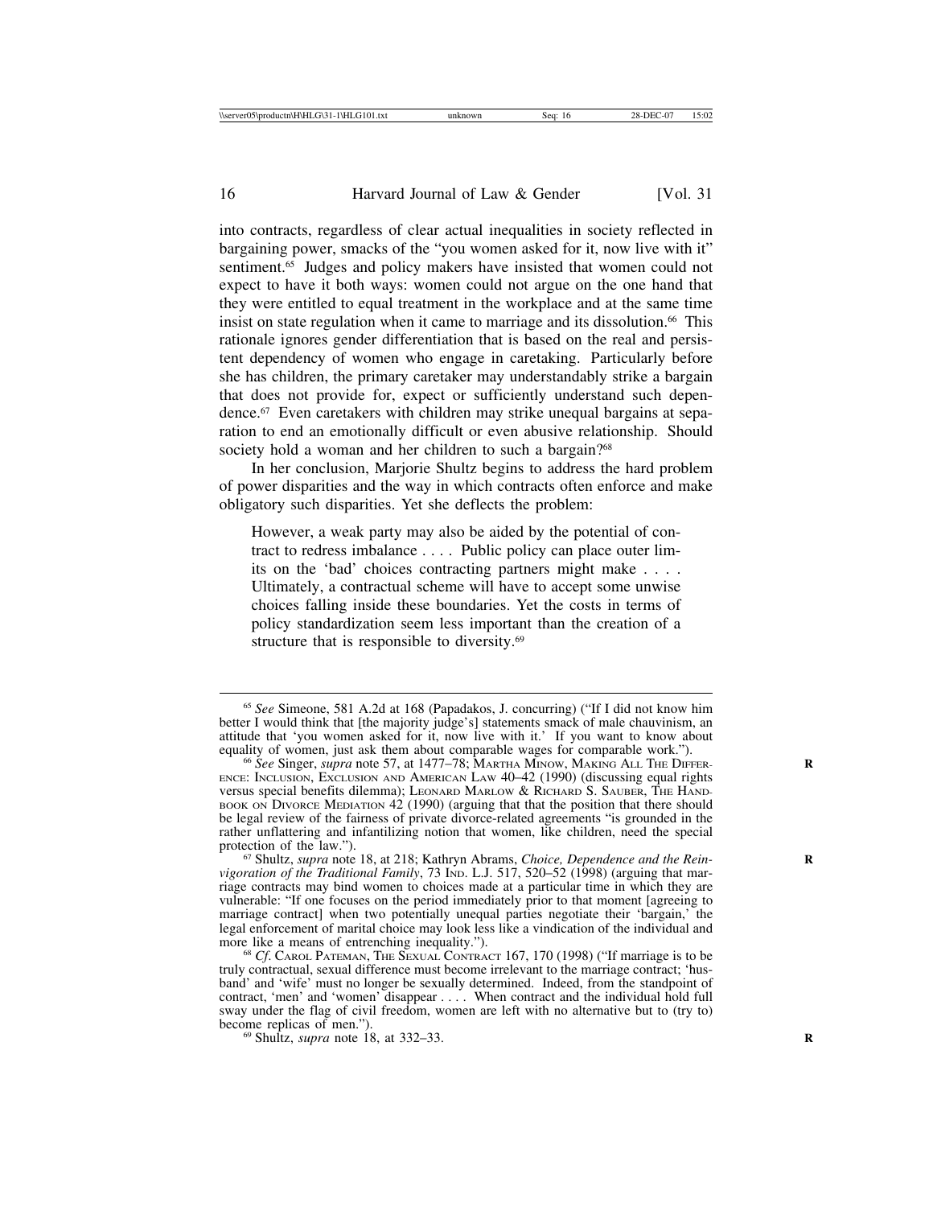into contracts, regardless of clear actual inequalities in society reflected in bargaining power, smacks of the "you women asked for it, now live with it" sentiment.[65] Judges and policy makers have insisted that women could not expect to have it both ways: women could not argue on the one hand that they were entitled to equal treatment in the workplace and at the same time insist on state regulation when it came to marriage and its dissolution.[66] This rationale ignores gender differentiation that is based on the real and persistent dependency of women who engage in caretaking. Particularly before she has children, the primary caretaker may understandably strike a bargain that does not provide for, expect or sufficiently understand such dependence.[67] Even caretakers with children may strike unequal bargains at separation to end an emotionally difficult or even abusive relationship. Should society hold a woman and her children to such a bargain?[68]

In her conclusion, Marjorie Shultz begins to address the hard problem of power disparities and the way in which contracts often enforce and make obligatory such disparities. Yet she deflects the problem:

> However, a weak party may also be aided by the potential of contract to redress imbalance . . . . Public policy can place outer limits on the 'bad' choices contracting partners might make . . . . Ultimately, a contractual scheme will have to accept some unwise choices falling inside these boundaries. Yet the costs in terms of policy standardization seem less important than the creation of a structure that is responsible to diversity.[69]

---

[65] *See* Simeone, 581 A.2d at 168 (Papadakos, J. concurring) ("If I did not know him better I would think that [the majority judge's] statements smack of male chauvinism, an attitude that 'you women asked for it, now live with it.' If you want to know about equality of women, just ask them about comparable wages for comparable work.").

[66] *See* Singer, *supra* note 57, at 1477–78; Martha Minow, Making All The Difference: Inclusion, Exclusion and American Law 40–42 (1990) (discussing equal rights versus special benefits dilemma); Leonard Marlow & Richard S. Sauber, The Handbook on Divorce Mediation 42 (1990) (arguing that that the position that there should be legal review of the fairness of private divorce-related agreements "is grounded in the rather unflattering and infantilizing notion that women, like children, need the special protection of the law.").

[67] Shultz, *supra* note 18, at 218; Kathryn Abrams, *Choice, Dependence and the Reinvigoration of the Traditional Family*, 73 Ind. L.J. 517, 520–52 (1998) (arguing that marriage contracts may bind women to choices made at a particular time in which they are vulnerable: "If one focuses on the period immediately prior to that moment [agreeing to marriage contract] when two potentially unequal parties negotiate their 'bargain,' the legal enforcement of marital choice may look less like a vindication of the individual and more like a means of entrenching inequality.").

[68] *Cf*. Carol Pateman, The Sexual Contract 167, 170 (1998) ("If marriage is to be truly contractual, sexual difference must become irrelevant to the marriage contract; 'husband' and 'wife' must no longer be sexually determined. Indeed, from the standpoint of contract, 'men' and 'women' disappear . . . . When contract and the individual hold full sway under the flag of civil freedom, women are left with no alternative but to (try to) become replicas of men.").

[69] Shultz, *supra* note 18, at 332–33.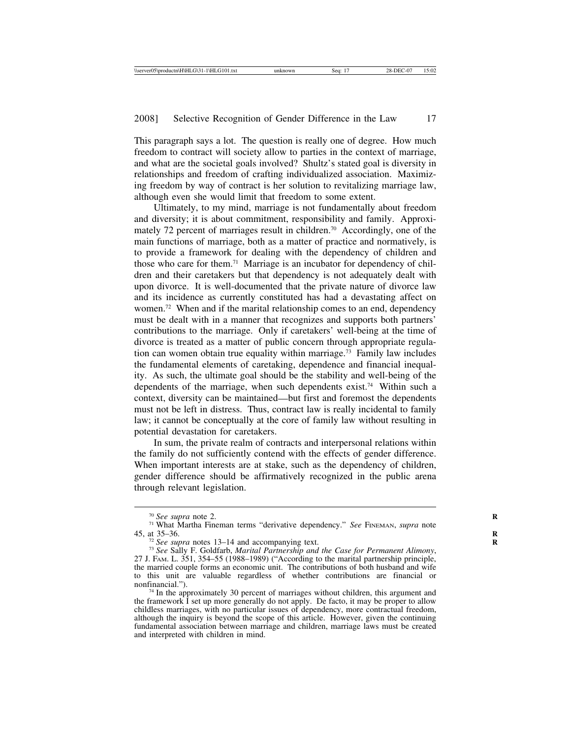This paragraph says a lot. The question is really one of degree. How much freedom to contract will society allow to parties in the context of marriage, and what are the societal goals involved? Shultz's stated goal is diversity in relationships and freedom of crafting individualized association. Maximizing freedom by way of contract is her solution to revitalizing marriage law, although even she would limit that freedom to some extent.

Ultimately, to my mind, marriage is not fundamentally about freedom and diversity; it is about commitment, responsibility and family. Approximately 72 percent of marriages result in children.[70] Accordingly, one of the main functions of marriage, both as a matter of practice and normatively, is to provide a framework for dealing with the dependency of children and those who care for them.[71] Marriage is an incubator for dependency of children and their caretakers but that dependency is not adequately dealt with upon divorce. It is well-documented that the private nature of divorce law and its incidence as currently constituted has had a devastating affect on women.[72] When and if the marital relationship comes to an end, dependency must be dealt with in a manner that recognizes and supports both partners' contributions to the marriage. Only if caretakers' well-being at the time of divorce is treated as a matter of public concern through appropriate regulation can women obtain true equality within marriage.[73] Family law includes the fundamental elements of caretaking, dependence and financial inequality. As such, the ultimate goal should be the stability and well-being of the dependents of the marriage, when such dependents exist.[74] Within such a context, diversity can be maintained—but first and foremost the dependents must not be left in distress. Thus, contract law is really incidental to family law; it cannot be conceptually at the core of family law without resulting in potential devastation for caretakers.

In sum, the private realm of contracts and interpersonal relations within the family do not sufficiently contend with the effects of gender difference. When important interests are at stake, such as the dependency of children, gender difference should be affirmatively recognized in the public arena through relevant legislation.

---

[70] *See supra* note 2.

[71] What Martha Fineman terms "derivative dependency." *See* Fineman, *supra* note 45, at 35–36.

[72] *See supra* notes 13–14 and accompanying text.

[73] *See* Sally F. Goldfarb, *Marital Partnership and the Case for Permanent Alimony*, 27 J. Fam. L. 351, 354–55 (1988–1989) ("According to the marital partnership principle, the married couple forms an economic unit. The contributions of both husband and wife to this unit are valuable regardless of whether contributions are financial or nonfinancial.").

[74] In the approximately 30 percent of marriages without children, this argument and the framework I set up more generally do not apply. De facto, it may be proper to allow childless marriages, with no particular issues of dependency, more contractual freedom, although the inquiry is beyond the scope of this article. However, given the continuing fundamental association between marriage and children, marriage laws must be created and interpreted with children in mind.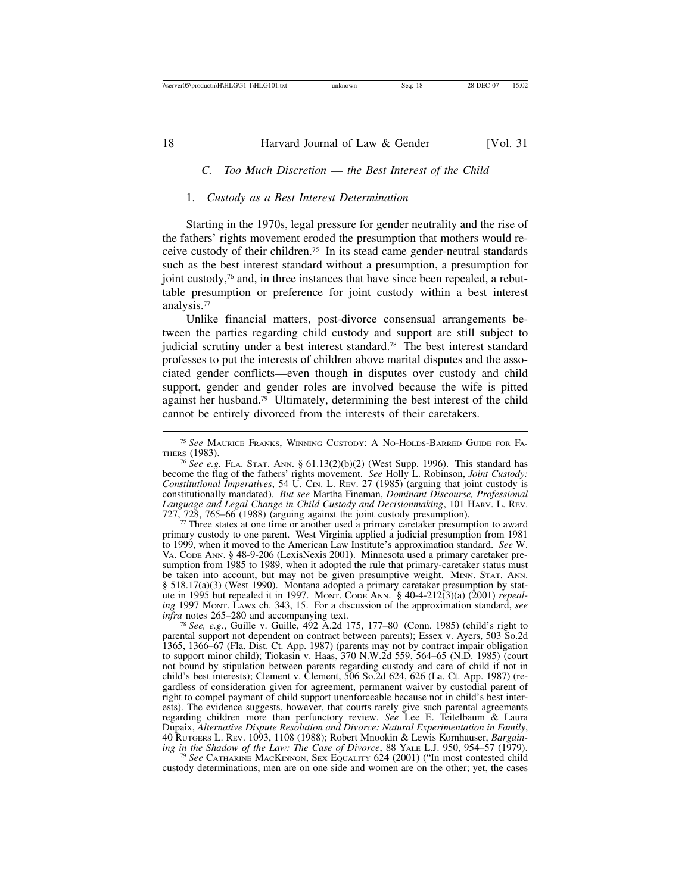### C. *Too Much Discretion — the Best Interest of the Child*

#### 1. *Custody as a Best Interest Determination*

Starting in the 1970s, legal pressure for gender neutrality and the rise of the fathers' rights movement eroded the presumption that mothers would receive custody of their children.[75] In its stead came gender-neutral standards such as the best interest standard without a presumption, a presumption for joint custody,[76] and, in three instances that have since been repealed, a rebuttable presumption or preference for joint custody within a best interest analysis.[77]

Unlike financial matters, post-divorce consensual arrangements between the parties regarding child custody and support are still subject to judicial scrutiny under a best interest standard.[78] The best interest standard professes to put the interests of children above marital disputes and the associated gender conflicts—even though in disputes over custody and child support, gender and gender roles are involved because the wife is pitted against her husband.[79] Ultimately, determining the best interest of the child cannot be entirely divorced from the interests of their caretakers.

---

[75] *See* MAURICE FRANKS, WINNING CUSTODY: A NO-HOLDS-BARRED GUIDE FOR FATHERS (1983).

[76] *See e.g.* FLA. STAT. ANN. § 61.13(2)(b)(2) (West Supp. 1996). This standard has become the flag of the fathers' rights movement. *See* Holly L. Robinson, *Joint Custody: Constitutional Imperatives*, 54 U. CIN. L. REV. 27 (1985) (arguing that joint custody is constitutionally mandated). *But see* Martha Fineman, *Dominant Discourse, Professional Language and Legal Change in Child Custody and Decisionmaking*, 101 HARV. L. REV. 727, 728, 765–66 (1988) (arguing against the joint custody presumption).

[77] Three states at one time or another used a primary caretaker presumption to award primary custody to one parent. West Virginia applied a judicial presumption from 1981 to 1999, when it moved to the American Law Institute's approximation standard. *See* W. VA. CODE ANN. § 48-9-206 (LexisNexis 2001). Minnesota used a primary caretaker presumption from 1985 to 1989, when it adopted the rule that primary-caretaker status must be taken into account, but may not be given presumptive weight. MINN. STAT. ANN. § 518.17(a)(3) (West 1990). Montana adopted a primary caretaker presumption by statute in 1995 but repealed it in 1997. MONT. CODE ANN. § 40-4-212(3)(a) (2001) *repealing* 1997 MONT. LAWS ch. 343, 15. For a discussion of the approximation standard, *see infra* notes 265–280 and accompanying text.

[78] *See, e.g.*, Guille v. Guille, 492 A.2d 175, 177–80 (Conn. 1985) (child's right to parental support not dependent on contract between parents); Essex v. Ayers, 503 So.2d 1365, 1366–67 (Fla. Dist. Ct. App. 1987) (parents may not by contract impair obligation to support minor child); Tiokasin v. Haas, 370 N.W.2d 559, 564–65 (N.D. 1985) (court not bound by stipulation between parents regarding custody and care of child if not in child's best interests); Clement v. Clement, 506 So.2d 624, 626 (La. Ct. App. 1987) (regardless of consideration given for agreement, permanent waiver by custodial parent of right to compel payment of child support unenforceable because not in child's best interests). The evidence suggests, however, that courts rarely give such parental agreements regarding children more than perfunctory review. *See* Lee E. Teitelbaum & Laura Dupaix, *Alternative Dispute Resolution and Divorce: Natural Experimentation in Family*, 40 RUTGERS L. REV. 1093, 1108 (1988); Robert Mnookin & Lewis Kornhauser, *Bargaining in the Shadow of the Law: The Case of Divorce*, 88 YALE L.J. 950, 954–57 (1979).

[79] *See* CATHARINE MACKINNON, SEX EQUALITY 624 (2001) ("In most contested child custody determinations, men are on one side and women are on the other; yet, the cases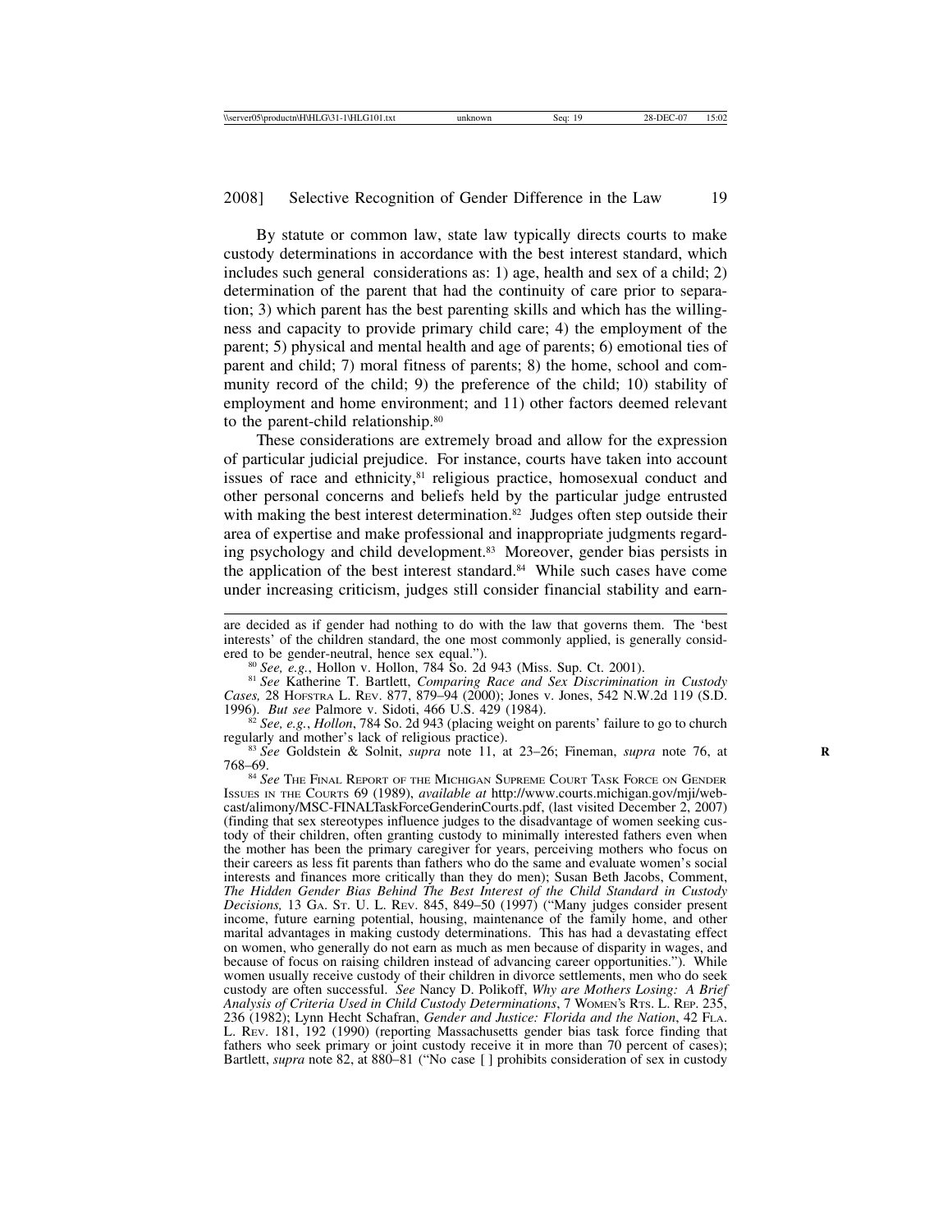By statute or common law, state law typically directs courts to make custody determinations in accordance with the best interest standard, which includes such general considerations as: 1) age, health and sex of a child; 2) determination of the parent that had the continuity of care prior to separation; 3) which parent has the best parenting skills and which has the willingness and capacity to provide primary child care; 4) the employment of the parent; 5) physical and mental health and age of parents; 6) emotional ties of parent and child; 7) moral fitness of parents; 8) the home, school and community record of the child; 9) the preference of the child; 10) stability of employment and home environment; and 11) other factors deemed relevant to the parent-child relationship.[80]

These considerations are extremely broad and allow for the expression of particular judicial prejudice. For instance, courts have taken into account issues of race and ethnicity,[81] religious practice, homosexual conduct and other personal concerns and beliefs held by the particular judge entrusted with making the best interest determination.[82] Judges often step outside their area of expertise and make professional and inappropriate judgments regarding psychology and child development.[83] Moreover, gender bias persists in the application of the best interest standard.[84] While such cases have come under increasing criticism, judges still consider financial stability and earn-

---

are decided as if gender had nothing to do with the law that governs them. The 'best interests' of the children standard, the one most commonly applied, is generally considered to be gender-neutral, hence sex equal.").

[80] *See, e.g.*, Hollon v. Hollon, 784 So. 2d 943 (Miss. Sup. Ct. 2001).

[81] *See* Katherine T. Bartlett, *Comparing Race and Sex Discrimination in Custody Cases,* 28 HOFSTRA L. REV. 877, 879–94 (2000); Jones v. Jones, 542 N.W.2d 119 (S.D. 1996). *But see* Palmore v. Sidoti, 466 U.S. 429 (1984).

[82] *See, e.g.*, *Hollon*, 784 So. 2d 943 (placing weight on parents' failure to go to church regularly and mother's lack of religious practice).

[83] *See* Goldstein & Solnit, *supra* note 11, at 23–26; Fineman, *supra* note 76, at 768–69.

[84] *See* THE FINAL REPORT OF THE MICHIGAN SUPREME COURT TASK FORCE ON GENDER ISSUES IN THE COURTS 69 (1989), *available at* http://www.courts.michigan.gov/mji/webcast/alimony/MSC-FINALTaskForceGenderinCourts.pdf, (last visited December 2, 2007) (finding that sex stereotypes influence judges to the disadvantage of women seeking custody of their children, often granting custody to minimally interested fathers even when the mother has been the primary caregiver for years, perceiving mothers who focus on their careers as less fit parents than fathers who do the same and evaluate women's social interests and finances more critically than they do men); Susan Beth Jacobs, Comment, *The Hidden Gender Bias Behind The Best Interest of the Child Standard in Custody Decisions,* 13 GA. ST. U. L. REV. 845, 849–50 (1997) ("Many judges consider present income, future earning potential, housing, maintenance of the family home, and other marital advantages in making custody determinations. This has had a devastating effect on women, who generally do not earn as much as men because of disparity in wages, and because of focus on raising children instead of advancing career opportunities."). While women usually receive custody of their children in divorce settlements, men who do seek custody are often successful. *See* Nancy D. Polikoff, *Why are Mothers Losing: A Brief Analysis of Criteria Used in Child Custody Determinations*, 7 WOMEN'S RTS. L. REP. 235, 236 (1982); Lynn Hecht Schafran, *Gender and Justice: Florida and the Nation*, 42 FLA. L. REV. 181, 192 (1990) (reporting Massachusetts gender bias task force finding that fathers who seek primary or joint custody receive it in more than 70 percent of cases); Bartlett, *supra* note 82, at 880–81 ("No case [ ] prohibits consideration of sex in custody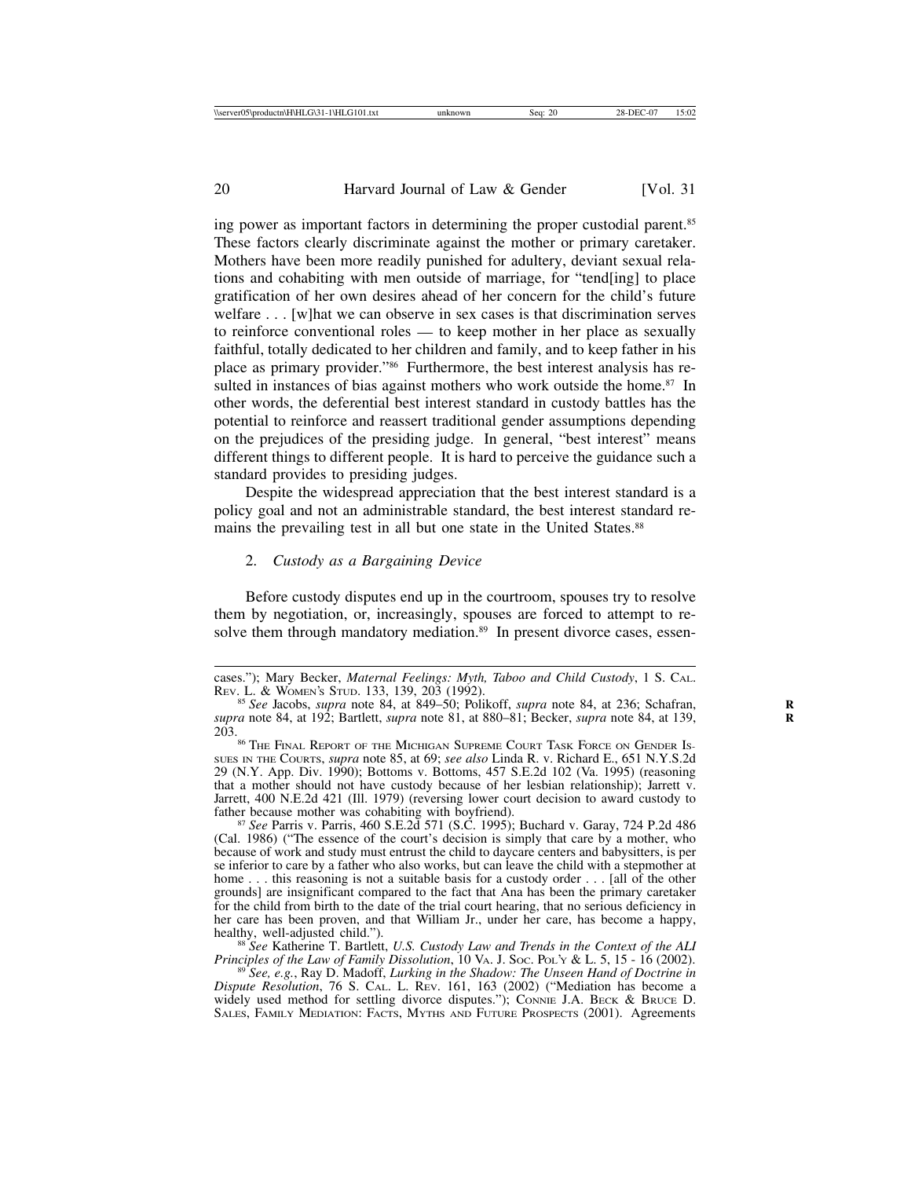ing power as important factors in determining the proper custodial parent.[85] These factors clearly discriminate against the mother or primary caretaker. Mothers have been more readily punished for adultery, deviant sexual relations and cohabiting with men outside of marriage, for "tend[ing] to place gratification of her own desires ahead of her concern for the child's future welfare . . . [w]hat we can observe in sex cases is that discrimination serves to reinforce conventional roles — to keep mother in her place as sexually faithful, totally dedicated to her children and family, and to keep father in his place as primary provider."[86] Furthermore, the best interest analysis has resulted in instances of bias against mothers who work outside the home.[87] In other words, the deferential best interest standard in custody battles has the potential to reinforce and reassert traditional gender assumptions depending on the prejudices of the presiding judge. In general, "best interest" means different things to different people. It is hard to perceive the guidance such a standard provides to presiding judges.

Despite the widespread appreciation that the best interest standard is a policy goal and not an administrable standard, the best interest standard remains the prevailing test in all but one state in the United States.[88]

### 2. *Custody as a Bargaining Device*

Before custody disputes end up in the courtroom, spouses try to resolve them by negotiation, or, increasingly, spouses are forced to attempt to resolve them through mandatory mediation.[89] In present divorce cases, essen-

---

cases."); Mary Becker, *Maternal Feelings: Myth, Taboo and Child Custody*, 1 S. Cal. Rev. L. & Women's Stud. 133, 139, 203 (1992).

[85] *See* Jacobs, *supra* note 84, at 849–50; Polikoff, *supra* note 84, at 236; Schafran, *supra* note 84, at 192; Bartlett, *supra* note 81, at 880–81; Becker, *supra* note 84, at 139, 203.

[86] The Final Report of the Michigan Supreme Court Task Force on Gender Issues in the Courts, *supra* note 85, at 69; *see also* Linda R. v. Richard E., 651 N.Y.S.2d 29 (N.Y. App. Div. 1990); Bottoms v. Bottoms, 457 S.E.2d 102 (Va. 1995) (reasoning that a mother should not have custody because of her lesbian relationship); Jarrett v. Jarrett, 400 N.E.2d 421 (Ill. 1979) (reversing lower court decision to award custody to father because mother was cohabiting with boyfriend).

[87] *See* Parris v. Parris, 460 S.E.2d 571 (S.C. 1995); Buchard v. Garay, 724 P.2d 486 (Cal. 1986) ("The essence of the court's decision is simply that care by a mother, who because of work and study must entrust the child to daycare centers and babysitters, is per se inferior to care by a father who also works, but can leave the child with a stepmother at home . . . this reasoning is not a suitable basis for a custody order . . . [all of the other grounds] are insignificant compared to the fact that Ana has been the primary caretaker for the child from birth to the date of the trial court hearing, that no serious deficiency in her care has been proven, and that William Jr., under her care, has become a happy, healthy, well-adjusted child.").

[88] *See* Katherine T. Bartlett, *U.S. Custody Law and Trends in the Context of the ALI Principles of the Law of Family Dissolution*, 10 Va. J. Soc. Pol'y & L. 5, 15 - 16 (2002).

[89] *See, e.g.*, Ray D. Madoff, *Lurking in the Shadow: The Unseen Hand of Doctrine in Dispute Resolution*, 76 S. Cal. L. Rev. 161, 163 (2002) ("Mediation has become a widely used method for settling divorce disputes."); Connie J.A. Beck & Bruce D. Sales, Family Mediation: Facts, Myths and Future Prospects (2001). Agreements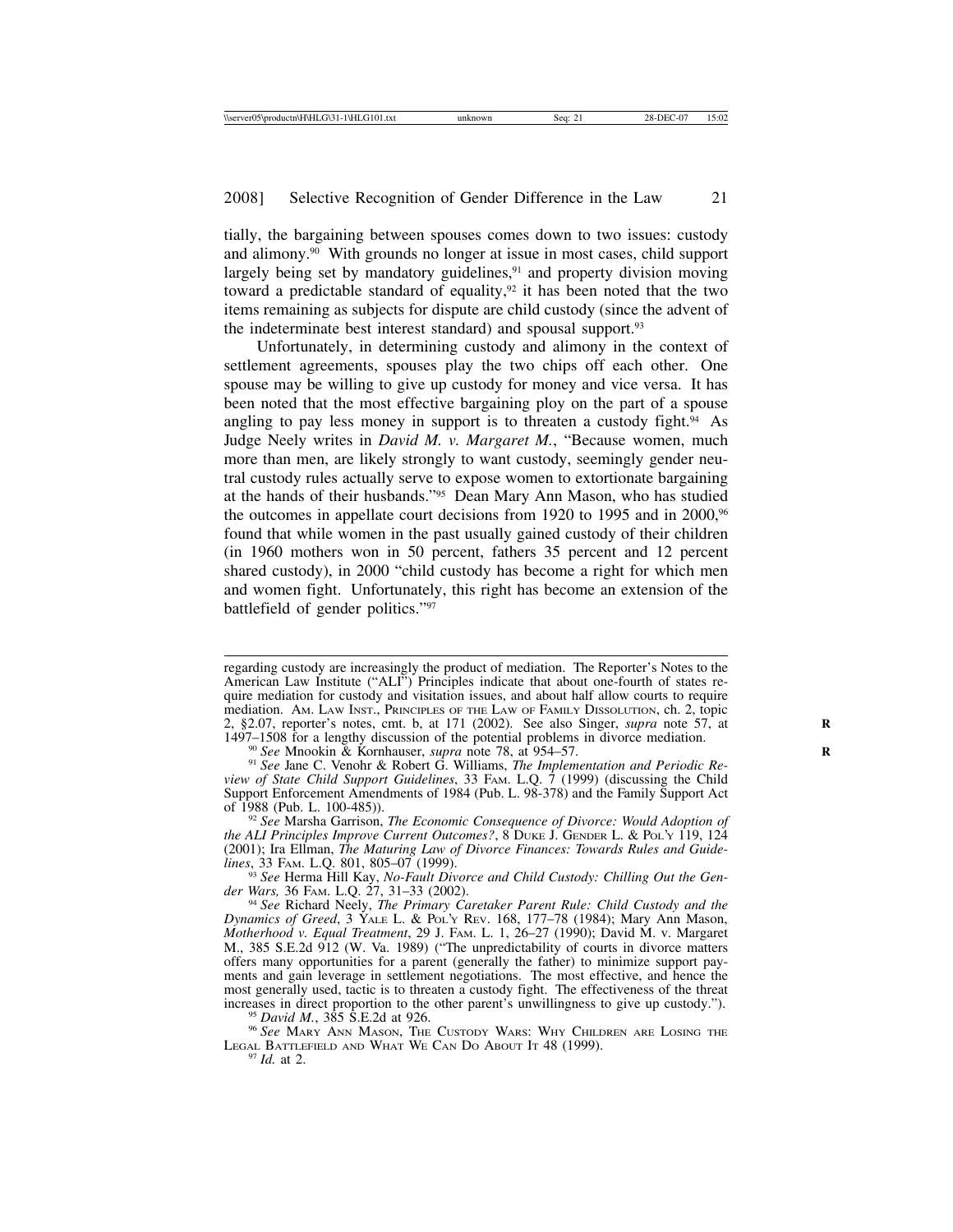tially, the bargaining between spouses comes down to two issues: custody and alimony.[90] With grounds no longer at issue in most cases, child support largely being set by mandatory guidelines,[91] and property division moving toward a predictable standard of equality,[92] it has been noted that the two items remaining as subjects for dispute are child custody (since the advent of the indeterminate best interest standard) and spousal support.[93]

Unfortunately, in determining custody and alimony in the context of settlement agreements, spouses play the two chips off each other. One spouse may be willing to give up custody for money and vice versa. It has been noted that the most effective bargaining ploy on the part of a spouse angling to pay less money in support is to threaten a custody fight.[94] As Judge Neely writes in *David M. v. Margaret M.*, "Because women, much more than men, are likely strongly to want custody, seemingly gender neutral custody rules actually serve to expose women to extortionate bargaining at the hands of their husbands."[95] Dean Mary Ann Mason, who has studied the outcomes in appellate court decisions from 1920 to 1995 and in 2000,[96] found that while women in the past usually gained custody of their children (in 1960 mothers won in 50 percent, fathers 35 percent and 12 percent shared custody), in 2000 "child custody has become a right for which men and women fight. Unfortunately, this right has become an extension of the battlefield of gender politics."[97]

---

regarding custody are increasingly the product of mediation. The Reporter's Notes to the American Law Institute ("ALI") Principles indicate that about one-fourth of states require mediation for custody and visitation issues, and about half allow courts to require mediation. AM. LAW INST., PRINCIPLES OF THE LAW OF FAMILY DISSOLUTION, ch. 2, topic 2, §2.07, reporter's notes, cmt. b, at 171 (2002). See also Singer, *supra* note 57, at 1497–1508 for a lengthy discussion of the potential problems in divorce mediation.

[90] *See* Mnookin & Kornhauser, *supra* note 78, at 954–57.

[91] *See* Jane C. Venohr & Robert G. Williams, *The Implementation and Periodic Review of State Child Support Guidelines*, 33 FAM. L.Q. 7 (1999) (discussing the Child Support Enforcement Amendments of 1984 (Pub. L. 98-378) and the Family Support Act of 1988 (Pub. L. 100-485)).

[92] *See* Marsha Garrison, *The Economic Consequence of Divorce: Would Adoption of the ALI Principles Improve Current Outcomes?*, 8 DUKE J. GENDER L. & POL'Y 119, 124 (2001); Ira Ellman, *The Maturing Law of Divorce Finances: Towards Rules and Guidelines*, 33 FAM. L.Q. 801, 805–07 (1999).

[93] *See* Herma Hill Kay, *No-Fault Divorce and Child Custody: Chilling Out the Gender Wars,* 36 FAM. L.Q. 27, 31–33 (2002).

[94] *See* Richard Neely, *The Primary Caretaker Parent Rule: Child Custody and the Dynamics of Greed*, 3 YALE L. & POL'Y REV. 168, 177–78 (1984); Mary Ann Mason, *Motherhood v. Equal Treatment*, 29 J. FAM. L. 1, 26–27 (1990); David M. v. Margaret M., 385 S.E.2d 912 (W. Va. 1989) ("The unpredictability of courts in divorce matters offers many opportunities for a parent (generally the father) to minimize support payments and gain leverage in settlement negotiations. The most effective, and hence the most generally used, tactic is to threaten a custody fight. The effectiveness of the threat increases in direct proportion to the other parent's unwillingness to give up custody.").

[95] *David M.*, 385 S.E.2d at 926.

[96] *See* MARY ANN MASON, THE CUSTODY WARS: WHY CHILDREN ARE LOSING THE LEGAL BATTLEFIELD AND WHAT WE CAN DO ABOUT IT 48 (1999).

[97] *Id.* at 2.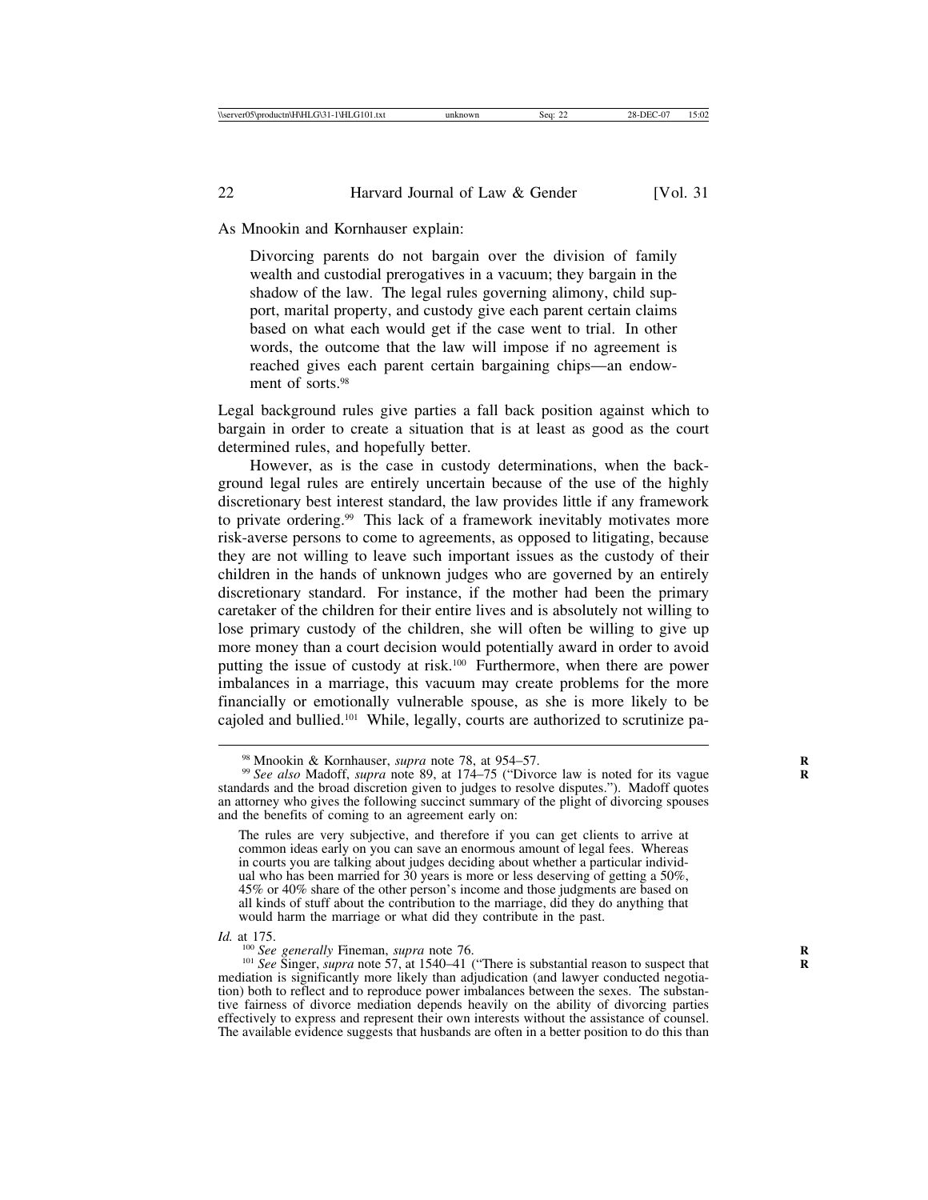As Mnookin and Kornhauser explain:

> Divorcing parents do not bargain over the division of family wealth and custodial prerogatives in a vacuum; they bargain in the shadow of the law. The legal rules governing alimony, child support, marital property, and custody give each parent certain claims based on what each would get if the case went to trial. In other words, the outcome that the law will impose if no agreement is reached gives each parent certain bargaining chips—an endowment of sorts.[98]

Legal background rules give parties a fall back position against which to bargain in order to create a situation that is at least as good as the court determined rules, and hopefully better.

However, as is the case in custody determinations, when the background legal rules are entirely uncertain because of the use of the highly discretionary best interest standard, the law provides little if any framework to private ordering.[99] This lack of a framework inevitably motivates more risk-averse persons to come to agreements, as opposed to litigating, because they are not willing to leave such important issues as the custody of their children in the hands of unknown judges who are governed by an entirely discretionary standard. For instance, if the mother had been the primary caretaker of the children for their entire lives and is absolutely not willing to lose primary custody of the children, she will often be willing to give up more money than a court decision would potentially award in order to avoid putting the issue of custody at risk.[100] Furthermore, when there are power imbalances in a marriage, this vacuum may create problems for the more financially or emotionally vulnerable spouse, as she is more likely to be cajoled and bullied.[101] While, legally, courts are authorized to scrutinize pa-

---

[98] Mnookin & Kornhauser, *supra* note 78, at 954–57.

[99] *See also* Madoff, *supra* note 89, at 174–75 ("Divorce law is noted for its vague standards and the broad discretion given to judges to resolve disputes."). Madoff quotes an attorney who gives the following succinct summary of the plight of divorcing spouses and the benefits of coming to an agreement early on:

> The rules are very subjective, and therefore if you can get clients to arrive at common ideas early on you can save an enormous amount of legal fees. Whereas in courts you are talking about judges deciding about whether a particular individual who has been married for 30 years is more or less deserving of getting a 50%, 45% or 40% share of the other person's income and those judgments are based on all kinds of stuff about the contribution to the marriage, did they do anything that would harm the marriage or what did they contribute in the past.

*Id.* at 175.

[100] *See generally* Fineman, *supra* note 76.

[101] *See* Singer, *supra* note 57, at 1540–41 ("There is substantial reason to suspect that mediation is significantly more likely than adjudication (and lawyer conducted negotiation) both to reflect and to reproduce power imbalances between the sexes. The substantive fairness of divorce mediation depends heavily on the ability of divorcing parties effectively to express and represent their own interests without the assistance of counsel. The available evidence suggests that husbands are often in a better position to do this than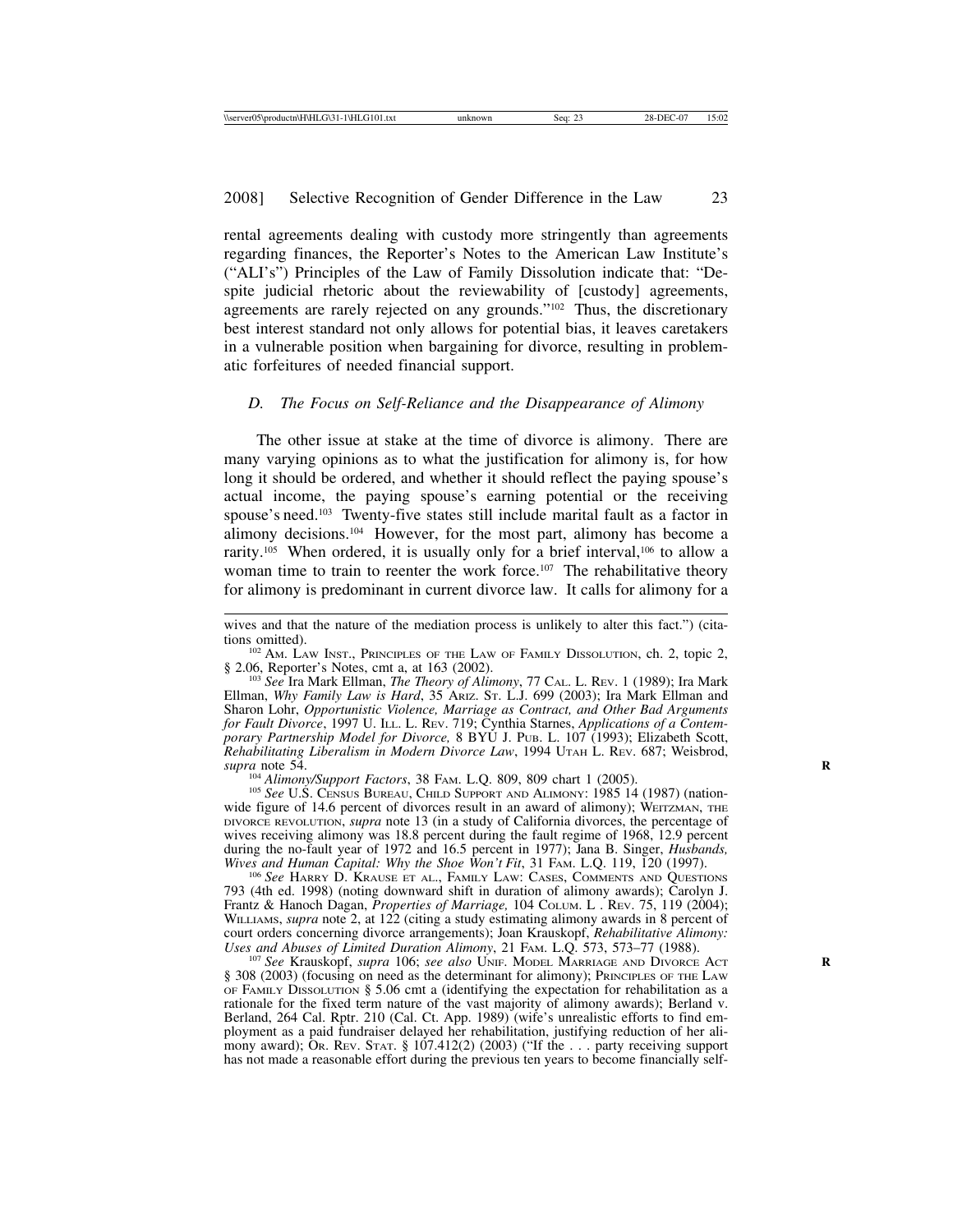rental agreements dealing with custody more stringently than agreements regarding finances, the Reporter's Notes to the American Law Institute's ("ALI's") Principles of the Law of Family Dissolution indicate that: "Despite judicial rhetoric about the reviewability of [custody] agreements, agreements are rarely rejected on any grounds."[102] Thus, the discretionary best interest standard not only allows for potential bias, it leaves caretakers in a vulnerable position when bargaining for divorce, resulting in problematic forfeitures of needed financial support.

### *D. The Focus on Self-Reliance and the Disappearance of Alimony*

The other issue at stake at the time of divorce is alimony. There are many varying opinions as to what the justification for alimony is, for how long it should be ordered, and whether it should reflect the paying spouse's actual income, the paying spouse's earning potential or the receiving spouse's need.[103] Twenty-five states still include marital fault as a factor in alimony decisions.[104] However, for the most part, alimony has become a rarity.[105] When ordered, it is usually only for a brief interval,[106] to allow a woman time to train to reenter the work force.[107] The rehabilitative theory for alimony is predominant in current divorce law. It calls for alimony for a

---

wives and that the nature of the mediation process is unlikely to alter this fact.") (citations omitted).

[102] AM. LAW INST., PRINCIPLES OF THE LAW OF FAMILY DISSOLUTION, ch. 2, topic 2, § 2.06, Reporter's Notes, cmt a, at 163 (2002).

[103] *See* Ira Mark Ellman, *The Theory of Alimony*, 77 CAL. L. REV. 1 (1989); Ira Mark Ellman, *Why Family Law is Hard*, 35 ARIZ. ST. L.J. 699 (2003); Ira Mark Ellman and Sharon Lohr, *Opportunistic Violence, Marriage as Contract, and Other Bad Arguments for Fault Divorce*, 1997 U. ILL. L. REV. 719; Cynthia Starnes, *Applications of a Contemporary Partnership Model for Divorce,* 8 BYU J. PUB. L. 107 (1993); Elizabeth Scott, *Rehabilitating Liberalism in Modern Divorce Law*, 1994 UTAH L. REV. 687; Weisbrod, *supra* note 54.

[104] *Alimony/Support Factors*, 38 FAM. L.Q. 809, 809 chart 1 (2005).

[105] *See* U.S. CENSUS BUREAU, CHILD SUPPORT AND ALIMONY: 1985 14 (1987) (nationwide figure of 14.6 percent of divorces result in an award of alimony); WEITZMAN, THE DIVORCE REVOLUTION, *supra* note 13 (in a study of California divorces, the percentage of wives receiving alimony was 18.8 percent during the fault regime of 1968, 12.9 percent during the no-fault year of 1972 and 16.5 percent in 1977); Jana B. Singer, *Husbands, Wives and Human Capital: Why the Shoe Won't Fit*, 31 FAM. L.Q. 119, 120 (1997).

[106] *See* HARRY D. KRAUSE ET AL., FAMILY LAW: CASES, COMMENTS AND QUESTIONS 793 (4th ed. 1998) (noting downward shift in duration of alimony awards); Carolyn J. Frantz & Hanoch Dagan, *Properties of Marriage,* 104 COLUM. L . REV. 75, 119 (2004); WILLIAMS, *supra* note 2, at 122 (citing a study estimating alimony awards in 8 percent of court orders concerning divorce arrangements); Joan Krauskopf, *Rehabilitative Alimony: Uses and Abuses of Limited Duration Alimony*, 21 FAM. L.Q. 573, 573–77 (1988).

[107] *See* Krauskopf, *supra* 106; *see also* UNIF. MODEL MARRIAGE AND DIVORCE ACT § 308 (2003) (focusing on need as the determinant for alimony); PRINCIPLES OF THE LAW OF FAMILY DISSOLUTION § 5.06 cmt a (identifying the expectation for rehabilitation as a rationale for the fixed term nature of the vast majority of alimony awards); Berland v. Berland, 264 Cal. Rptr. 210 (Cal. Ct. App. 1989) (wife's unrealistic efforts to find employment as a paid fundraiser delayed her rehabilitation, justifying reduction of her alimony award); OR. REV. STAT. § 107.412(2) (2003) ("If the . . . party receiving support has not made a reasonable effort during the previous ten years to become financially self-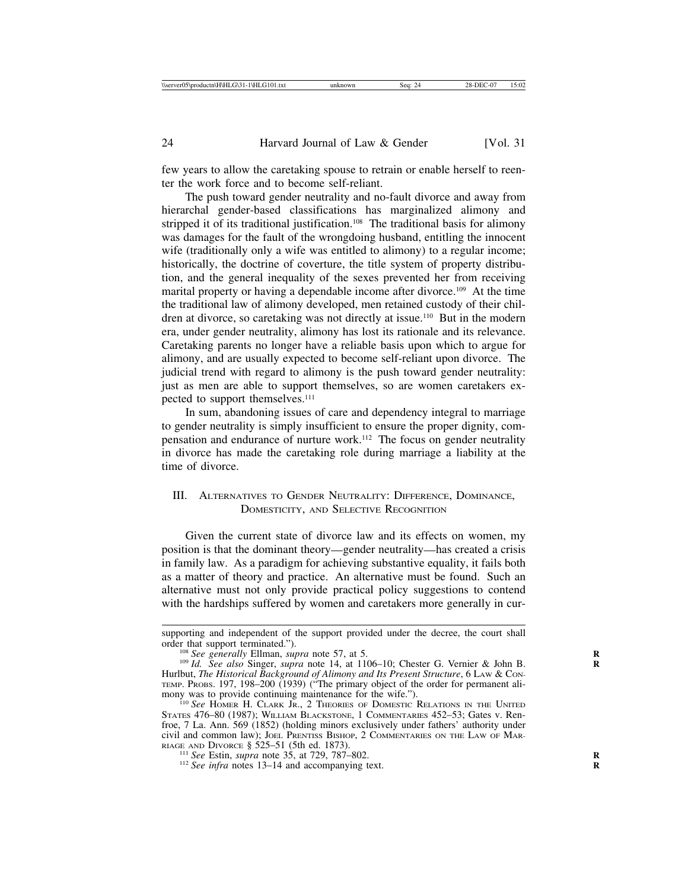few years to allow the caretaking spouse to retrain or enable herself to reenter the work force and to become self-reliant.

The push toward gender neutrality and no-fault divorce and away from hierarchal gender-based classifications has marginalized alimony and stripped it of its traditional justification.[108] The traditional basis for alimony was damages for the fault of the wrongdoing husband, entitling the innocent wife (traditionally only a wife was entitled to alimony) to a regular income; historically, the doctrine of coverture, the title system of property distribution, and the general inequality of the sexes prevented her from receiving marital property or having a dependable income after divorce.[109] At the time the traditional law of alimony developed, men retained custody of their children at divorce, so caretaking was not directly at issue.[110] But in the modern era, under gender neutrality, alimony has lost its rationale and its relevance. Caretaking parents no longer have a reliable basis upon which to argue for alimony, and are usually expected to become self-reliant upon divorce. The judicial trend with regard to alimony is the push toward gender neutrality: just as men are able to support themselves, so are women caretakers expected to support themselves.[111]

In sum, abandoning issues of care and dependency integral to marriage to gender neutrality is simply insufficient to ensure the proper dignity, compensation and endurance of nurture work.[112] The focus on gender neutrality in divorce has made the caretaking role during marriage a liability at the time of divorce.

## III. Alternatives to Gender Neutrality: Difference, Dominance, Domesticity, and Selective Recognition

Given the current state of divorce law and its effects on women, my position is that the dominant theory—gender neutrality—has created a crisis in family law. As a paradigm for achieving substantive equality, it fails both as a matter of theory and practice. An alternative must be found. Such an alternative must not only provide practical policy suggestions to contend with the hardships suffered by women and caretakers more generally in cur-

---

supporting and independent of the support provided under the decree, the court shall order that support terminated.").

[108] *See generally* Ellman, *supra* note 57, at 5.

[109] *Id. See also* Singer, *supra* note 14, at 1106–10; Chester G. Vernier & John B. Hurlbut, *The Historical Background of Alimony and Its Present Structure*, 6 Law & Contemp. Probs. 197, 198–200 (1939) ("The primary object of the order for permanent alimony was to provide continuing maintenance for the wife.").

[110] *See* Homer H. Clark Jr., 2 Theories of Domestic Relations in the United States 476–80 (1987); William Blackstone, 1 Commentaries 452–53; Gates v. Renfroe, 7 La. Ann. 569 (1852) (holding minors exclusively under fathers' authority under civil and common law); Joel Prentiss Bishop, 2 Commentaries on the Law of Marriage and Divorce § 525–51 (5th ed. 1873).

[111] *See* Estin, *supra* note 35, at 729, 787–802.

[112] *See infra* notes 13–14 and accompanying text.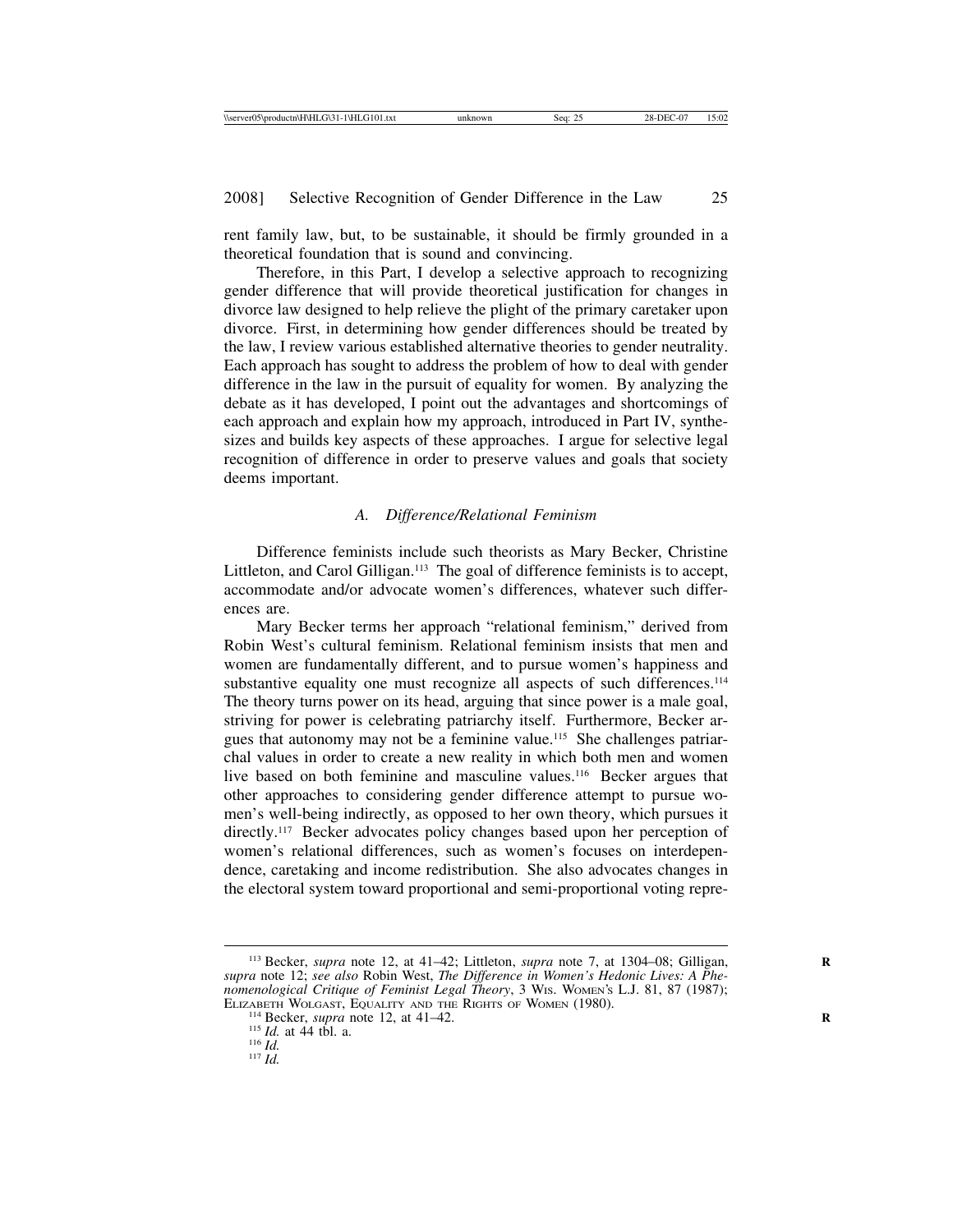rent family law, but, to be sustainable, it should be firmly grounded in a theoretical foundation that is sound and convincing.

Therefore, in this Part, I develop a selective approach to recognizing gender difference that will provide theoretical justification for changes in divorce law designed to help relieve the plight of the primary caretaker upon divorce. First, in determining how gender differences should be treated by the law, I review various established alternative theories to gender neutrality. Each approach has sought to address the problem of how to deal with gender difference in the law in the pursuit of equality for women. By analyzing the debate as it has developed, I point out the advantages and shortcomings of each approach and explain how my approach, introduced in Part IV, synthesizes and builds key aspects of these approaches. I argue for selective legal recognition of difference in order to preserve values and goals that society deems important.

### *A. Difference/Relational Feminism*

Difference feminists include such theorists as Mary Becker, Christine Littleton, and Carol Gilligan.[113] The goal of difference feminists is to accept, accommodate and/or advocate women's differences, whatever such differences are.

Mary Becker terms her approach "relational feminism," derived from Robin West's cultural feminism. Relational feminism insists that men and women are fundamentally different, and to pursue women's happiness and substantive equality one must recognize all aspects of such differences.[114] The theory turns power on its head, arguing that since power is a male goal, striving for power is celebrating patriarchy itself. Furthermore, Becker argues that autonomy may not be a feminine value.[115] She challenges patriarchal values in order to create a new reality in which both men and women live based on both feminine and masculine values.[116] Becker argues that other approaches to considering gender difference attempt to pursue women's well-being indirectly, as opposed to her own theory, which pursues it directly.[117] Becker advocates policy changes based upon her perception of women's relational differences, such as women's focuses on interdependence, caretaking and income redistribution. She also advocates changes in the electoral system toward proportional and semi-proportional voting repre-

---

[113] Becker, *supra* note 12, at 41–42; Littleton, *supra* note 7, at 1304–08; Gilligan, *supra* note 12; *see also* Robin West, *The Difference in Women's Hedonic Lives: A Phenomenological Critique of Feminist Legal Theory*, 3 WIS. WOMEN'S L.J. 81, 87 (1987); ELIZABETH WOLGAST, EQUALITY AND THE RIGHTS OF WOMEN (1980).

[114] Becker, *supra* note 12, at 41–42.

[115] *Id.* at 44 tbl. a.

[116] *Id.*

[117] *Id.*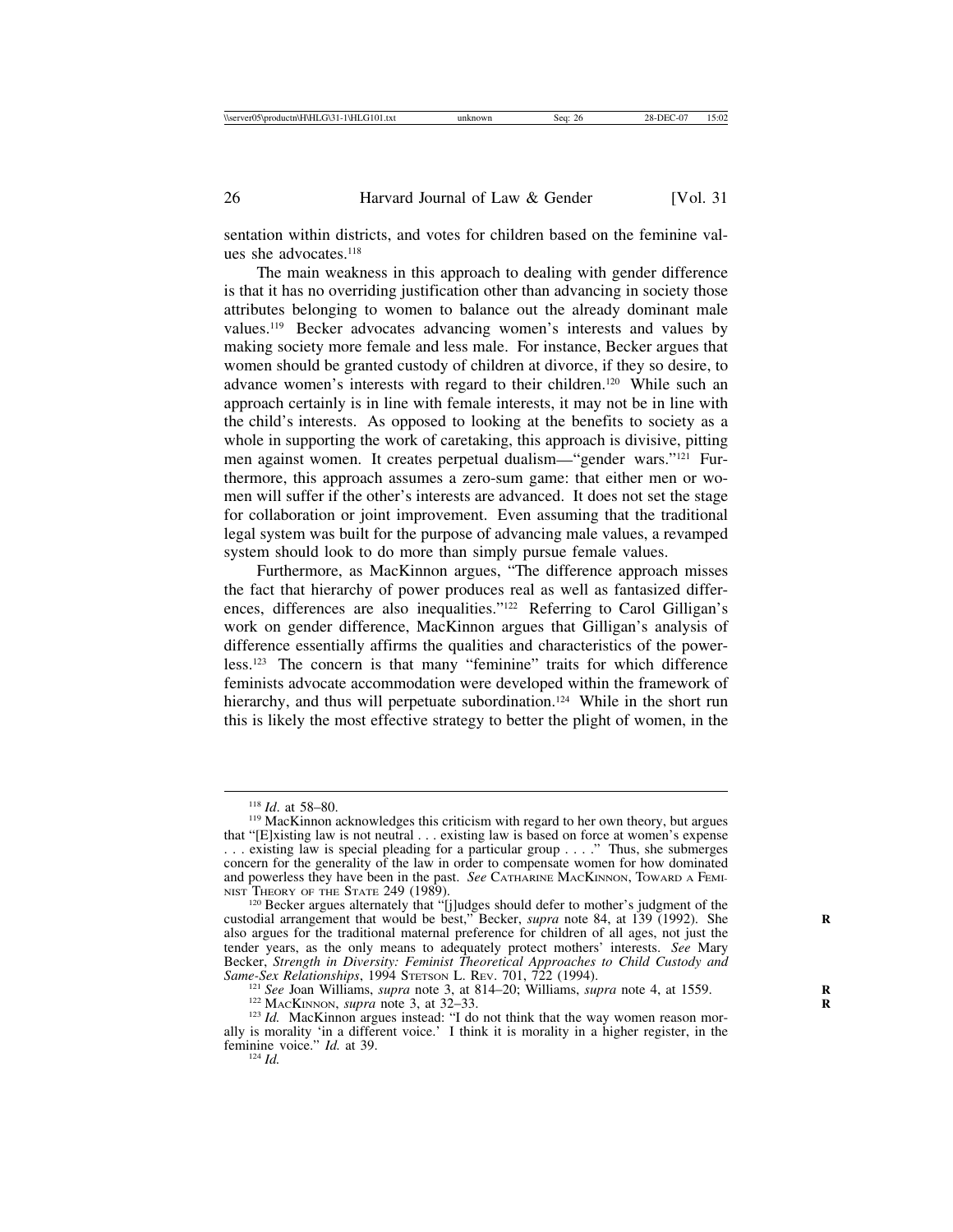sentation within districts, and votes for children based on the feminine values she advocates.[118]

The main weakness in this approach to dealing with gender difference is that it has no overriding justification other than advancing in society those attributes belonging to women to balance out the already dominant male values.[119] Becker advocates advancing women's interests and values by making society more female and less male. For instance, Becker argues that women should be granted custody of children at divorce, if they so desire, to advance women's interests with regard to their children.[120] While such an approach certainly is in line with female interests, it may not be in line with the child's interests. As opposed to looking at the benefits to society as a whole in supporting the work of caretaking, this approach is divisive, pitting men against women. It creates perpetual dualism—"gender wars."[121] Furthermore, this approach assumes a zero-sum game: that either men or women will suffer if the other's interests are advanced. It does not set the stage for collaboration or joint improvement. Even assuming that the traditional legal system was built for the purpose of advancing male values, a revamped system should look to do more than simply pursue female values.

Furthermore, as MacKinnon argues, "The difference approach misses the fact that hierarchy of power produces real as well as fantasized differences, differences are also inequalities."[122] Referring to Carol Gilligan's work on gender difference, MacKinnon argues that Gilligan's analysis of difference essentially affirms the qualities and characteristics of the powerless.[123] The concern is that many "feminine" traits for which difference feminists advocate accommodation were developed within the framework of hierarchy, and thus will perpetuate subordination.[124] While in the short run this is likely the most effective strategy to better the plight of women, in the

---

[118] *Id.* at 58–80.

[119] MacKinnon acknowledges this criticism with regard to her own theory, but argues that "[E]xisting law is not neutral . . . existing law is based on force at women's expense . . . existing law is special pleading for a particular group . . . ." Thus, she submerges concern for the generality of the law in order to compensate women for how dominated and powerless they have been in the past. *See* CATHARINE MACKINNON, TOWARD A FEMINIST THEORY OF THE STATE 249 (1989).

[120] Becker argues alternately that "[j]udges should defer to mother's judgment of the custodial arrangement that would be best," Becker, *supra* note 84, at 139 (1992). She also argues for the traditional maternal preference for children of all ages, not just the tender years, as the only means to adequately protect mothers' interests. *See* Mary Becker, *Strength in Diversity: Feminist Theoretical Approaches to Child Custody and Same-Sex Relationships*, 1994 STETSON L. REV. 701, 722 (1994).

[121] *See* Joan Williams, *supra* note 3, at 814–20; Williams, *supra* note 4, at 1559.

[122] MACKINNON, *supra* note 3, at 32–33.

[123] *Id.* MacKinnon argues instead: "I do not think that the way women reason morally is morality 'in a different voice.' I think it is morality in a higher register, in the feminine voice." *Id.* at 39.

[124] *Id.*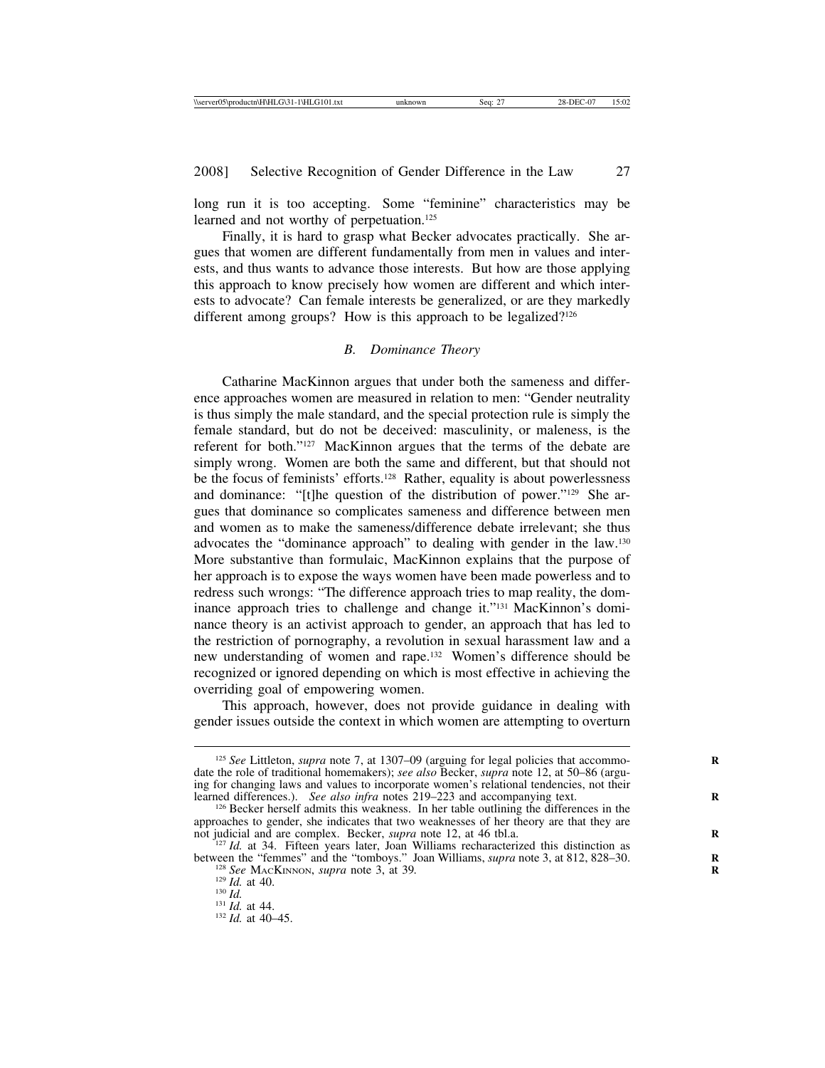long run it is too accepting. Some "feminine" characteristics may be learned and not worthy of perpetuation.[125]

Finally, it is hard to grasp what Becker advocates practically. She argues that women are different fundamentally from men in values and interests, and thus wants to advance those interests. But how are those applying this approach to know precisely how women are different and which interests to advocate? Can female interests be generalized, or are they markedly different among groups? How is this approach to be legalized?[126]

### *B. Dominance Theory*

Catharine MacKinnon argues that under both the sameness and difference approaches women are measured in relation to men: "Gender neutrality is thus simply the male standard, and the special protection rule is simply the female standard, but do not be deceived: masculinity, or maleness, is the referent for both."[127] MacKinnon argues that the terms of the debate are simply wrong. Women are both the same and different, but that should not be the focus of feminists' efforts.[128] Rather, equality is about powerlessness and dominance: "[t]he question of the distribution of power."[129] She argues that dominance so complicates sameness and difference between men and women as to make the sameness/difference debate irrelevant; she thus advocates the "dominance approach" to dealing with gender in the law.[130] More substantive than formulaic, MacKinnon explains that the purpose of her approach is to expose the ways women have been made powerless and to redress such wrongs: "The difference approach tries to map reality, the dominance approach tries to challenge and change it."[131] MacKinnon's dominance theory is an activist approach to gender, an approach that has led to the restriction of pornography, a revolution in sexual harassment law and a new understanding of women and rape.[132] Women's difference should be recognized or ignored depending on which is most effective in achieving the overriding goal of empowering women.

This approach, however, does not provide guidance in dealing with gender issues outside the context in which women are attempting to overturn

---

[125] *See* Littleton, *supra* note 7, at 1307–09 (arguing for legal policies that accommodate the role of traditional homemakers); *see also* Becker, *supra* note 12, at 50–86 (arguing for changing laws and values to incorporate women's relational tendencies, not their learned differences.). *See also infra* notes 219–223 and accompanying text.

[126] Becker herself admits this weakness. In her table outlining the differences in the approaches to gender, she indicates that two weaknesses of her theory are that they are not judicial and are complex. Becker, *supra* note 12, at 46 tbl.a.

[127] *Id.* at 34. Fifteen years later, Joan Williams recharacterized this distinction as between the "femmes" and the "tomboys." Joan Williams, *supra* note 3, at 812, 828–30.

[128] *See* MacKinnon, *supra* note 3, at 39.

[129] *Id.* at 40.

[130] *Id.*

[131] *Id.* at 44.

[132] *Id.* at 40–45.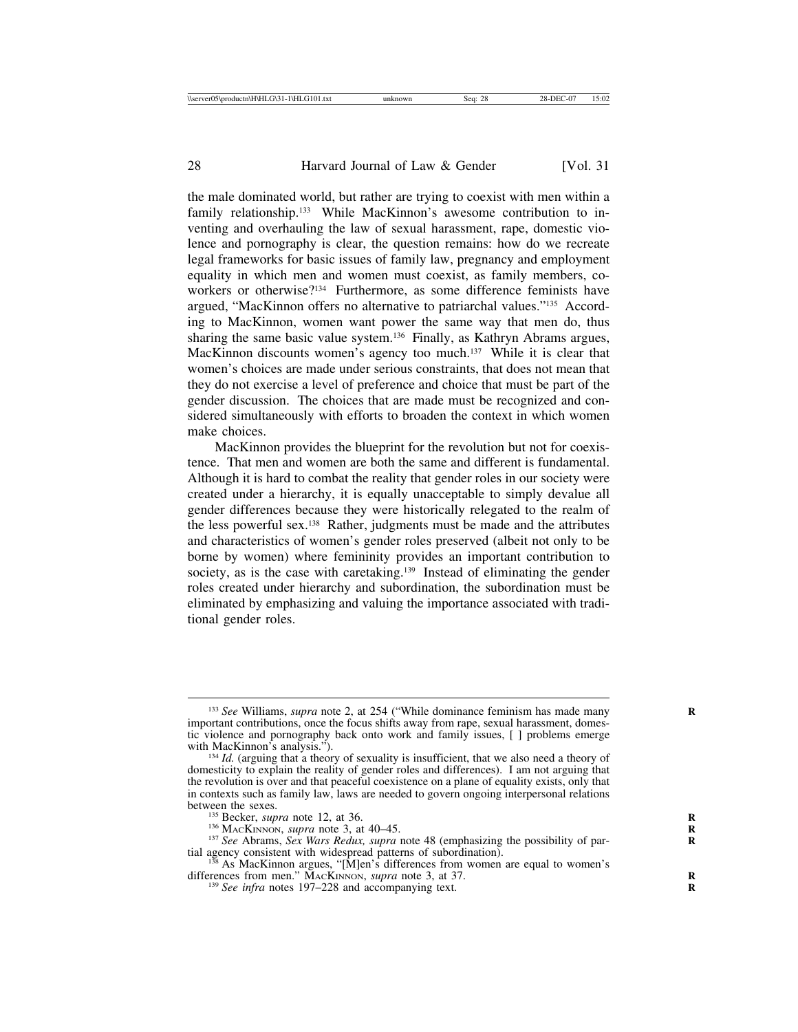the male dominated world, but rather are trying to coexist with men within a family relationship.[133] While MacKinnon's awesome contribution to inventing and overhauling the law of sexual harassment, rape, domestic violence and pornography is clear, the question remains: how do we recreate legal frameworks for basic issues of family law, pregnancy and employment equality in which men and women must coexist, as family members, coworkers or otherwise?[134] Furthermore, as some difference feminists have argued, "MacKinnon offers no alternative to patriarchal values."[135] According to MacKinnon, women want power the same way that men do, thus sharing the same basic value system.[136] Finally, as Kathryn Abrams argues, MacKinnon discounts women's agency too much.[137] While it is clear that women's choices are made under serious constraints, that does not mean that they do not exercise a level of preference and choice that must be part of the gender discussion. The choices that are made must be recognized and considered simultaneously with efforts to broaden the context in which women make choices.

MacKinnon provides the blueprint for the revolution but not for coexistence. That men and women are both the same and different is fundamental. Although it is hard to combat the reality that gender roles in our society were created under a hierarchy, it is equally unacceptable to simply devalue all gender differences because they were historically relegated to the realm of the less powerful sex.[138] Rather, judgments must be made and the attributes and characteristics of women's gender roles preserved (albeit not only to be borne by women) where femininity provides an important contribution to society, as is the case with caretaking.[139] Instead of eliminating the gender roles created under hierarchy and subordination, the subordination must be eliminated by emphasizing and valuing the importance associated with traditional gender roles.

---

[133] *See* Williams, *supra* note 2, at 254 ("While dominance feminism has made many important contributions, once the focus shifts away from rape, sexual harassment, domestic violence and pornography back onto work and family issues, [ ] problems emerge with MacKinnon's analysis.").

[134] *Id.* (arguing that a theory of sexuality is insufficient, that we also need a theory of domesticity to explain the reality of gender roles and differences). I am not arguing that the revolution is over and that peaceful coexistence on a plane of equality exists, only that in contexts such as family law, laws are needed to govern ongoing interpersonal relations between the sexes.

[135] Becker, *supra* note 12, at 36.

[136] MacKinnon, *supra* note 3, at 40–45.

[137] *See* Abrams, *Sex Wars Redux, supra* note 48 (emphasizing the possibility of partial agency consistent with widespread patterns of subordination).

[138] As MacKinnon argues, "[M]en's differences from women are equal to women's differences from men." MacKinnon, *supra* note 3, at 37.

[139] *See infra* notes 197–228 and accompanying text.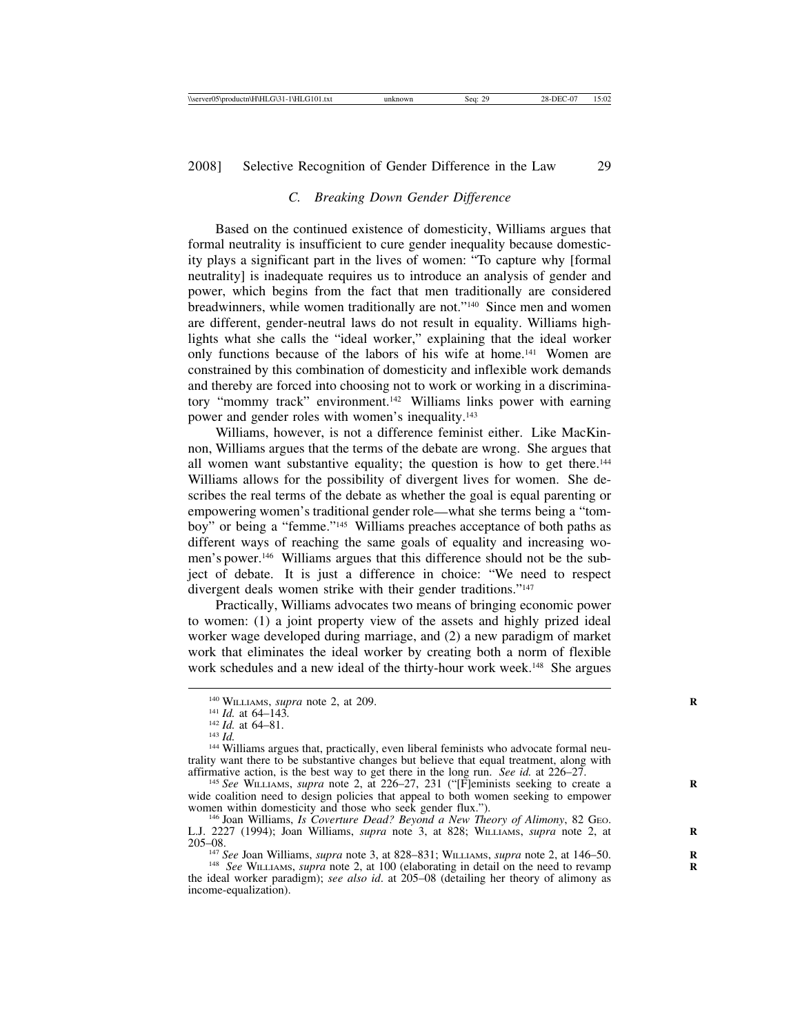### C. Breaking Down Gender Difference

Based on the continued existence of domesticity, Williams argues that formal neutrality is insufficient to cure gender inequality because domesticity plays a significant part in the lives of women: "To capture why [formal neutrality] is inadequate requires us to introduce an analysis of gender and power, which begins from the fact that men traditionally are considered breadwinners, while women traditionally are not."[140] Since men and women are different, gender-neutral laws do not result in equality. Williams highlights what she calls the "ideal worker," explaining that the ideal worker only functions because of the labors of his wife at home.[141] Women are constrained by this combination of domesticity and inflexible work demands and thereby are forced into choosing not to work or working in a discriminatory "mommy track" environment.[142] Williams links power with earning power and gender roles with women's inequality.[143]

Williams, however, is not a difference feminist either. Like MacKinnon, Williams argues that the terms of the debate are wrong. She argues that all women want substantive equality; the question is how to get there.[144] Williams allows for the possibility of divergent lives for women. She describes the real terms of the debate as whether the goal is equal parenting or empowering women's traditional gender role—what she terms being a "tomboy" or being a "femme."[145] Williams preaches acceptance of both paths as different ways of reaching the same goals of equality and increasing women's power.[146] Williams argues that this difference should not be the subject of debate. It is just a difference in choice: "We need to respect divergent deals women strike with their gender traditions."[147]

Practically, Williams advocates two means of bringing economic power to women: (1) a joint property view of the assets and highly prized ideal worker wage developed during marriage, and (2) a new paradigm of market work that eliminates the ideal worker by creating both a norm of flexible work schedules and a new ideal of the thirty-hour work week.[148] She argues

---

[140] WILLIAMS, *supra* note 2, at 209.

[141] *Id.* at 64–143.

[142] *Id.* at 64–81.

[143] *Id.*

[144] Williams argues that, practically, even liberal feminists who advocate formal neutrality want there to be substantive changes but believe that equal treatment, along with affirmative action, is the best way to get there in the long run. *See id.* at 226–27.

[145] *See* WILLIAMS, *supra* note 2, at 226–27, 231 ("[F]eminists seeking to create a wide coalition need to design policies that appeal to both women seeking to empower women within domesticity and those who seek gender flux.").

[146] Joan Williams, *Is Coverture Dead? Beyond a New Theory of Alimony*, 82 GEO. L.J. 2227 (1994); Joan Williams, *supra* note 3, at 828; WILLIAMS, *supra* note 2, at 205–08.

[147] *See* Joan Williams, *supra* note 3, at 828–831; WILLIAMS, *supra* note 2, at 146–50.

[148] *See* WILLIAMS, *supra* note 2, at 100 (elaborating in detail on the need to revamp the ideal worker paradigm); *see also id*. at 205–08 (detailing her theory of alimony as income-equalization).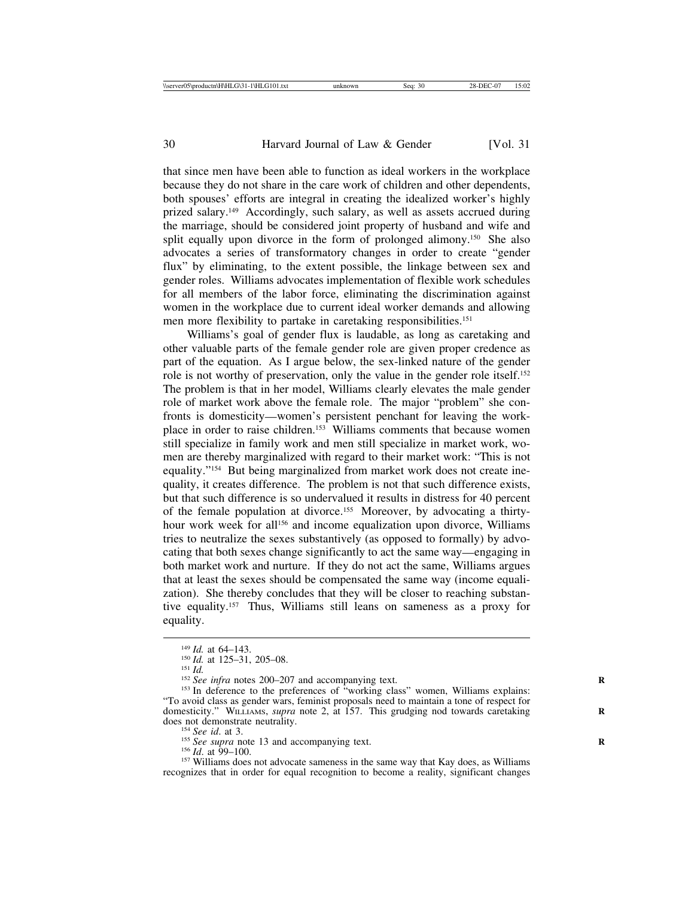that since men have been able to function as ideal workers in the workplace because they do not share in the care work of children and other dependents, both spouses' efforts are integral in creating the idealized worker's highly prized salary.[149] Accordingly, such salary, as well as assets accrued during the marriage, should be considered joint property of husband and wife and split equally upon divorce in the form of prolonged alimony.[150] She also advocates a series of transformatory changes in order to create "gender flux" by eliminating, to the extent possible, the linkage between sex and gender roles. Williams advocates implementation of flexible work schedules for all members of the labor force, eliminating the discrimination against women in the workplace due to current ideal worker demands and allowing men more flexibility to partake in caretaking responsibilities.[151]

Williams's goal of gender flux is laudable, as long as caretaking and other valuable parts of the female gender role are given proper credence as part of the equation. As I argue below, the sex-linked nature of the gender role is not worthy of preservation, only the value in the gender role itself.[152] The problem is that in her model, Williams clearly elevates the male gender role of market work above the female role. The major "problem" she confronts is domesticity—women's persistent penchant for leaving the workplace in order to raise children.[153] Williams comments that because women still specialize in family work and men still specialize in market work, women are thereby marginalized with regard to their market work: "This is not equality."[154] But being marginalized from market work does not create inequality, it creates difference. The problem is not that such difference exists, but that such difference is so undervalued it results in distress for 40 percent of the female population at divorce.[155] Moreover, by advocating a thirty-hour work week for all[156] and income equalization upon divorce, Williams tries to neutralize the sexes substantively (as opposed to formally) by advocating that both sexes change significantly to act the same way—engaging in both market work and nurture. If they do not act the same, Williams argues that at least the sexes should be compensated the same way (income equalization). She thereby concludes that they will be closer to reaching substantive equality.[157] Thus, Williams still leans on sameness as a proxy for equality.

---

[149] *Id.* at 64–143.

[150] *Id.* at 125–31, 205–08.

[151] *Id.*

[152] *See infra* notes 200–207 and accompanying text.

[153] In deference to the preferences of "working class" women, Williams explains: "To avoid class as gender wars, feminist proposals need to maintain a tone of respect for domesticity." WILLIAMS, *supra* note 2, at 157. This grudging nod towards caretaking does not demonstrate neutrality.

[154] *See id.* at 3.

[155] *See supra* note 13 and accompanying text.

[156] *Id.* at 99–100.

[157] Williams does not advocate sameness in the same way that Kay does, as Williams recognizes that in order for equal recognition to become a reality, significant changes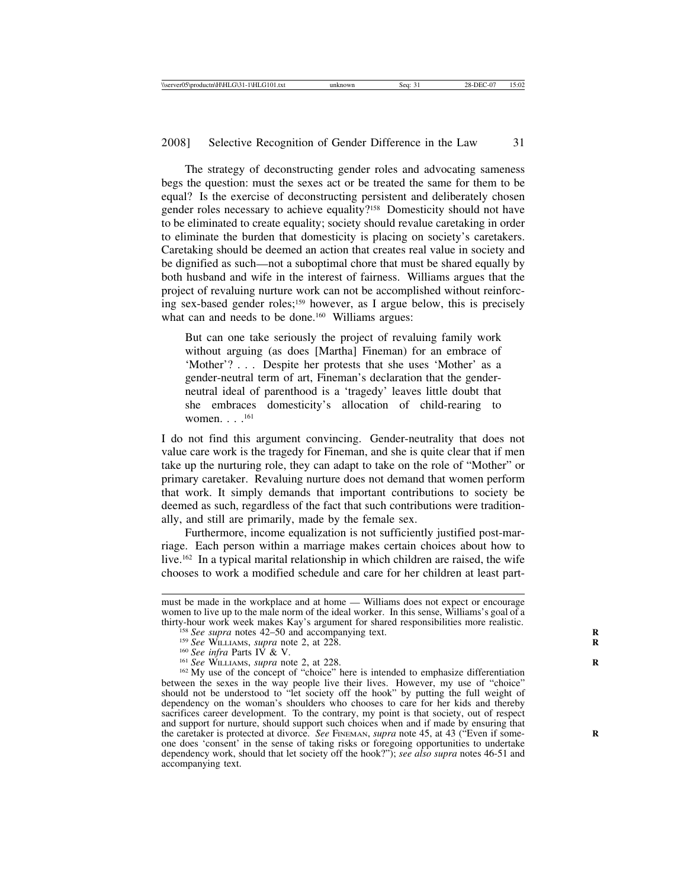The strategy of deconstructing gender roles and advocating sameness begs the question: must the sexes act or be treated the same for them to be equal? Is the exercise of deconstructing persistent and deliberately chosen gender roles necessary to achieve equality?[158] Domesticity should not have to be eliminated to create equality; society should revalue caretaking in order to eliminate the burden that domesticity is placing on society's caretakers. Caretaking should be deemed an action that creates real value in society and be dignified as such—not a suboptimal chore that must be shared equally by both husband and wife in the interest of fairness. Williams argues that the project of revaluing nurture work can not be accomplished without reinforcing sex-based gender roles;[159] however, as I argue below, this is precisely what can and needs to be done.[160] Williams argues:

> But can one take seriously the project of revaluing family work without arguing (as does [Martha] Fineman) for an embrace of 'Mother'? . . . Despite her protests that she uses 'Mother' as a gender-neutral term of art, Fineman's declaration that the gender-neutral ideal of parenthood is a 'tragedy' leaves little doubt that she embraces domesticity's allocation of child-rearing to women. . . .[161]

I do not find this argument convincing. Gender-neutrality that does not value care work is the tragedy for Fineman, and she is quite clear that if men take up the nurturing role, they can adapt to take on the role of "Mother" or primary caretaker. Revaluing nurture does not demand that women perform that work. It simply demands that important contributions to society be deemed as such, regardless of the fact that such contributions were traditionally, and still are primarily, made by the female sex.

Furthermore, income equalization is not sufficiently justified post-marriage. Each person within a marriage makes certain choices about how to live.[162] In a typical marital relationship in which children are raised, the wife chooses to work a modified schedule and care for her children at least part-

---

must be made in the workplace and at home — Williams does not expect or encourage women to live up to the male norm of the ideal worker. In this sense, Williams's goal of a thirty-hour work week makes Kay's argument for shared responsibilities more realistic.

[158] *See supra* notes 42–50 and accompanying text.

[159] *See* Williams, *supra* note 2, at 228.

[160] *See infra* Parts IV & V.

[161] *See* Williams, *supra* note 2, at 228.

[162] My use of the concept of "choice" here is intended to emphasize differentiation between the sexes in the way people live their lives. However, my use of "choice" should not be understood to "let society off the hook" by putting the full weight of dependency on the woman's shoulders who chooses to care for her kids and thereby sacrifices career development. To the contrary, my point is that society, out of respect and support for nurture, should support such choices when and if made by ensuring that the caretaker is protected at divorce. *See* Fineman, *supra* note 45, at 43 ("Even if someone does 'consent' in the sense of taking risks or foregoing opportunities to undertake dependency work, should that let society off the hook?"); *see also supra* notes 46-51 and accompanying text.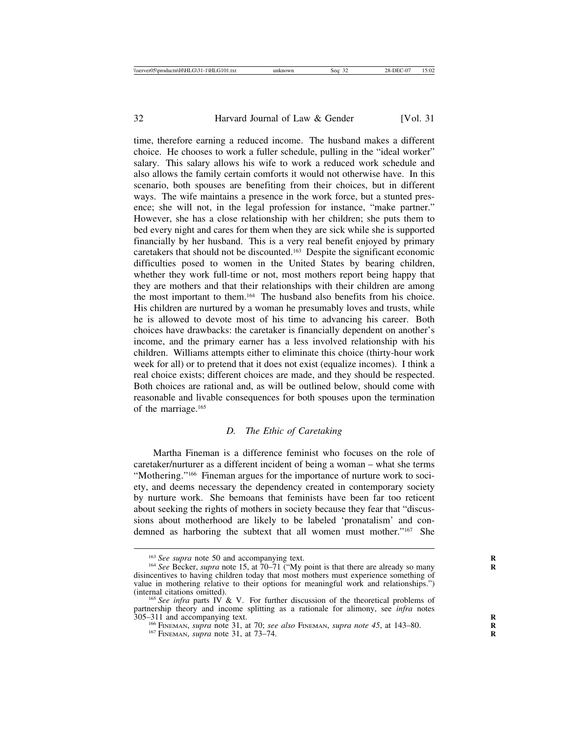time, therefore earning a reduced income. The husband makes a different choice. He chooses to work a fuller schedule, pulling in the "ideal worker" salary. This salary allows his wife to work a reduced work schedule and also allows the family certain comforts it would not otherwise have. In this scenario, both spouses are benefiting from their choices, but in different ways. The wife maintains a presence in the work force, but a stunted presence; she will not, in the legal profession for instance, "make partner." However, she has a close relationship with her children; she puts them to bed every night and cares for them when they are sick while she is supported financially by her husband. This is a very real benefit enjoyed by primary caretakers that should not be discounted.[163] Despite the significant economic difficulties posed to women in the United States by bearing children, whether they work full-time or not, most mothers report being happy that they are mothers and that their relationships with their children are among the most important to them.[164] The husband also benefits from his choice. His children are nurtured by a woman he presumably loves and trusts, while he is allowed to devote most of his time to advancing his career. Both choices have drawbacks: the caretaker is financially dependent on another's income, and the primary earner has a less involved relationship with his children. Williams attempts either to eliminate this choice (thirty-hour work week for all) or to pretend that it does not exist (equalize incomes). I think a real choice exists; different choices are made, and they should be respected. Both choices are rational and, as will be outlined below, should come with reasonable and livable consequences for both spouses upon the termination of the marriage.[165]

### *D. The Ethic of Caretaking*

Martha Fineman is a difference feminist who focuses on the role of caretaker/nurturer as a different incident of being a woman – what she terms "Mothering."[166] Fineman argues for the importance of nurture work to society, and deems necessary the dependency created in contemporary society by nurture work. She bemoans that feminists have been far too reticent about seeking the rights of mothers in society because they fear that "discussions about motherhood are likely to be labeled 'pronatalism' and condemned as harboring the subtext that all women must mother."[167] She

---

[163] *See supra* note 50 and accompanying text.

[164] *See* Becker, *supra* note 15, at 70–71 ("My point is that there are already so many disincentives to having children today that most mothers must experience something of value in mothering relative to their options for meaningful work and relationships.") (internal citations omitted).

[165] *See infra* parts IV & V. For further discussion of the theoretical problems of partnership theory and income splitting as a rationale for alimony, see *infra* notes 305–311 and accompanying text.

[166] FINEMAN, *supra* note 31, at 70; *see also* FINEMAN, *supra note 45*, at 143–80.

[167] FINEMAN, *supra* note 31, at 73–74.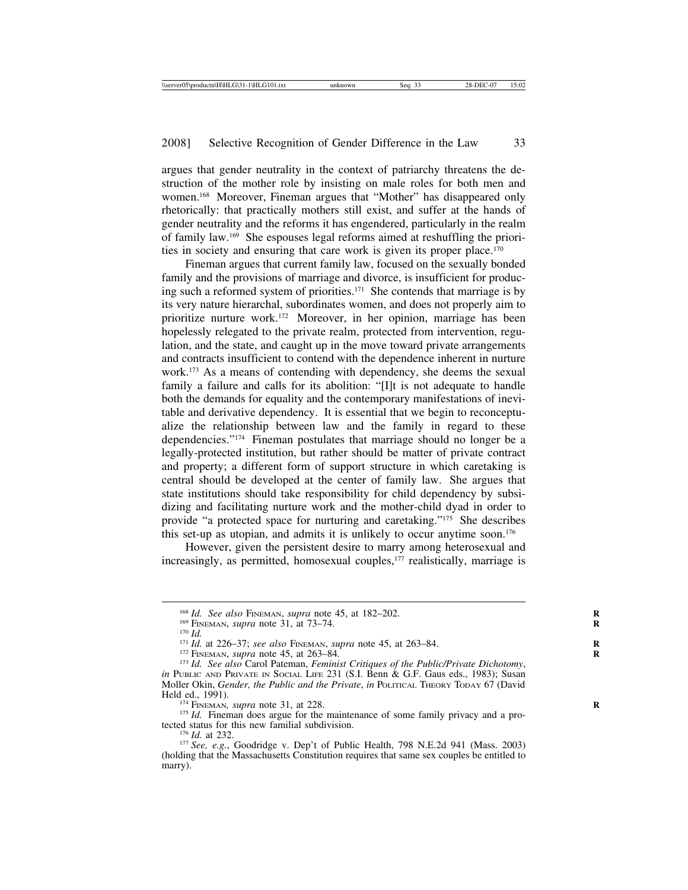argues that gender neutrality in the context of patriarchy threatens the destruction of the mother role by insisting on male roles for both men and women.[168] Moreover, Fineman argues that "Mother" has disappeared only rhetorically: that practically mothers still exist, and suffer at the hands of gender neutrality and the reforms it has engendered, particularly in the realm of family law.[169] She espouses legal reforms aimed at reshuffling the priorities in society and ensuring that care work is given its proper place.[170]

Fineman argues that current family law, focused on the sexually bonded family and the provisions of marriage and divorce, is insufficient for producing such a reformed system of priorities.[171] She contends that marriage is by its very nature hierarchal, subordinates women, and does not properly aim to prioritize nurture work.[172] Moreover, in her opinion, marriage has been hopelessly relegated to the private realm, protected from intervention, regulation, and the state, and caught up in the move toward private arrangements and contracts insufficient to contend with the dependence inherent in nurture work.[173] As a means of contending with dependency, she deems the sexual family a failure and calls for its abolition: "[I]t is not adequate to handle both the demands for equality and the contemporary manifestations of inevitable and derivative dependency. It is essential that we begin to reconceptualize the relationship between law and the family in regard to these dependencies."[174] Fineman postulates that marriage should no longer be a legally-protected institution, but rather should be matter of private contract and property; a different form of support structure in which caretaking is central should be developed at the center of family law. She argues that state institutions should take responsibility for child dependency by subsidizing and facilitating nurture work and the mother-child dyad in order to provide "a protected space for nurturing and caretaking."[175] She describes this set-up as utopian, and admits it is unlikely to occur anytime soon.[176]

However, given the persistent desire to marry among heterosexual and increasingly, as permitted, homosexual couples,[177] realistically, marriage is

---

[168] *Id. See also* Fineman, *supra* note 45, at 182–202.

[169] Fineman, *supra* note 31, at 73–74.

[170] *Id.*

[171] *Id.* at 226–37; *see also* Fineman, *supra* note 45, at 263–84.

[172] Fineman, *supra* note 45, at 263–84.

[173] *Id. See also* Carol Pateman, *Feminist Critiques of the Public/Private Dichotomy*, *in* Public and Private in Social Life 231 (S.I. Benn & G.F. Gaus eds., 1983); Susan Moller Okin, *Gender, the Public and the Private*, *in* Political Theory Today 67 (David Held ed., 1991).

[174] Fineman*, supra* note 31, at 228.

[175] *Id.* Fineman does argue for the maintenance of some family privacy and a protected status for this new familial subdivision.

[176] *Id.* at 232.

[177] *See, e.g.*, Goodridge v. Dep't of Public Health, 798 N.E.2d 941 (Mass. 2003) (holding that the Massachusetts Constitution requires that same sex couples be entitled to marry).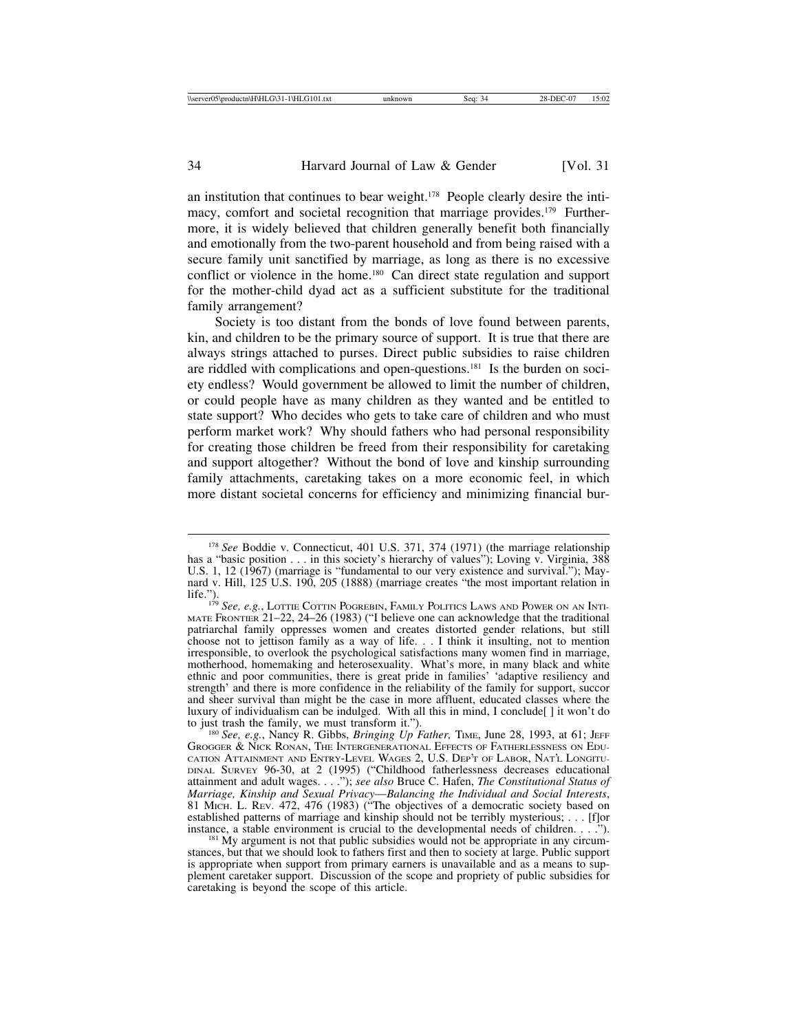an institution that continues to bear weight.[178] People clearly desire the intimacy, comfort and societal recognition that marriage provides.[179] Furthermore, it is widely believed that children generally benefit both financially and emotionally from the two-parent household and from being raised with a secure family unit sanctified by marriage, as long as there is no excessive conflict or violence in the home.[180] Can direct state regulation and support for the mother-child dyad act as a sufficient substitute for the traditional family arrangement?

Society is too distant from the bonds of love found between parents, kin, and children to be the primary source of support. It is true that there are always strings attached to purses. Direct public subsidies to raise children are riddled with complications and open-questions.[181] Is the burden on society endless? Would government be allowed to limit the number of children, or could people have as many children as they wanted and be entitled to state support? Who decides who gets to take care of children and who must perform market work? Why should fathers who had personal responsibility for creating those children be freed from their responsibility for caretaking and support altogether? Without the bond of love and kinship surrounding family attachments, caretaking takes on a more economic feel, in which more distant societal concerns for efficiency and minimizing financial bur-

---

[178] *See* Boddie v. Connecticut, 401 U.S. 371, 374 (1971) (the marriage relationship has a "basic position . . . in this society's hierarchy of values"); Loving v. Virginia, 388 U.S. 1, 12 (1967) (marriage is "fundamental to our very existence and survival."); Maynard v. Hill, 125 U.S. 190, 205 (1888) (marriage creates "the most important relation in life.").

[179] *See, e.g.*, Lottie Cottin Pogrebin, Family Politics Laws and Power on an Intimate Frontier 21–22, 24–26 (1983) ("I believe one can acknowledge that the traditional patriarchal family oppresses women and creates distorted gender relations, but still choose not to jettison family as a way of life. . . I think it insulting, not to mention irresponsible, to overlook the psychological satisfactions many women find in marriage, motherhood, homemaking and heterosexuality. What's more, in many black and white ethnic and poor communities, there is great pride in families' 'adaptive resiliency and strength' and there is more confidence in the reliability of the family for support, succor and sheer survival than might be the case in more affluent, educated classes where the luxury of individualism can be indulged. With all this in mind, I conclude[ ] it won't do to just trash the family, we must transform it.").

[180] *See, e.g.*, Nancy R. Gibbs, *Bringing Up Father,* Time, June 28, 1993, at 61; Jeff Grogger & Nick Ronan, The Intergenerational Effects of Fatherlessness on Education Attainment and Entry-Level Wages 2, U.S. Dep't of Labor, Nat'l Longitudinal Survey 96-30, at 2 (1995) ("Childhood fatherlessness decreases educational attainment and adult wages. . . ."); *see also* Bruce C. Hafen, *The Constitutional Status of Marriage, Kinship and Sexual Privacy—Balancing the Individual and Social Interests*, 81 Mich. L. Rev. 472, 476 (1983) ("The objectives of a democratic society based on established patterns of marriage and kinship should not be terribly mysterious; . . . [f]or instance, a stable environment is crucial to the developmental needs of children. . . .").

[181] My argument is not that public subsidies would not be appropriate in any circumstances, but that we should look to fathers first and then to society at large. Public support is appropriate when support from primary earners is unavailable and as a means to supplement caretaker support. Discussion of the scope and propriety of public subsidies for caretaking is beyond the scope of this article.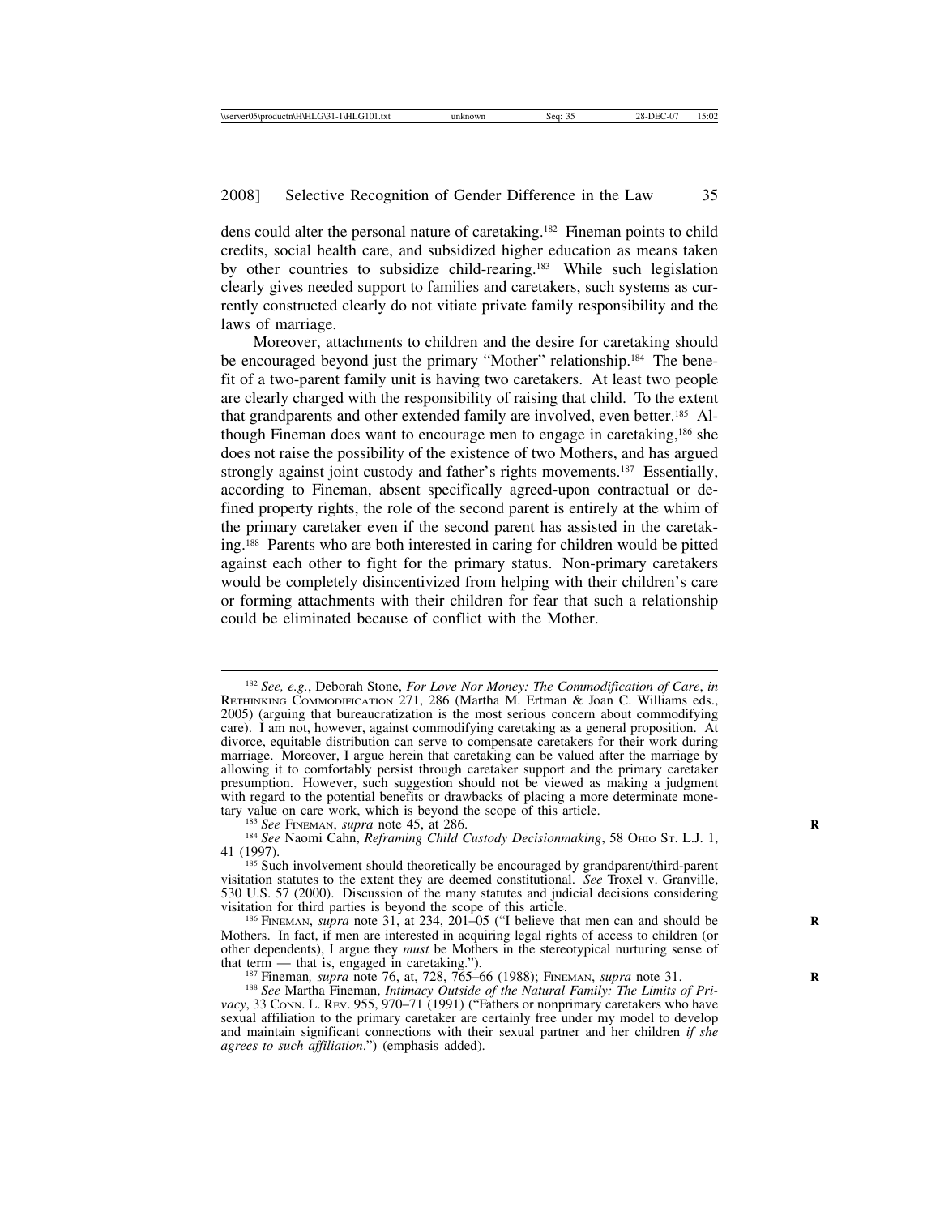dens could alter the personal nature of caretaking.[182] Fineman points to child credits, social health care, and subsidized higher education as means taken by other countries to subsidize child-rearing.[183] While such legislation clearly gives needed support to families and caretakers, such systems as currently constructed clearly do not vitiate private family responsibility and the laws of marriage.

Moreover, attachments to children and the desire for caretaking should be encouraged beyond just the primary "Mother" relationship.[184] The benefit of a two-parent family unit is having two caretakers. At least two people are clearly charged with the responsibility of raising that child. To the extent that grandparents and other extended family are involved, even better.[185] Although Fineman does want to encourage men to engage in caretaking,[186] she does not raise the possibility of the existence of two Mothers, and has argued strongly against joint custody and father's rights movements.[187] Essentially, according to Fineman, absent specifically agreed-upon contractual or defined property rights, the role of the second parent is entirely at the whim of the primary caretaker even if the second parent has assisted in the caretaking.[188] Parents who are both interested in caring for children would be pitted against each other to fight for the primary status. Non-primary caretakers would be completely disincentivized from helping with their children's care or forming attachments with their children for fear that such a relationship could be eliminated because of conflict with the Mother.

---

[182] *See, e.g.*, Deborah Stone, *For Love Nor Money: The Commodification of Care*, *in* RETHINKING COMMODIFICATION 271, 286 (Martha M. Ertman & Joan C. Williams eds., 2005) (arguing that bureaucratization is the most serious concern about commodifying care). I am not, however, against commodifying caretaking as a general proposition. At divorce, equitable distribution can serve to compensate caretakers for their work during marriage. Moreover, I argue herein that caretaking can be valued after the marriage by allowing it to comfortably persist through caretaker support and the primary caretaker presumption. However, such suggestion should not be viewed as making a judgment with regard to the potential benefits or drawbacks of placing a more determinate monetary value on care work, which is beyond the scope of this article.

[183] *See* FINEMAN, *supra* note 45, at 286.

[184] *See* Naomi Cahn, *Reframing Child Custody Decisionmaking*, 58 OHIO ST. L.J. 1, 41 (1997).

[185] Such involvement should theoretically be encouraged by grandparent/third-parent visitation statutes to the extent they are deemed constitutional. *See* Troxel v. Granville, 530 U.S. 57 (2000). Discussion of the many statutes and judicial decisions considering visitation for third parties is beyond the scope of this article.

[186] FINEMAN, *supra* note 31, at 234, 201–05 ("I believe that men can and should be Mothers. In fact, if men are interested in acquiring legal rights of access to children (or other dependents), I argue they *must* be Mothers in the stereotypical nurturing sense of that term — that is, engaged in caretaking.").

[187] Fineman*, supra* note 76, at, 728, 765–66 (1988); FINEMAN, *supra* note 31.

[188] *See* Martha Fineman, *Intimacy Outside of the Natural Family: The Limits of Privacy*, 33 CONN. L. REV. 955, 970–71 (1991) ("Fathers or nonprimary caretakers who have sexual affiliation to the primary caretaker are certainly free under my model to develop and maintain significant connections with their sexual partner and her children *if she agrees to such affiliation*.") (emphasis added).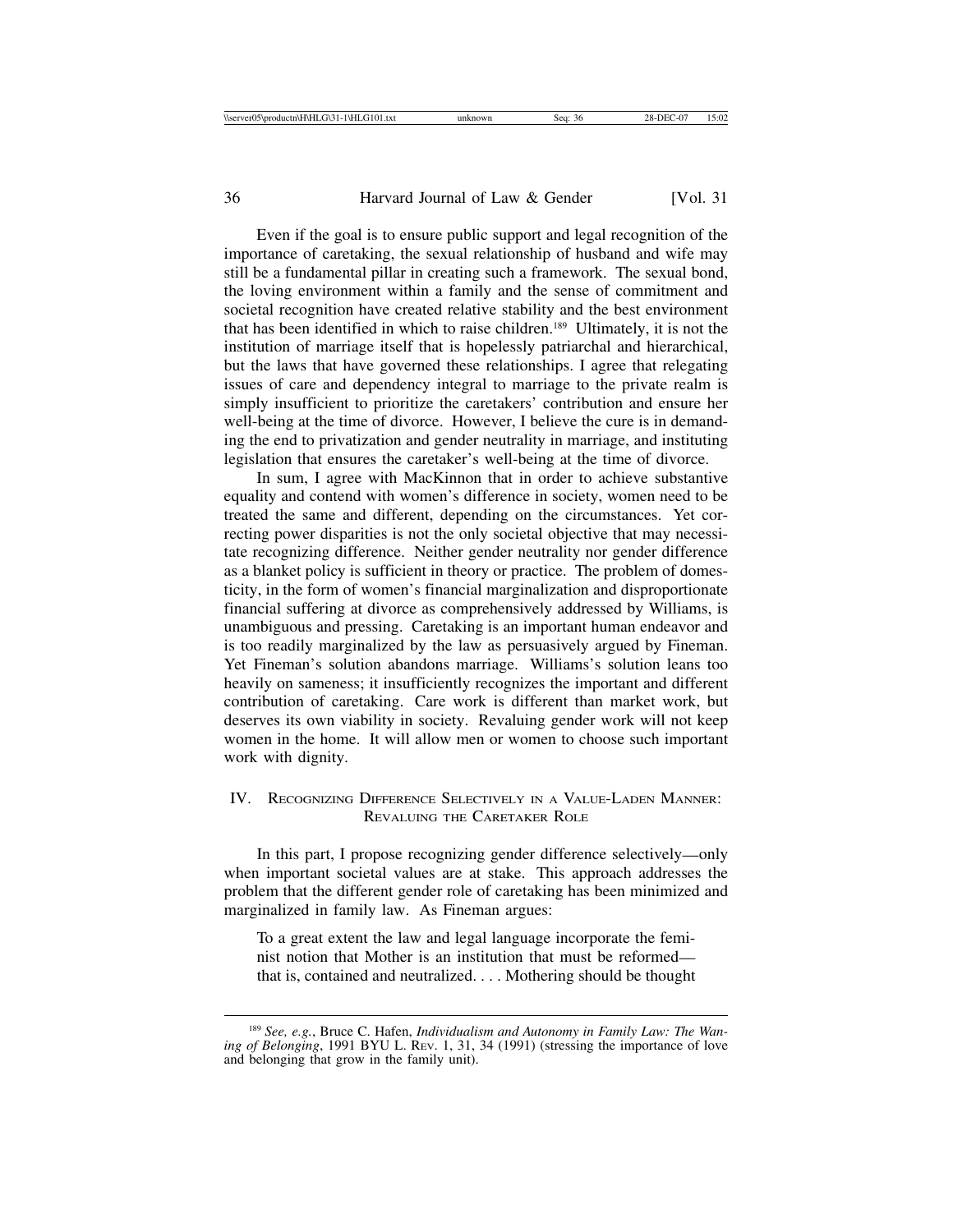Even if the goal is to ensure public support and legal recognition of the importance of caretaking, the sexual relationship of husband and wife may still be a fundamental pillar in creating such a framework. The sexual bond, the loving environment within a family and the sense of commitment and societal recognition have created relative stability and the best environment that has been identified in which to raise children.[189] Ultimately, it is not the institution of marriage itself that is hopelessly patriarchal and hierarchical, but the laws that have governed these relationships. I agree that relegating issues of care and dependency integral to marriage to the private realm is simply insufficient to prioritize the caretakers' contribution and ensure her well-being at the time of divorce. However, I believe the cure is in demanding the end to privatization and gender neutrality in marriage, and instituting legislation that ensures the caretaker's well-being at the time of divorce.

In sum, I agree with MacKinnon that in order to achieve substantive equality and contend with women's difference in society, women need to be treated the same and different, depending on the circumstances. Yet correcting power disparities is not the only societal objective that may necessitate recognizing difference. Neither gender neutrality nor gender difference as a blanket policy is sufficient in theory or practice. The problem of domesticity, in the form of women's financial marginalization and disproportionate financial suffering at divorce as comprehensively addressed by Williams, is unambiguous and pressing. Caretaking is an important human endeavor and is too readily marginalized by the law as persuasively argued by Fineman. Yet Fineman's solution abandons marriage. Williams's solution leans too heavily on sameness; it insufficiently recognizes the important and different contribution of caretaking. Care work is different than market work, but deserves its own viability in society. Revaluing gender work will not keep women in the home. It will allow men or women to choose such important work with dignity.

## IV. Recognizing Difference Selectively in a Value-Laden Manner: Revaluing the Caretaker Role

In this part, I propose recognizing gender difference selectively—only when important societal values are at stake. This approach addresses the problem that the different gender role of caretaking has been minimized and marginalized in family law. As Fineman argues:

> To a great extent the law and legal language incorporate the feminist notion that Mother is an institution that must be reformed—that is, contained and neutralized. . . . Mothering should be thought

---

[189] *See, e.g.*, Bruce C. Hafen, *Individualism and Autonomy in Family Law: The Waning of Belonging*, 1991 BYU L. Rev. 1, 31, 34 (1991) (stressing the importance of love and belonging that grow in the family unit).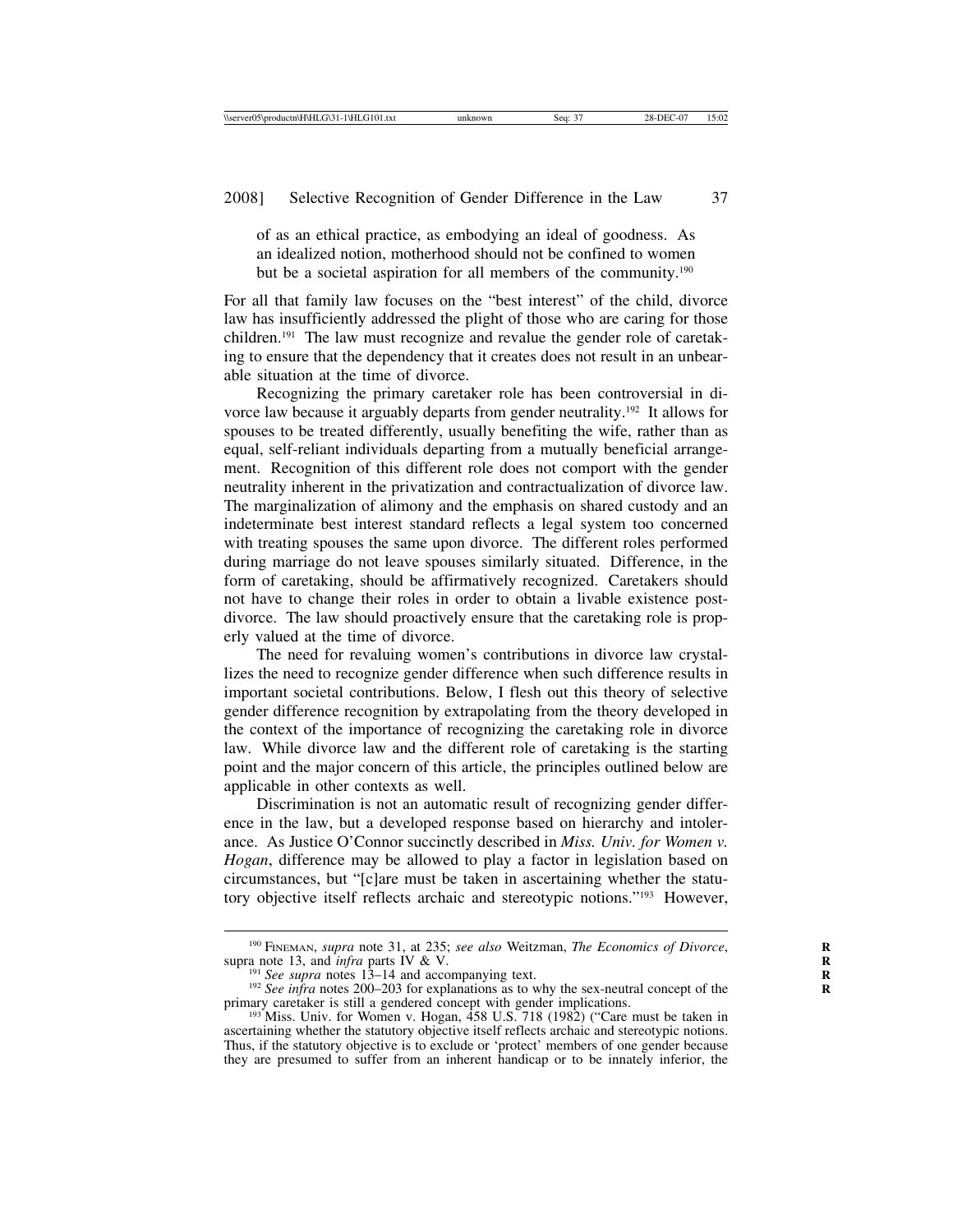of as an ethical practice, as embodying an ideal of goodness. As an idealized notion, motherhood should not be confined to women but be a societal aspiration for all members of the community.[190]

For all that family law focuses on the "best interest" of the child, divorce law has insufficiently addressed the plight of those who are caring for those children.[191] The law must recognize and revalue the gender role of caretaking to ensure that the dependency that it creates does not result in an unbearable situation at the time of divorce.

Recognizing the primary caretaker role has been controversial in divorce law because it arguably departs from gender neutrality.[192] It allows for spouses to be treated differently, usually benefiting the wife, rather than as equal, self-reliant individuals departing from a mutually beneficial arrangement. Recognition of this different role does not comport with the gender neutrality inherent in the privatization and contractualization of divorce law. The marginalization of alimony and the emphasis on shared custody and an indeterminate best interest standard reflects a legal system too concerned with treating spouses the same upon divorce. The different roles performed during marriage do not leave spouses similarly situated. Difference, in the form of caretaking, should be affirmatively recognized. Caretakers should not have to change their roles in order to obtain a livable existence post-divorce. The law should proactively ensure that the caretaking role is properly valued at the time of divorce.

The need for revaluing women's contributions in divorce law crystallizes the need to recognize gender difference when such difference results in important societal contributions. Below, I flesh out this theory of selective gender difference recognition by extrapolating from the theory developed in the context of the importance of recognizing the caretaking role in divorce law. While divorce law and the different role of caretaking is the starting point and the major concern of this article, the principles outlined below are applicable in other contexts as well.

Discrimination is not an automatic result of recognizing gender difference in the law, but a developed response based on hierarchy and intolerance. As Justice O'Connor succinctly described in *Miss. Univ. for Women v. Hogan*, difference may be allowed to play a factor in legislation based on circumstances, but "[c]are must be taken in ascertaining whether the statutory objective itself reflects archaic and stereotypic notions."[193] However,

---

[190] FINEMAN, *supra* note 31, at 235; *see also* Weitzman, *The Economics of Divorce*, supra note 13, and *infra* parts IV & V.

[191] *See supra* notes 13–14 and accompanying text.

[192] *See infra* notes 200–203 for explanations as to why the sex-neutral concept of the primary caretaker is still a gendered concept with gender implications.

[193] Miss. Univ. for Women v. Hogan, 458 U.S. 718 (1982) ("Care must be taken in ascertaining whether the statutory objective itself reflects archaic and stereotypic notions. Thus, if the statutory objective is to exclude or 'protect' members of one gender because they are presumed to suffer from an inherent handicap or to be innately inferior, the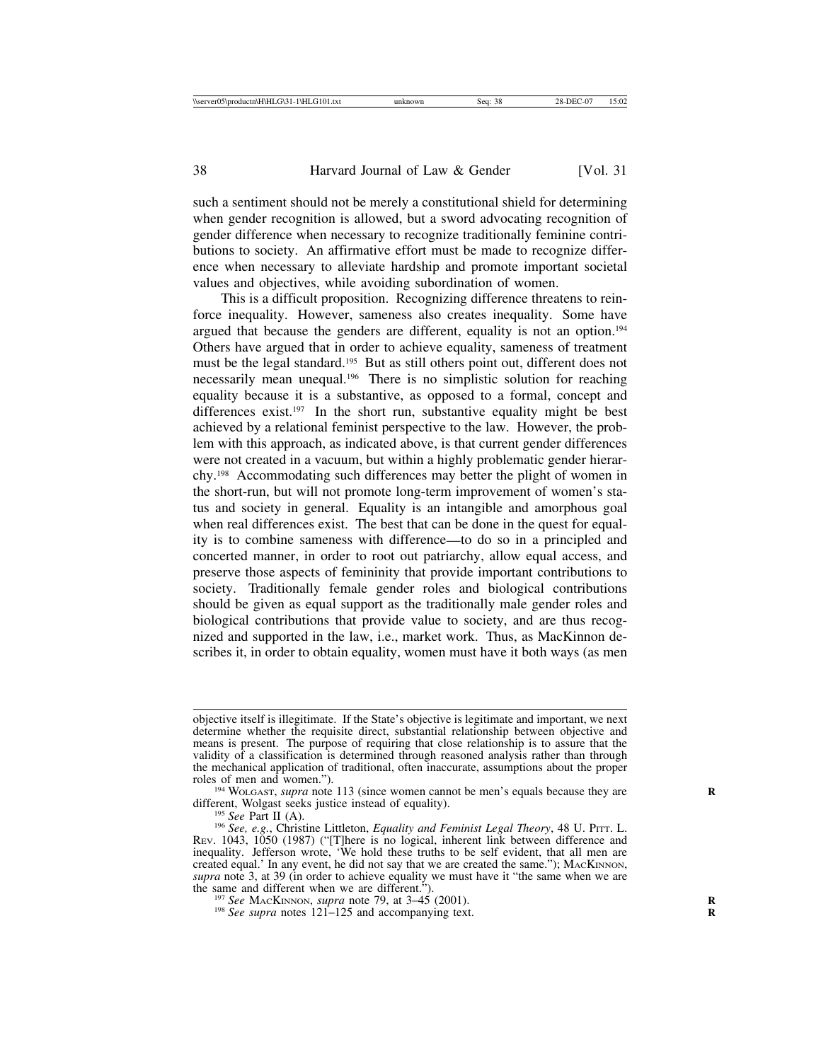such a sentiment should not be merely a constitutional shield for determining when gender recognition is allowed, but a sword advocating recognition of gender difference when necessary to recognize traditionally feminine contributions to society. An affirmative effort must be made to recognize difference when necessary to alleviate hardship and promote important societal values and objectives, while avoiding subordination of women.

This is a difficult proposition. Recognizing difference threatens to reinforce inequality. However, sameness also creates inequality. Some have argued that because the genders are different, equality is not an option.[194] Others have argued that in order to achieve equality, sameness of treatment must be the legal standard.[195] But as still others point out, different does not necessarily mean unequal.[196] There is no simplistic solution for reaching equality because it is a substantive, as opposed to a formal, concept and differences exist.[197] In the short run, substantive equality might be best achieved by a relational feminist perspective to the law. However, the problem with this approach, as indicated above, is that current gender differences were not created in a vacuum, but within a highly problematic gender hierarchy.[198] Accommodating such differences may better the plight of women in the short-run, but will not promote long-term improvement of women's status and society in general. Equality is an intangible and amorphous goal when real differences exist. The best that can be done in the quest for equality is to combine sameness with difference—to do so in a principled and concerted manner, in order to root out patriarchy, allow equal access, and preserve those aspects of femininity that provide important contributions to society. Traditionally female gender roles and biological contributions should be given as equal support as the traditionally male gender roles and biological contributions that provide value to society, and are thus recognized and supported in the law, i.e., market work. Thus, as MacKinnon describes it, in order to obtain equality, women must have it both ways (as men

---

objective itself is illegitimate. If the State's objective is legitimate and important, we next determine whether the requisite direct, substantial relationship between objective and means is present. The purpose of requiring that close relationship is to assure that the validity of a classification is determined through reasoned analysis rather than through the mechanical application of traditional, often inaccurate, assumptions about the proper roles of men and women.").

[194] WOLGAST, *supra* note 113 (since women cannot be men's equals because they are different, Wolgast seeks justice instead of equality).

[195] *See* Part II (A).

[196] *See, e.g.*, Christine Littleton, *Equality and Feminist Legal Theory*, 48 U. PITT. L. REV. 1043, 1050 (1987) ("[T]here is no logical, inherent link between difference and inequality. Jefferson wrote, 'We hold these truths to be self evident, that all men are created equal.' In any event, he did not say that we are created the same."); MACKINNON, *supra* note 3, at 39 (in order to achieve equality we must have it "the same when we are the same and different when we are different.").

[197] *See* MACKINNON, *supra* note 79, at 3–45 (2001).

[198] *See supra* notes 121–125 and accompanying text.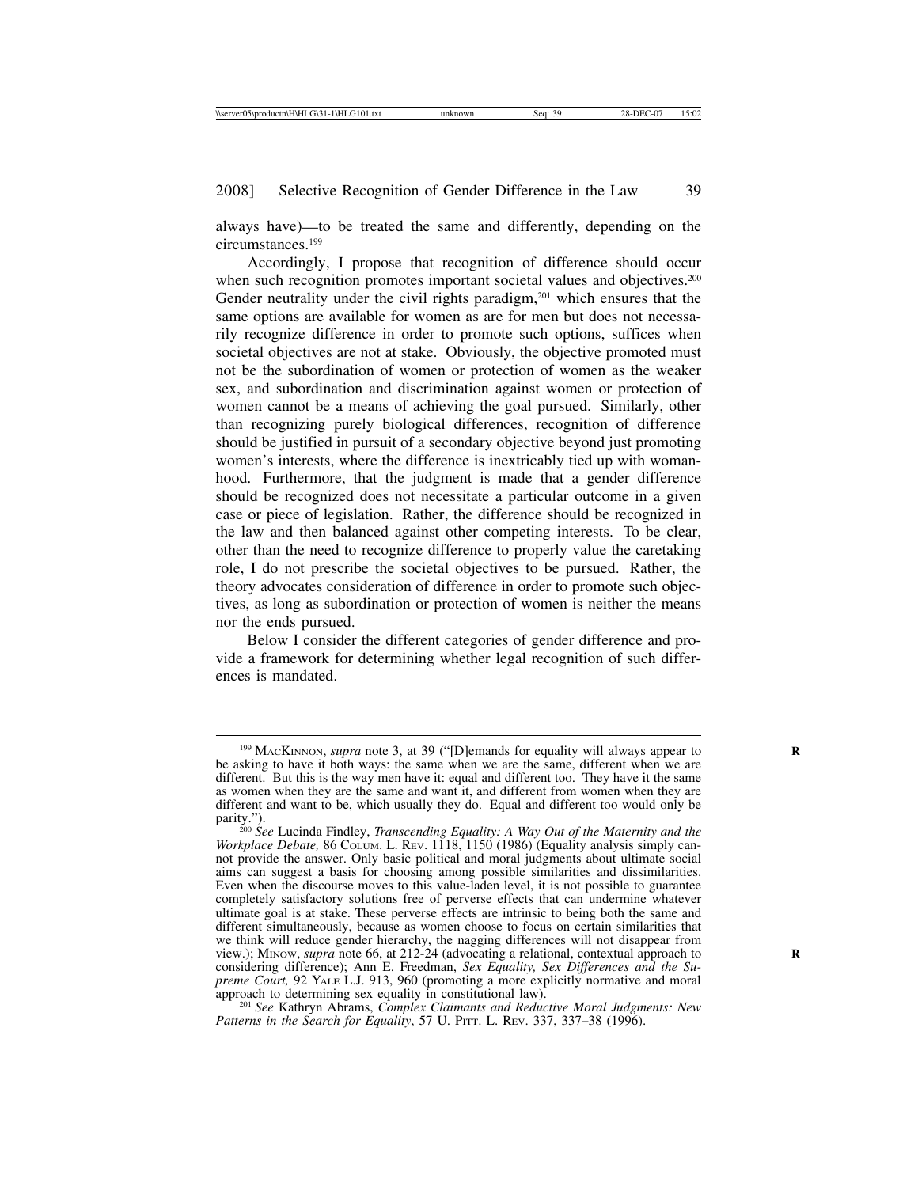always have)—to be treated the same and differently, depending on the circumstances.[199]

Accordingly, I propose that recognition of difference should occur when such recognition promotes important societal values and objectives.[200] Gender neutrality under the civil rights paradigm,[201] which ensures that the same options are available for women as are for men but does not necessarily recognize difference in order to promote such options, suffices when societal objectives are not at stake. Obviously, the objective promoted must not be the subordination of women or protection of women as the weaker sex, and subordination and discrimination against women or protection of women cannot be a means of achieving the goal pursued. Similarly, other than recognizing purely biological differences, recognition of difference should be justified in pursuit of a secondary objective beyond just promoting women's interests, where the difference is inextricably tied up with womanhood. Furthermore, that the judgment is made that a gender difference should be recognized does not necessitate a particular outcome in a given case or piece of legislation. Rather, the difference should be recognized in the law and then balanced against other competing interests. To be clear, other than the need to recognize difference to properly value the caretaking role, I do not prescribe the societal objectives to be pursued. Rather, the theory advocates consideration of difference in order to promote such objectives, as long as subordination or protection of women is neither the means nor the ends pursued.

Below I consider the different categories of gender difference and provide a framework for determining whether legal recognition of such differences is mandated.

---

[199] MacKinnon, *supra* note 3, at 39 ("[D]emands for equality will always appear to be asking to have it both ways: the same when we are the same, different when we are different. But this is the way men have it: equal and different too. They have it the same as women when they are the same and want it, and different from women when they are different and want to be, which usually they do. Equal and different too would only be parity.").

[200] *See* Lucinda Findley, *Transcending Equality: A Way Out of the Maternity and the Workplace Debate,* 86 Colum. L. Rev. 1118, 1150 (1986) (Equality analysis simply cannot provide the answer. Only basic political and moral judgments about ultimate social aims can suggest a basis for choosing among possible similarities and dissimilarities. Even when the discourse moves to this value-laden level, it is not possible to guarantee completely satisfactory solutions free of perverse effects that can undermine whatever ultimate goal is at stake. These perverse effects are intrinsic to being both the same and different simultaneously, because as women choose to focus on certain similarities that we think will reduce gender hierarchy, the nagging differences will not disappear from view.); Minow, *supra* note 66, at 212-24 (advocating a relational, contextual approach to considering difference); Ann E. Freedman, *Sex Equality, Sex Differences and the Supreme Court,* 92 Yale L.J. 913, 960 (promoting a more explicitly normative and moral approach to determining sex equality in constitutional law).

[201] *See* Kathryn Abrams, *Complex Claimants and Reductive Moral Judgments: New Patterns in the Search for Equality*, 57 U. Pitt. L. Rev. 337, 337–38 (1996).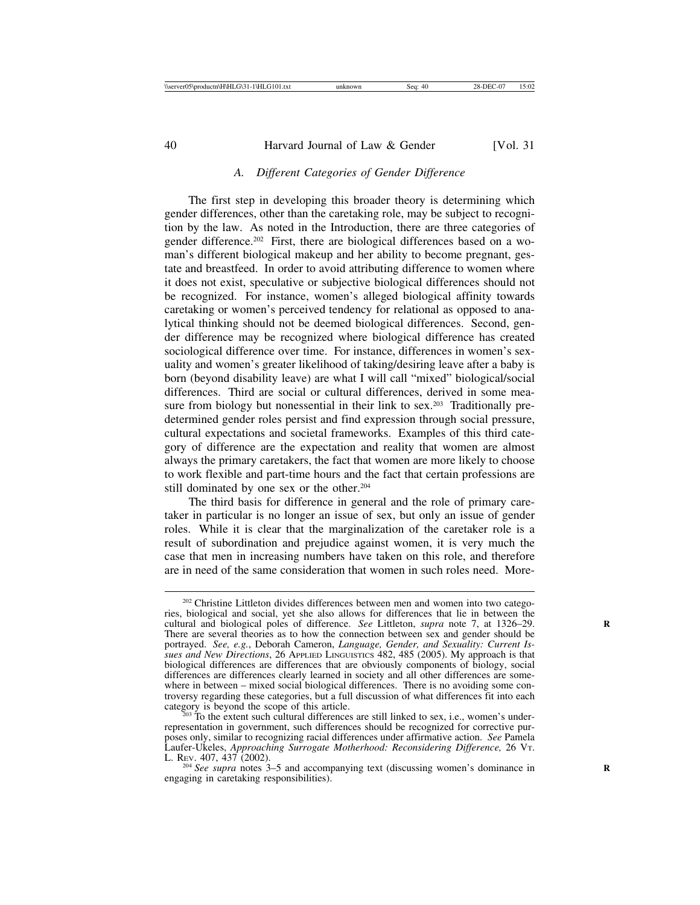### *A. Different Categories of Gender Difference*

The first step in developing this broader theory is determining which gender differences, other than the caretaking role, may be subject to recognition by the law. As noted in the Introduction, there are three categories of gender difference.[202] First, there are biological differences based on a woman's different biological makeup and her ability to become pregnant, gestate and breastfeed. In order to avoid attributing difference to women where it does not exist, speculative or subjective biological differences should not be recognized. For instance, women's alleged biological affinity towards caretaking or women's perceived tendency for relational as opposed to analytical thinking should not be deemed biological differences. Second, gender difference may be recognized where biological difference has created sociological difference over time. For instance, differences in women's sexuality and women's greater likelihood of taking/desiring leave after a baby is born (beyond disability leave) are what I will call "mixed" biological/social differences. Third are social or cultural differences, derived in some measure from biology but nonessential in their link to sex.[203] Traditionally predetermined gender roles persist and find expression through social pressure, cultural expectations and societal frameworks. Examples of this third category of difference are the expectation and reality that women are almost always the primary caretakers, the fact that women are more likely to choose to work flexible and part-time hours and the fact that certain professions are still dominated by one sex or the other.[204]

The third basis for difference in general and the role of primary caretaker in particular is no longer an issue of sex, but only an issue of gender roles. While it is clear that the marginalization of the caretaker role is a result of subordination and prejudice against women, it is very much the case that men in increasing numbers have taken on this role, and therefore are in need of the same consideration that women in such roles need. More-

---

[202] Christine Littleton divides differences between men and women into two categories, biological and social, yet she also allows for differences that lie in between the cultural and biological poles of difference. *See* Littleton, *supra* note 7, at 1326–29. There are several theories as to how the connection between sex and gender should be portrayed. *See, e.g.*, Deborah Cameron, *Language, Gender, and Sexuality: Current Issues and New Directions*, 26 APPLIED LINGUISTICS 482, 485 (2005). My approach is that biological differences are differences that are obviously components of biology, social differences are differences clearly learned in society and all other differences are somewhere in between – mixed social biological differences. There is no avoiding some controversy regarding these categories, but a full discussion of what differences fit into each category is beyond the scope of this article.

[203] To the extent such cultural differences are still linked to sex, i.e., women's underrepresentation in government, such differences should be recognized for corrective purposes only, similar to recognizing racial differences under affirmative action. *See* Pamela Laufer-Ukeles, *Approaching Surrogate Motherhood: Reconsidering Difference,* 26 VT. L. REV. 407, 437 (2002).

[204] *See supra* notes 3–5 and accompanying text (discussing women's dominance in engaging in caretaking responsibilities).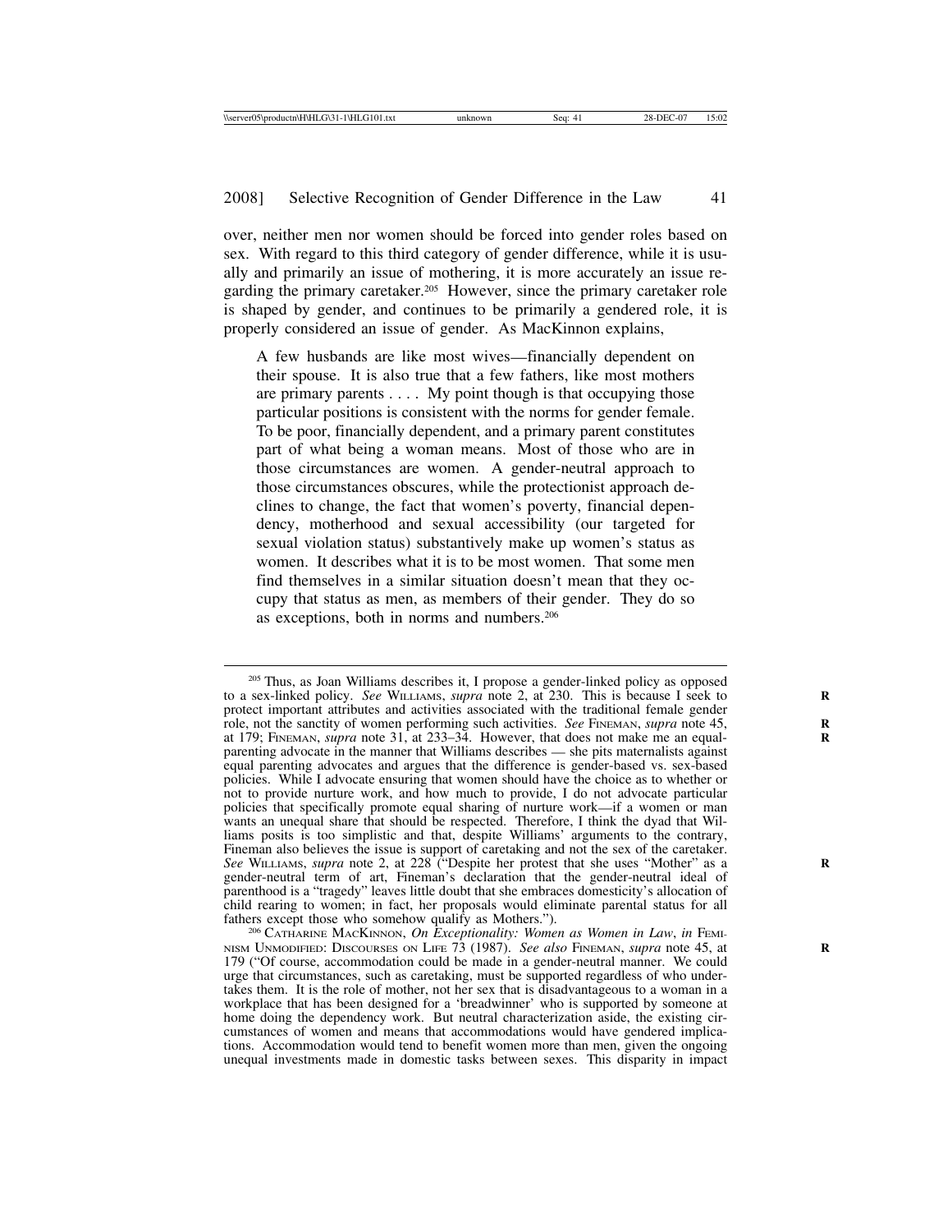over, neither men nor women should be forced into gender roles based on sex. With regard to this third category of gender difference, while it is usually and primarily an issue of mothering, it is more accurately an issue regarding the primary caretaker.[205] However, since the primary caretaker role is shaped by gender, and continues to be primarily a gendered role, it is properly considered an issue of gender. As MacKinnon explains,

> A few husbands are like most wives—financially dependent on their spouse. It is also true that a few fathers, like most mothers are primary parents . . . . My point though is that occupying those particular positions is consistent with the norms for gender female. To be poor, financially dependent, and a primary parent constitutes part of what being a woman means. Most of those who are in those circumstances are women. A gender-neutral approach to those circumstances obscures, while the protectionist approach declines to change, the fact that women's poverty, financial dependency, motherhood and sexual accessibility (our targeted for sexual violation status) substantively make up women's status as women. It describes what it is to be most women. That some men find themselves in a similar situation doesn't mean that they occupy that status as men, as members of their gender. They do so as exceptions, both in norms and numbers.[206]

---

[205] Thus, as Joan Williams describes it, I propose a gender-linked policy as opposed to a sex-linked policy. *See* WILLIAMS, *supra* note 2, at 230. This is because I seek to protect important attributes and activities associated with the traditional female gender role, not the sanctity of women performing such activities. *See* FINEMAN, *supra* note 45, at 179; FINEMAN, *supra* note 31, at 233–34. However, that does not make me an equal-parenting advocate in the manner that Williams describes — she pits maternalists against equal parenting advocates and argues that the difference is gender-based vs. sex-based policies. While I advocate ensuring that women should have the choice as to whether or not to provide nurture work, and how much to provide, I do not advocate particular policies that specifically promote equal sharing of nurture work—if a women or man wants an unequal share that should be respected. Therefore, I think the dyad that Williams posits is too simplistic and that, despite Williams' arguments to the contrary, Fineman also believes the issue is support of caretaking and not the sex of the caretaker. *See* WILLIAMS, *supra* note 2, at 228 ("Despite her protest that she uses "Mother" as a gender-neutral term of art, Fineman's declaration that the gender-neutral ideal of parenthood is a "tragedy" leaves little doubt that she embraces domesticity's allocation of child rearing to women; in fact, her proposals would eliminate parental status for all fathers except those who somehow qualify as Mothers.").

[206] CATHARINE MACKINNON, *On Exceptionality: Women as Women in Law*, *in* FEMINISM UNMODIFIED: DISCOURSES ON LIFE 73 (1987). *See also* FINEMAN, *supra* note 45, at 179 ("Of course, accommodation could be made in a gender-neutral manner. We could urge that circumstances, such as caretaking, must be supported regardless of who undertakes them. It is the role of mother, not her sex that is disadvantageous to a woman in a workplace that has been designed for a 'breadwinner' who is supported by someone at home doing the dependency work. But neutral characterization aside, the existing circumstances of women and means that accommodations would have gendered implications. Accommodation would tend to benefit women more than men, given the ongoing unequal investments made in domestic tasks between sexes. This disparity in impact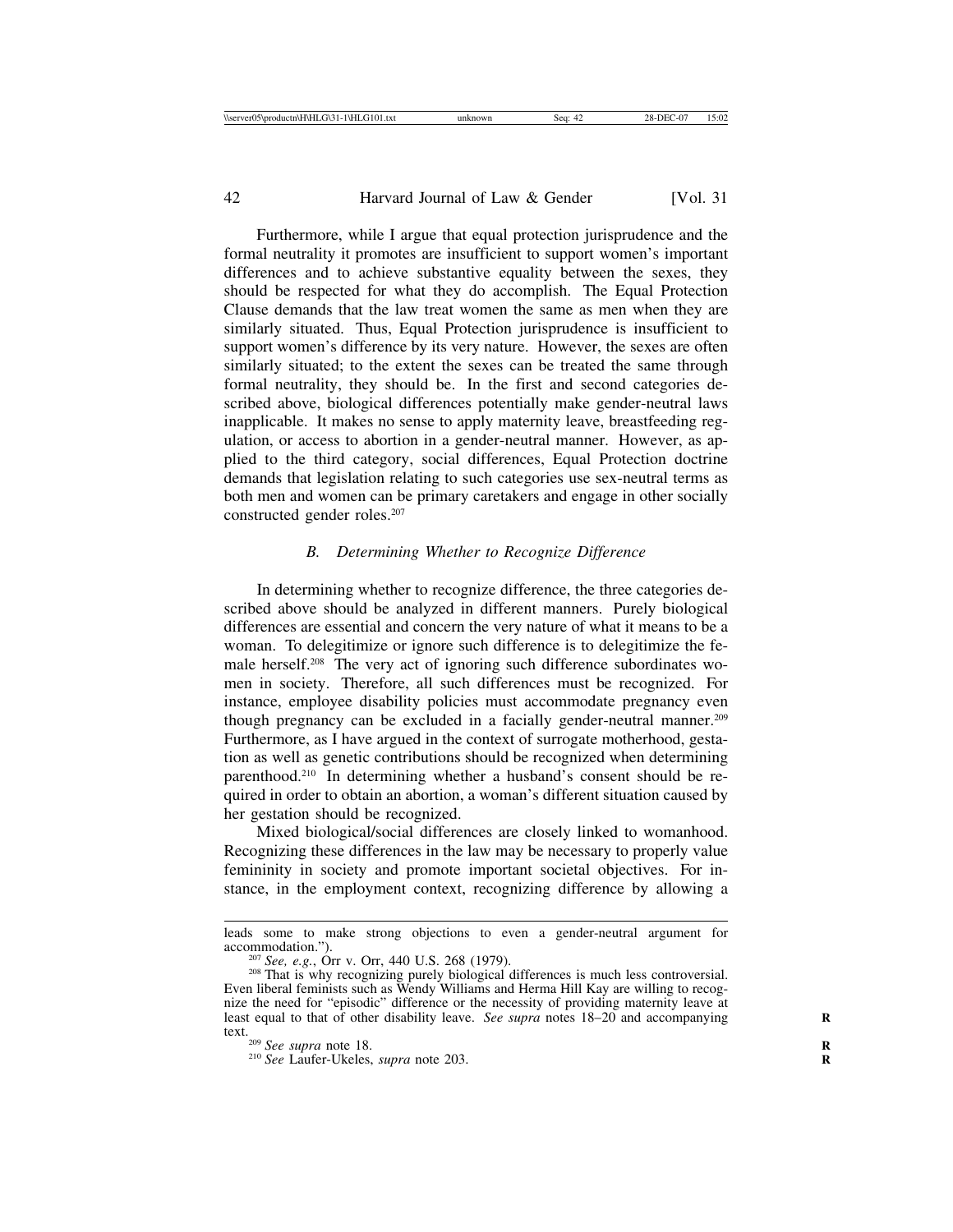Furthermore, while I argue that equal protection jurisprudence and the formal neutrality it promotes are insufficient to support women's important differences and to achieve substantive equality between the sexes, they should be respected for what they do accomplish. The Equal Protection Clause demands that the law treat women the same as men when they are similarly situated. Thus, Equal Protection jurisprudence is insufficient to support women's difference by its very nature. However, the sexes are often similarly situated; to the extent the sexes can be treated the same through formal neutrality, they should be. In the first and second categories described above, biological differences potentially make gender-neutral laws inapplicable. It makes no sense to apply maternity leave, breastfeeding regulation, or access to abortion in a gender-neutral manner. However, as applied to the third category, social differences, Equal Protection doctrine demands that legislation relating to such categories use sex-neutral terms as both men and women can be primary caretakers and engage in other socially constructed gender roles.[207]

### *B. Determining Whether to Recognize Difference*

In determining whether to recognize difference, the three categories described above should be analyzed in different manners. Purely biological differences are essential and concern the very nature of what it means to be a woman. To delegitimize or ignore such difference is to delegitimize the female herself.[208] The very act of ignoring such difference subordinates women in society. Therefore, all such differences must be recognized. For instance, employee disability policies must accommodate pregnancy even though pregnancy can be excluded in a facially gender-neutral manner.[209] Furthermore, as I have argued in the context of surrogate motherhood, gestation as well as genetic contributions should be recognized when determining parenthood.[210] In determining whether a husband's consent should be required in order to obtain an abortion, a woman's different situation caused by her gestation should be recognized.

Mixed biological/social differences are closely linked to womanhood. Recognizing these differences in the law may be necessary to properly value femininity in society and promote important societal objectives. For instance, in the employment context, recognizing difference by allowing a

---

leads some to make strong objections to even a gender-neutral argument for accommodation.").

[207] *See, e.g.*, Orr v. Orr, 440 U.S. 268 (1979).

[208] That is why recognizing purely biological differences is much less controversial. Even liberal feminists such as Wendy Williams and Herma Hill Kay are willing to recognize the need for "episodic" difference or the necessity of providing maternity leave at least equal to that of other disability leave. *See supra* notes 18–20 and accompanying text.

[209] *See supra* note 18.

[210] *See* Laufer-Ukeles, *supra* note 203.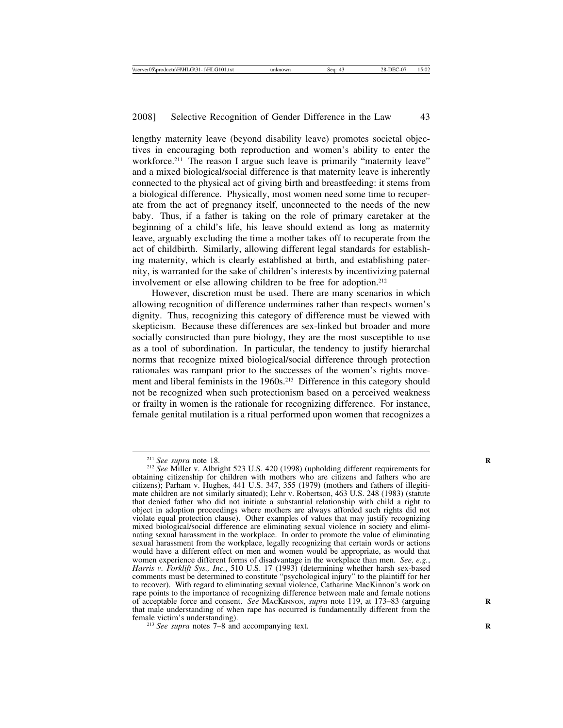lengthy maternity leave (beyond disability leave) promotes societal objectives in encouraging both reproduction and women's ability to enter the workforce.[211] The reason I argue such leave is primarily "maternity leave" and a mixed biological/social difference is that maternity leave is inherently connected to the physical act of giving birth and breastfeeding: it stems from a biological difference. Physically, most women need some time to recuperate from the act of pregnancy itself, unconnected to the needs of the new baby. Thus, if a father is taking on the role of primary caretaker at the beginning of a child's life, his leave should extend as long as maternity leave, arguably excluding the time a mother takes off to recuperate from the act of childbirth. Similarly, allowing different legal standards for establishing maternity, which is clearly established at birth, and establishing paternity, is warranted for the sake of children's interests by incentivizing paternal involvement or else allowing children to be free for adoption.[212]

However, discretion must be used. There are many scenarios in which allowing recognition of difference undermines rather than respects women's dignity. Thus, recognizing this category of difference must be viewed with skepticism. Because these differences are sex-linked but broader and more socially constructed than pure biology, they are the most susceptible to use as a tool of subordination. In particular, the tendency to justify hierarchal norms that recognize mixed biological/social difference through protection rationales was rampant prior to the successes of the women's rights movement and liberal feminists in the 1960s.[213] Difference in this category should not be recognized when such protectionism based on a perceived weakness or frailty in women is the rationale for recognizing difference. For instance, female genital mutilation is a ritual performed upon women that recognizes a

---

[211] *See supra* note 18.

[212] *See* Miller v. Albright 523 U.S. 420 (1998) (upholding different requirements for obtaining citizenship for children with mothers who are citizens and fathers who are citizens); Parham v. Hughes, 441 U.S. 347, 355 (1979) (mothers and fathers of illegitimate children are not similarly situated); Lehr v. Robertson, 463 U.S. 248 (1983) (statute that denied father who did not initiate a substantial relationship with child a right to object in adoption proceedings where mothers are always afforded such rights did not violate equal protection clause). Other examples of values that may justify recognizing mixed biological/social difference are eliminating sexual violence in society and eliminating sexual harassment in the workplace. In order to promote the value of eliminating sexual harassment from the workplace, legally recognizing that certain words or actions would have a different effect on men and women would be appropriate, as would that women experience different forms of disadvantage in the workplace than men. *See, e.g.*, *Harris v. Forklift Sys., Inc.*, 510 U.S. 17 (1993) (determining whether harsh sex-based comments must be determined to constitute "psychological injury" to the plaintiff for her to recover). With regard to eliminating sexual violence, Catharine MacKinnon's work on rape points to the importance of recognizing difference between male and female notions of acceptable force and consent. *See* MACKINNON, *supra* note 119, at 173–83 (arguing that male understanding of when rape has occurred is fundamentally different from the female victim's understanding).

[213] *See supra* notes 7–8 and accompanying text.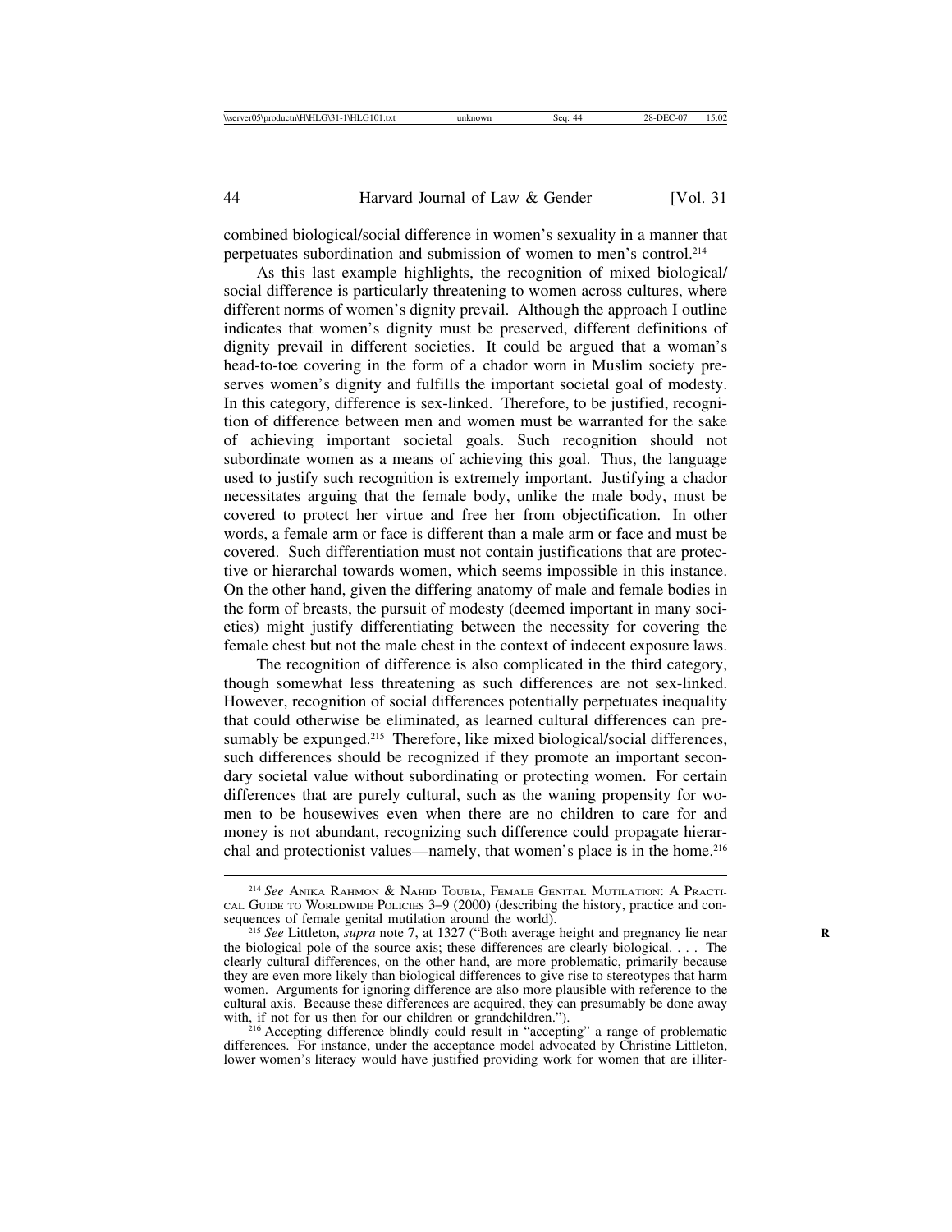combined biological/social difference in women's sexuality in a manner that perpetuates subordination and submission of women to men's control.[214]

As this last example highlights, the recognition of mixed biological/social difference is particularly threatening to women across cultures, where different norms of women's dignity prevail. Although the approach I outline indicates that women's dignity must be preserved, different definitions of dignity prevail in different societies. It could be argued that a woman's head-to-toe covering in the form of a chador worn in Muslim society preserves women's dignity and fulfills the important societal goal of modesty. In this category, difference is sex-linked. Therefore, to be justified, recognition of difference between men and women must be warranted for the sake of achieving important societal goals. Such recognition should not subordinate women as a means of achieving this goal. Thus, the language used to justify such recognition is extremely important. Justifying a chador necessitates arguing that the female body, unlike the male body, must be covered to protect her virtue and free her from objectification. In other words, a female arm or face is different than a male arm or face and must be covered. Such differentiation must not contain justifications that are protective or hierarchal towards women, which seems impossible in this instance. On the other hand, given the differing anatomy of male and female bodies in the form of breasts, the pursuit of modesty (deemed important in many societies) might justify differentiating between the necessity for covering the female chest but not the male chest in the context of indecent exposure laws.

The recognition of difference is also complicated in the third category, though somewhat less threatening as such differences are not sex-linked. However, recognition of social differences potentially perpetuates inequality that could otherwise be eliminated, as learned cultural differences can presumably be expunged.[215] Therefore, like mixed biological/social differences, such differences should be recognized if they promote an important secondary societal value without subordinating or protecting women. For certain differences that are purely cultural, such as the waning propensity for women to be housewives even when there are no children to care for and money is not abundant, recognizing such difference could propagate hierarchal and protectionist values—namely, that women's place is in the home.[216]

---

[214] *See* Anika Rahmon & Nahid Toubia, Female Genital Mutilation: A Practical Guide to Worldwide Policies 3–9 (2000) (describing the history, practice and consequences of female genital mutilation around the world).

[215] *See* Littleton, *supra* note 7, at 1327 ("Both average height and pregnancy lie near the biological pole of the source axis; these differences are clearly biological. . . . The clearly cultural differences, on the other hand, are more problematic, primarily because they are even more likely than biological differences to give rise to stereotypes that harm women. Arguments for ignoring difference are also more plausible with reference to the cultural axis. Because these differences are acquired, they can presumably be done away with, if not for us then for our children or grandchildren.").

[216] Accepting difference blindly could result in "accepting" a range of problematic differences. For instance, under the acceptance model advocated by Christine Littleton, lower women's literacy would have justified providing work for women that are illiter-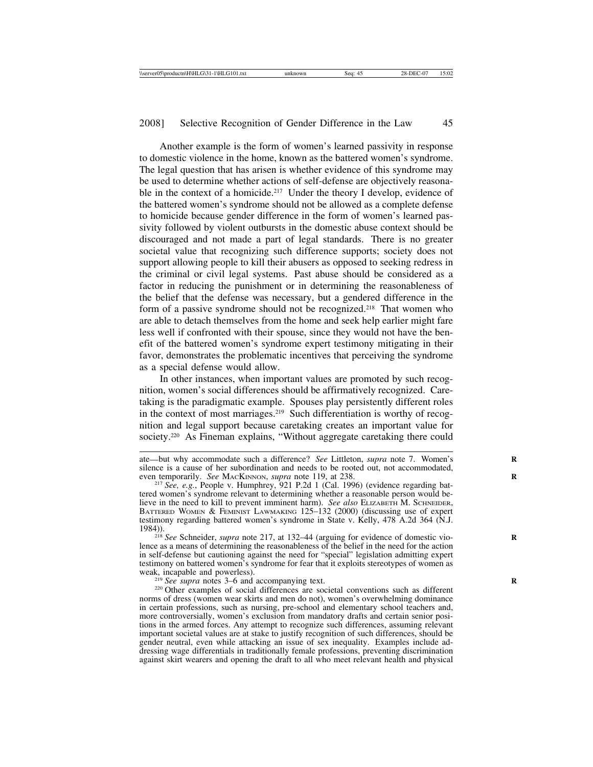Another example is the form of women's learned passivity in response to domestic violence in the home, known as the battered women's syndrome. The legal question that has arisen is whether evidence of this syndrome may be used to determine whether actions of self-defense are objectively reasonable in the context of a homicide.[217] Under the theory I develop, evidence of the battered women's syndrome should not be allowed as a complete defense to homicide because gender difference in the form of women's learned passivity followed by violent outbursts in the domestic abuse context should be discouraged and not made a part of legal standards. There is no greater societal value that recognizing such difference supports; society does not support allowing people to kill their abusers as opposed to seeking redress in the criminal or civil legal systems. Past abuse should be considered as a factor in reducing the punishment or in determining the reasonableness of the belief that the defense was necessary, but a gendered difference in the form of a passive syndrome should not be recognized.[218] That women who are able to detach themselves from the home and seek help earlier might fare less well if confronted with their spouse, since they would not have the benefit of the battered women's syndrome expert testimony mitigating in their favor, demonstrates the problematic incentives that perceiving the syndrome as a special defense would allow.

In other instances, when important values are promoted by such recognition, women's social differences should be affirmatively recognized. Caretaking is the paradigmatic example. Spouses play persistently different roles in the context of most marriages.[219] Such differentiation is worthy of recognition and legal support because caretaking creates an important value for society.[220] As Fineman explains, "Without aggregate caretaking there could

---

ate—but why accommodate such a difference? *See* Littleton, *supra* note 7. Women's silence is a cause of her subordination and needs to be rooted out, not accommodated, even temporarily. *See* MACKINNON, *supra* note 119, at 238.

[217] *See, e.g.*, People v. Humphrey, 921 P.2d 1 (Cal. 1996) (evidence regarding battered women's syndrome relevant to determining whether a reasonable person would believe in the need to kill to prevent imminent harm). *See also* ELIZABETH M. SCHNEIDER, BATTERED WOMEN & FEMINIST LAWMAKING 125–132 (2000) (discussing use of expert testimony regarding battered women's syndrome in State v. Kelly, 478 A.2d 364 (N.J. 1984)).

[218] *See* Schneider, *supra* note 217, at 132–44 (arguing for evidence of domestic violence as a means of determining the reasonableness of the belief in the need for the action in self-defense but cautioning against the need for "special" legislation admitting expert testimony on battered women's syndrome for fear that it exploits stereotypes of women as weak, incapable and powerless).

[219] *See supra* notes 3–6 and accompanying text.

[220] Other examples of social differences are societal conventions such as different norms of dress (women wear skirts and men do not), women's overwhelming dominance in certain professions, such as nursing, pre-school and elementary school teachers and, more controversially, women's exclusion from mandatory drafts and certain senior positions in the armed forces. Any attempt to recognize such differences, assuming relevant important societal values are at stake to justify recognition of such differences, should be gender neutral, even while attacking an issue of sex inequality. Examples include addressing wage differentials in traditionally female professions, preventing discrimination against skirt wearers and opening the draft to all who meet relevant health and physical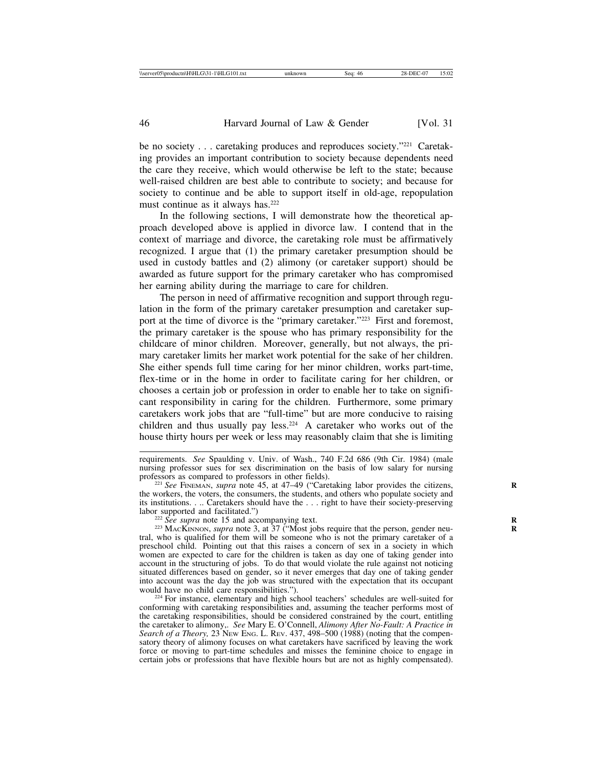be no society . . . caretaking produces and reproduces society."[221] Caretaking provides an important contribution to society because dependents need the care they receive, which would otherwise be left to the state; because well-raised children are best able to contribute to society; and because for society to continue and be able to support itself in old-age, repopulation must continue as it always has.[222]

In the following sections, I will demonstrate how the theoretical approach developed above is applied in divorce law. I contend that in the context of marriage and divorce, the caretaking role must be affirmatively recognized. I argue that (1) the primary caretaker presumption should be used in custody battles and (2) alimony (or caretaker support) should be awarded as future support for the primary caretaker who has compromised her earning ability during the marriage to care for children.

The person in need of affirmative recognition and support through regulation in the form of the primary caretaker presumption and caretaker support at the time of divorce is the "primary caretaker."[223] First and foremost, the primary caretaker is the spouse who has primary responsibility for the childcare of minor children. Moreover, generally, but not always, the primary caretaker limits her market work potential for the sake of her children. She either spends full time caring for her minor children, works part-time, flex-time or in the home in order to facilitate caring for her children, or chooses a certain job or profession in order to enable her to take on significant responsibility in caring for the children. Furthermore, some primary caretakers work jobs that are "full-time" but are more conducive to raising children and thus usually pay less.[224] A caretaker who works out of the house thirty hours per week or less may reasonably claim that she is limiting

---

requirements. *See* Spaulding v. Univ. of Wash., 740 F.2d 686 (9th Cir. 1984) (male nursing professor sues for sex discrimination on the basis of low salary for nursing professors as compared to professors in other fields).

[221] *See* FINEMAN, *supra* note 45, at 47–49 ("Caretaking labor provides the citizens, the workers, the voters, the consumers, the students, and others who populate society and its institutions. . .. Caretakers should have the . . . right to have their society-preserving labor supported and facilitated.")

[222] *See supra* note 15 and accompanying text.

[223] MACKINNON, *supra* note 3, at 37 ("Most jobs require that the person, gender neutral, who is qualified for them will be someone who is not the primary caretaker of a preschool child. Pointing out that this raises a concern of sex in a society in which women are expected to care for the children is taken as day one of taking gender into account in the structuring of jobs. To do that would violate the rule against not noticing situated differences based on gender, so it never emerges that day one of taking gender into account was the day the job was structured with the expectation that its occupant would have no child care responsibilities.").

[224] For instance, elementary and high school teachers' schedules are well-suited for conforming with caretaking responsibilities and, assuming the teacher performs most of the caretaking responsibilities, should be considered constrained by the court, entitling the caretaker to alimony,. *See* Mary E. O'Connell, *Alimony After No-Fault: A Practice in Search of a Theory,* 23 NEW ENG. L. REV. 437, 498–500 (1988) (noting that the compensatory theory of alimony focuses on what caretakers have sacrificed by leaving the work force or moving to part-time schedules and misses the feminine choice to engage in certain jobs or professions that have flexible hours but are not as highly compensated).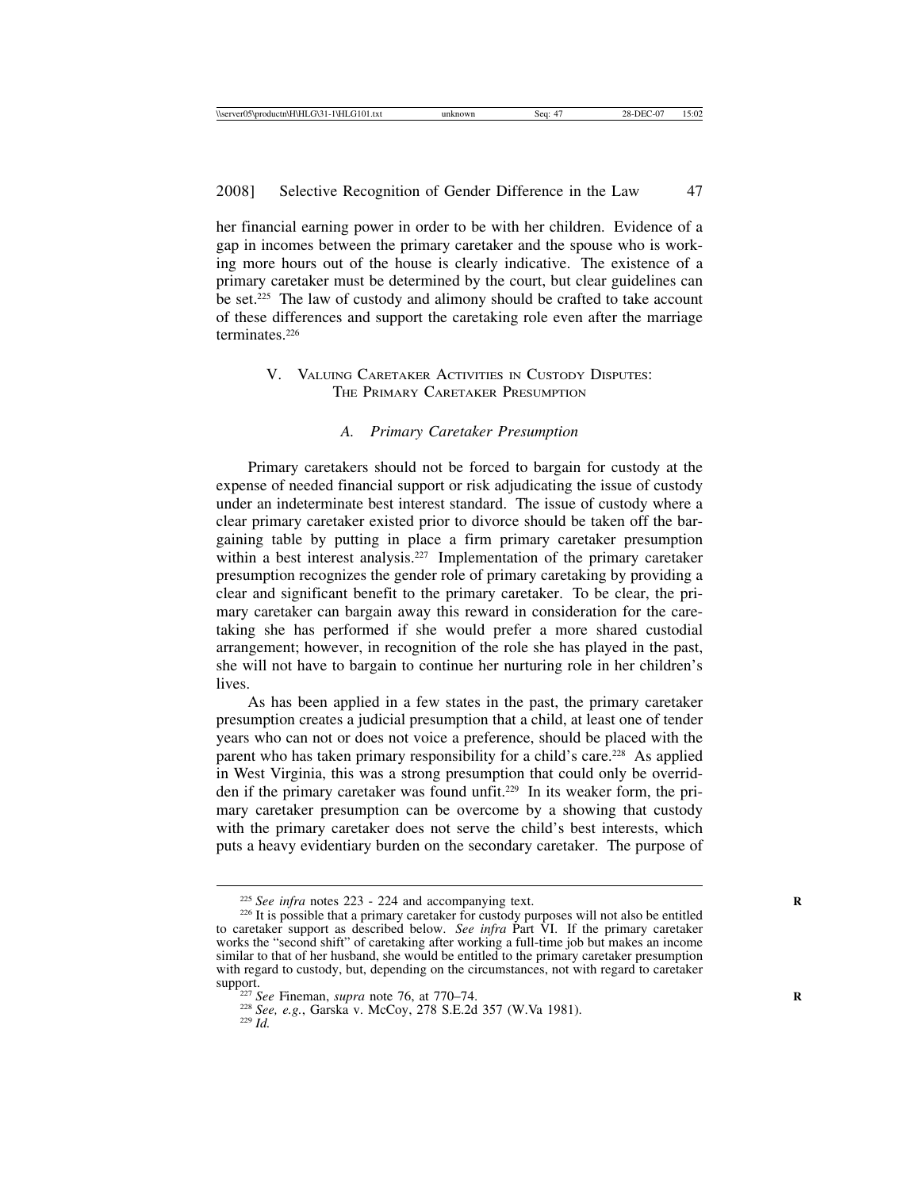her financial earning power in order to be with her children. Evidence of a gap in incomes between the primary caretaker and the spouse who is working more hours out of the house is clearly indicative. The existence of a primary caretaker must be determined by the court, but clear guidelines can be set.[225] The law of custody and alimony should be crafted to take account of these differences and support the caretaking role even after the marriage terminates.[226]

## V. Valuing Caretaker Activities in Custody Disputes: The Primary Caretaker Presumption

### A. *Primary Caretaker Presumption*

Primary caretakers should not be forced to bargain for custody at the expense of needed financial support or risk adjudicating the issue of custody under an indeterminate best interest standard. The issue of custody where a clear primary caretaker existed prior to divorce should be taken off the bargaining table by putting in place a firm primary caretaker presumption within a best interest analysis.[227] Implementation of the primary caretaker presumption recognizes the gender role of primary caretaking by providing a clear and significant benefit to the primary caretaker. To be clear, the primary caretaker can bargain away this reward in consideration for the caretaking she has performed if she would prefer a more shared custodial arrangement; however, in recognition of the role she has played in the past, she will not have to bargain to continue her nurturing role in her children's lives.

As has been applied in a few states in the past, the primary caretaker presumption creates a judicial presumption that a child, at least one of tender years who can not or does not voice a preference, should be placed with the parent who has taken primary responsibility for a child's care.[228] As applied in West Virginia, this was a strong presumption that could only be overridden if the primary caretaker was found unfit.[229] In its weaker form, the primary caretaker presumption can be overcome by a showing that custody with the primary caretaker does not serve the child's best interests, which puts a heavy evidentiary burden on the secondary caretaker. The purpose of

---

[225] *See infra* notes 223 - 224 and accompanying text.

[226] It is possible that a primary caretaker for custody purposes will not also be entitled to caretaker support as described below. *See infra* Part VI. If the primary caretaker works the "second shift" of caretaking after working a full-time job but makes an income similar to that of her husband, she would be entitled to the primary caretaker presumption with regard to custody, but, depending on the circumstances, not with regard to caretaker support.

[227] *See* Fineman, *supra* note 76, at 770–74.

[228] *See, e.g.*, Garska v. McCoy, 278 S.E.2d 357 (W.Va 1981).

[229] *Id.*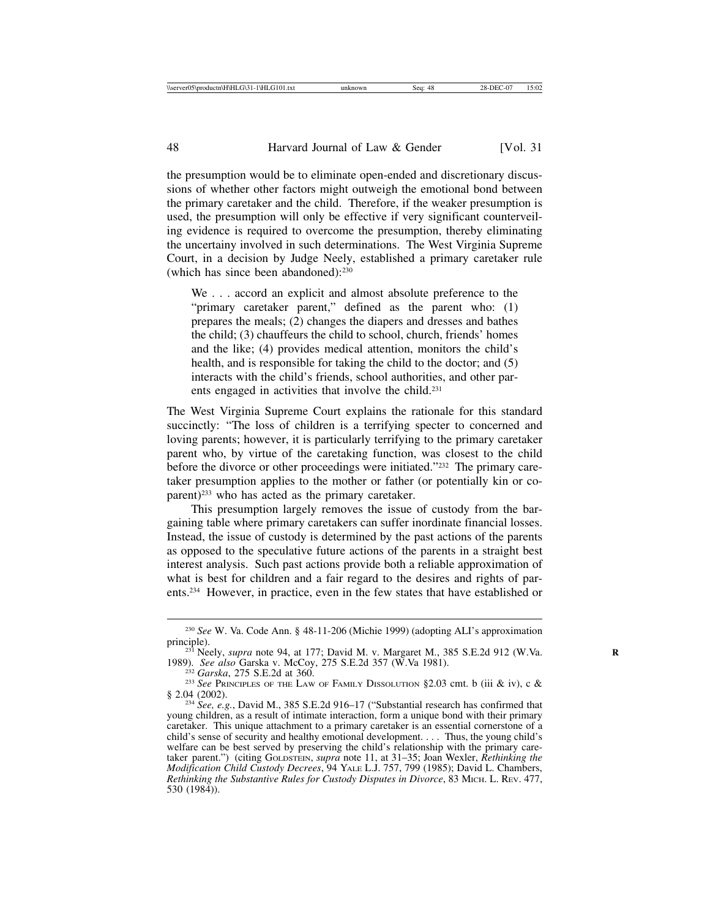the presumption would be to eliminate open-ended and discretionary discussions of whether other factors might outweigh the emotional bond between the primary caretaker and the child. Therefore, if the weaker presumption is used, the presumption will only be effective if very significant counterveiling evidence is required to overcome the presumption, thereby eliminating the uncertainy involved in such determinations. The West Virginia Supreme Court, in a decision by Judge Neely, established a primary caretaker rule (which has since been abandoned):[230]

> We . . . accord an explicit and almost absolute preference to the "primary caretaker parent," defined as the parent who: (1) prepares the meals; (2) changes the diapers and dresses and bathes the child; (3) chauffeurs the child to school, church, friends' homes and the like; (4) provides medical attention, monitors the child's health, and is responsible for taking the child to the doctor; and (5) interacts with the child's friends, school authorities, and other parents engaged in activities that involve the child.[231]

The West Virginia Supreme Court explains the rationale for this standard succinctly: "The loss of children is a terrifying specter to concerned and loving parents; however, it is particularly terrifying to the primary caretaker parent who, by virtue of the caretaking function, was closest to the child before the divorce or other proceedings were initiated."[232] The primary caretaker presumption applies to the mother or father (or potentially kin or coparent)[233] who has acted as the primary caretaker.

This presumption largely removes the issue of custody from the bargaining table where primary caretakers can suffer inordinate financial losses. Instead, the issue of custody is determined by the past actions of the parents as opposed to the speculative future actions of the parents in a straight best interest analysis. Such past actions provide both a reliable approximation of what is best for children and a fair regard to the desires and rights of parents.[234] However, in practice, even in the few states that have established or

---

[230] *See* W. Va. Code Ann. § 48-11-206 (Michie 1999) (adopting ALI's approximation principle).

[231] Neely, *supra* note 94, at 177; David M. v. Margaret M., 385 S.E.2d 912 (W.Va. 1989). *See also* Garska v. McCoy, 275 S.E.2d 357 (W.Va 1981).

[232] *Garska*, 275 S.E.2d at 360.

[233] *See* Principles of the Law of Family Dissolution §2.03 cmt. b (iii & iv), c & § 2.04 (2002).

[234] *See, e.g.*, David M., 385 S.E.2d 916–17 ("Substantial research has confirmed that young children, as a result of intimate interaction, form a unique bond with their primary caretaker. This unique attachment to a primary caretaker is an essential cornerstone of a child's sense of security and healthy emotional development. . . . Thus, the young child's welfare can be best served by preserving the child's relationship with the primary caretaker parent.") (citing Goldstein, *supra* note 11, at 31–35; Joan Wexler, *Rethinking the Modification Child Custody Decrees*, 94 Yale L.J. 757, 799 (1985); David L. Chambers, *Rethinking the Substantive Rules for Custody Disputes in Divorce*, 83 Mich. L. Rev. 477, 530 (1984)).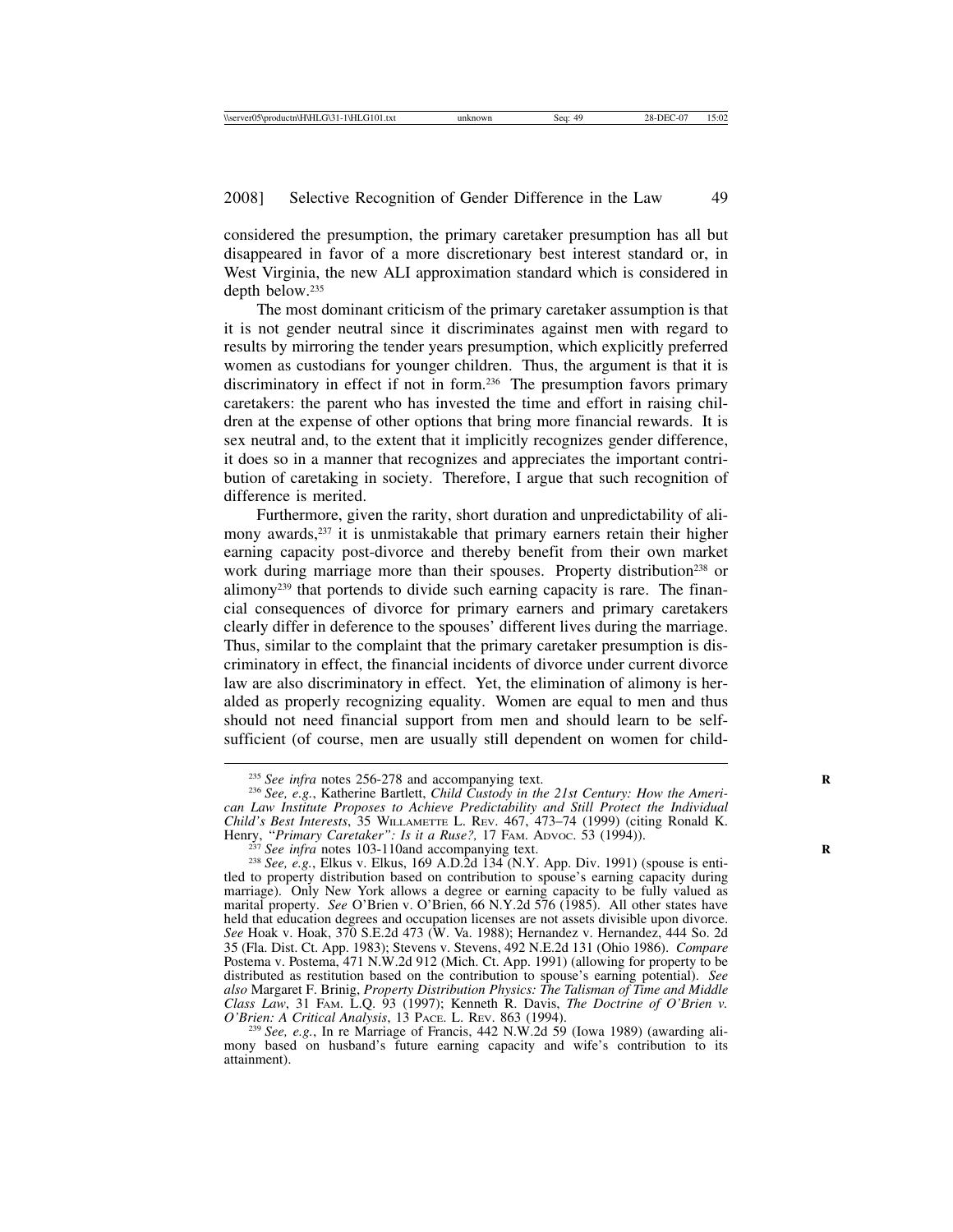considered the presumption, the primary caretaker presumption has all but disappeared in favor of a more discretionary best interest standard or, in West Virginia, the new ALI approximation standard which is considered in depth below.[235]

The most dominant criticism of the primary caretaker assumption is that it is not gender neutral since it discriminates against men with regard to results by mirroring the tender years presumption, which explicitly preferred women as custodians for younger children. Thus, the argument is that it is discriminatory in effect if not in form.[236] The presumption favors primary caretakers: the parent who has invested the time and effort in raising children at the expense of other options that bring more financial rewards. It is sex neutral and, to the extent that it implicitly recognizes gender difference, it does so in a manner that recognizes and appreciates the important contribution of caretaking in society. Therefore, I argue that such recognition of difference is merited.

Furthermore, given the rarity, short duration and unpredictability of alimony awards,[237] it is unmistakable that primary earners retain their higher earning capacity post-divorce and thereby benefit from their own market work during marriage more than their spouses. Property distribution[238] or alimony[239] that portends to divide such earning capacity is rare. The financial consequences of divorce for primary earners and primary caretakers clearly differ in deference to the spouses' different lives during the marriage. Thus, similar to the complaint that the primary caretaker presumption is discriminatory in effect, the financial incidents of divorce under current divorce law are also discriminatory in effect. Yet, the elimination of alimony is heralded as properly recognizing equality. Women are equal to men and thus should not need financial support from men and should learn to be self-sufficient (of course, men are usually still dependent on women for child-

---

[235] *See infra* notes 256-278 and accompanying text.

[236] *See, e.g.*, Katherine Bartlett, *Child Custody in the 21st Century: How the American Law Institute Proposes to Achieve Predictability and Still Protect the Individual Child's Best Interests*, 35 WILLAMETTE L. REV. 467, 473–74 (1999) (citing Ronald K. Henry, *"Primary Caretaker": Is it a Ruse?,* 17 FAM. ADVOC. 53 (1994)).

[237] *See infra* notes 103-110and accompanying text.

[238] *See, e.g.*, Elkus v. Elkus, 169 A.D.2d 134 (N.Y. App. Div. 1991) (spouse is entitled to property distribution based on contribution to spouse's earning capacity during marriage). Only New York allows a degree or earning capacity to be fully valued as marital property. *See* O'Brien v. O'Brien, 66 N.Y.2d 576 (1985). All other states have held that education degrees and occupation licenses are not assets divisible upon divorce. *See* Hoak v. Hoak, 370 S.E.2d 473 (W. Va. 1988); Hernandez v. Hernandez, 444 So. 2d 35 (Fla. Dist. Ct. App. 1983); Stevens v. Stevens, 492 N.E.2d 131 (Ohio 1986). *Compare* Postema v. Postema, 471 N.W.2d 912 (Mich. Ct. App. 1991) (allowing for property to be distributed as restitution based on the contribution to spouse's earning potential). *See also* Margaret F. Brinig, *Property Distribution Physics: The Talisman of Time and Middle Class Law*, 31 FAM. L.Q. 93 (1997); Kenneth R. Davis, *The Doctrine of O'Brien v. O'Brien: A Critical Analysis*, 13 PACE. L. REV. 863 (1994).

[239] *See, e.g.*, In re Marriage of Francis, 442 N.W.2d 59 (Iowa 1989) (awarding alimony based on husband's future earning capacity and wife's contribution to its attainment).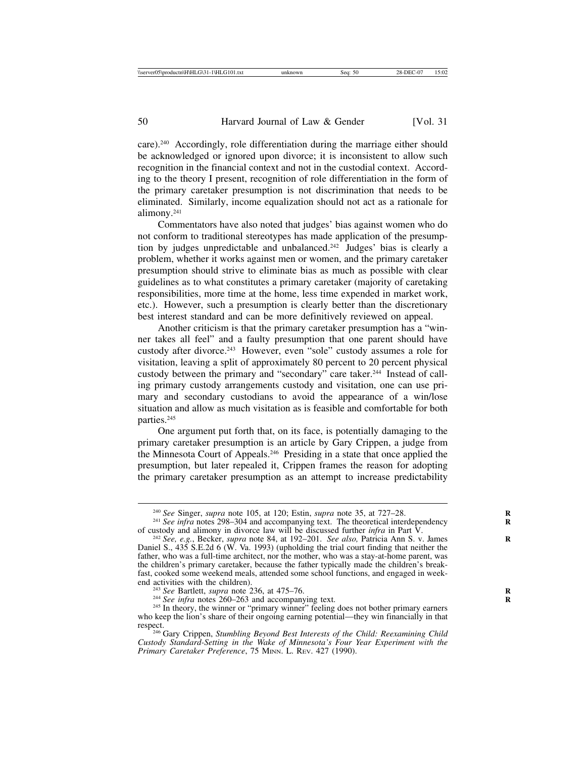care).[240] Accordingly, role differentiation during the marriage either should be acknowledged or ignored upon divorce; it is inconsistent to allow such recognition in the financial context and not in the custodial context. According to the theory I present, recognition of role differentiation in the form of the primary caretaker presumption is not discrimination that needs to be eliminated. Similarly, income equalization should not act as a rationale for alimony.[241]

Commentators have also noted that judges' bias against women who do not conform to traditional stereotypes has made application of the presumption by judges unpredictable and unbalanced.[242] Judges' bias is clearly a problem, whether it works against men or women, and the primary caretaker presumption should strive to eliminate bias as much as possible with clear guidelines as to what constitutes a primary caretaker (majority of caretaking responsibilities, more time at the home, less time expended in market work, etc.). However, such a presumption is clearly better than the discretionary best interest standard and can be more definitively reviewed on appeal.

Another criticism is that the primary caretaker presumption has a "winner takes all feel" and a faulty presumption that one parent should have custody after divorce.[243] However, even "sole" custody assumes a role for visitation, leaving a split of approximately 80 percent to 20 percent physical custody between the primary and "secondary" care taker.[244] Instead of calling primary custody arrangements custody and visitation, one can use primary and secondary custodians to avoid the appearance of a win/lose situation and allow as much visitation as is feasible and comfortable for both parties.[245]

One argument put forth that, on its face, is potentially damaging to the primary caretaker presumption is an article by Gary Crippen, a judge from the Minnesota Court of Appeals.[246] Presiding in a state that once applied the presumption, but later repealed it, Crippen frames the reason for adopting the primary caretaker presumption as an attempt to increase predictability

---

[240] *See* Singer, *supra* note 105, at 120; Estin, *supra* note 35, at 727–28.

[241] *See infra* notes 298–304 and accompanying text. The theoretical interdependency of custody and alimony in divorce law will be discussed further *infra* in Part V.

[242] *See, e.g.*, Becker, *supra* note 84, at 192–201. *See also,* Patricia Ann S. v. James Daniel S., 435 S.E.2d 6 (W. Va. 1993) (upholding the trial court finding that neither the father, who was a full-time architect, nor the mother, who was a stay-at-home parent, was the children's primary caretaker, because the father typically made the children's breakfast, cooked some weekend meals, attended some school functions, and engaged in weekend activities with the children).

[243] *See* Bartlett, *supra* note 236, at 475–76.

[244] *See infra* notes 260–263 and accompanying text.

[245] In theory, the winner or "primary winner" feeling does not bother primary earners who keep the lion's share of their ongoing earning potential—they win financially in that respect.

[246] Gary Crippen, *Stumbling Beyond Best Interests of the Child: Reexamining Child Custody Standard-Setting in the Wake of Minnesota's Four Year Experiment with the Primary Caretaker Preference*, 75 MINN. L. REV. 427 (1990).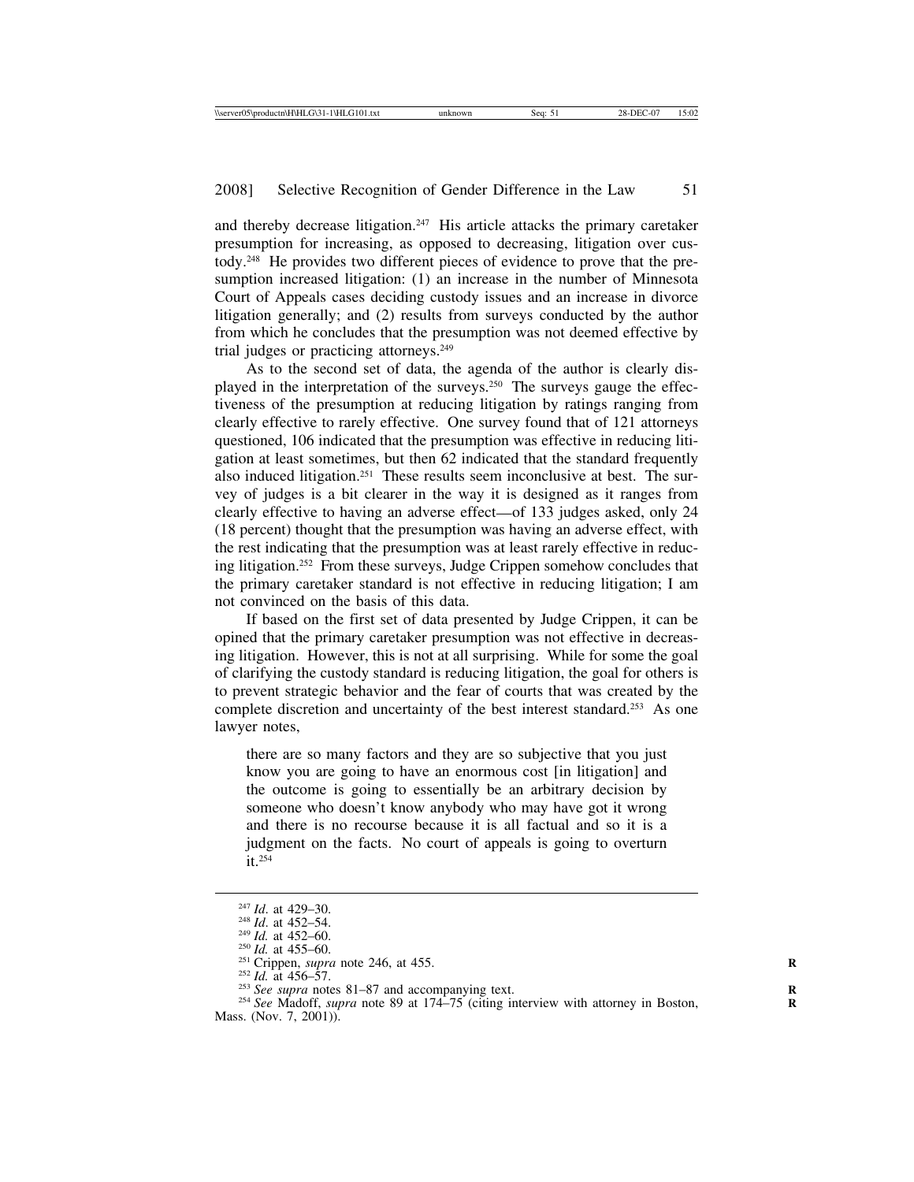and thereby decrease litigation.[247] His article attacks the primary caretaker presumption for increasing, as opposed to decreasing, litigation over custody.[248] He provides two different pieces of evidence to prove that the presumption increased litigation: (1) an increase in the number of Minnesota Court of Appeals cases deciding custody issues and an increase in divorce litigation generally; and (2) results from surveys conducted by the author from which he concludes that the presumption was not deemed effective by trial judges or practicing attorneys.[249]

As to the second set of data, the agenda of the author is clearly displayed in the interpretation of the surveys.[250] The surveys gauge the effectiveness of the presumption at reducing litigation by ratings ranging from clearly effective to rarely effective. One survey found that of 121 attorneys questioned, 106 indicated that the presumption was effective in reducing litigation at least sometimes, but then 62 indicated that the standard frequently also induced litigation.[251] These results seem inconclusive at best. The survey of judges is a bit clearer in the way it is designed as it ranges from clearly effective to having an adverse effect—of 133 judges asked, only 24 (18 percent) thought that the presumption was having an adverse effect, with the rest indicating that the presumption was at least rarely effective in reducing litigation.[252] From these surveys, Judge Crippen somehow concludes that the primary caretaker standard is not effective in reducing litigation; I am not convinced on the basis of this data.

If based on the first set of data presented by Judge Crippen, it can be opined that the primary caretaker presumption was not effective in decreasing litigation. However, this is not at all surprising. While for some the goal of clarifying the custody standard is reducing litigation, the goal for others is to prevent strategic behavior and the fear of courts that was created by the complete discretion and uncertainty of the best interest standard.[253] As one lawyer notes,

> there are so many factors and they are so subjective that you just know you are going to have an enormous cost [in litigation] and the outcome is going to essentially be an arbitrary decision by someone who doesn't know anybody who may have got it wrong and there is no recourse because it is all factual and so it is a judgment on the facts. No court of appeals is going to overturn it.[254]

---

[247] *Id.* at 429–30.
[248] *Id.* at 452–54.
[249] *Id.* at 452–60.
[250] *Id.* at 455–60.
[251] Crippen, *supra* note 246, at 455.
[252] *Id.* at 456–57.
[253] *See supra* notes 81–87 and accompanying text.
[254] *See* Madoff, *supra* note 89 at 174–75 (citing interview with attorney in Boston, Mass. (Nov. 7, 2001)).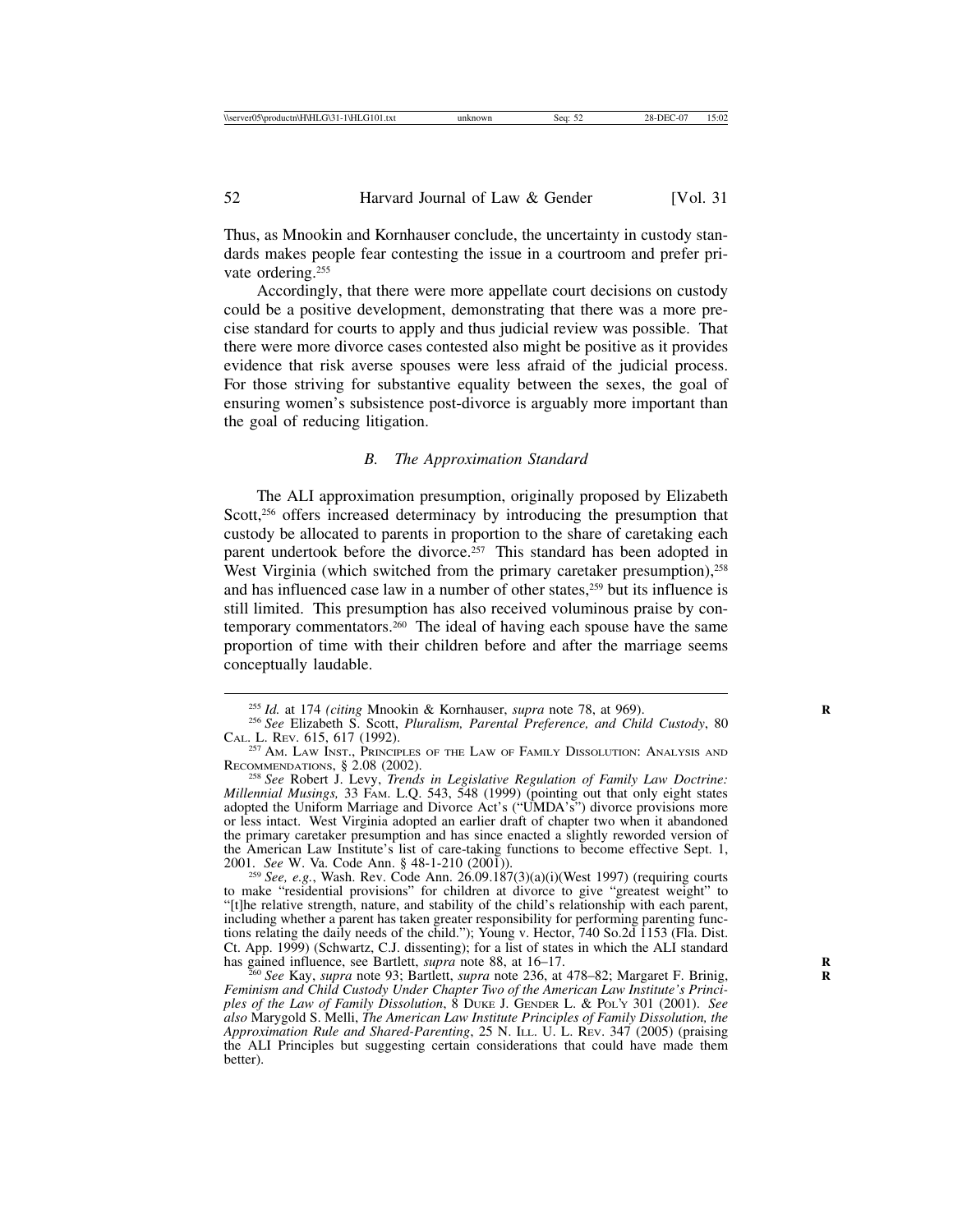Thus, as Mnookin and Kornhauser conclude, the uncertainty in custody standards makes people fear contesting the issue in a courtroom and prefer private ordering.[255]

Accordingly, that there were more appellate court decisions on custody could be a positive development, demonstrating that there was a more precise standard for courts to apply and thus judicial review was possible. That there were more divorce cases contested also might be positive as it provides evidence that risk averse spouses were less afraid of the judicial process. For those striving for substantive equality between the sexes, the goal of ensuring women's subsistence post-divorce is arguably more important than the goal of reducing litigation.

### *B. The Approximation Standard*

The ALI approximation presumption, originally proposed by Elizabeth Scott,[256] offers increased determinacy by introducing the presumption that custody be allocated to parents in proportion to the share of caretaking each parent undertook before the divorce.[257] This standard has been adopted in West Virginia (which switched from the primary caretaker presumption),[258] and has influenced case law in a number of other states,[259] but its influence is still limited. This presumption has also received voluminous praise by contemporary commentators.[260] The ideal of having each spouse have the same proportion of time with their children before and after the marriage seems conceptually laudable.

---

[255] *Id.* at 174 *(citing* Mnookin & Kornhauser, *supra* note 78, at 969).

[256] *See* Elizabeth S. Scott, *Pluralism, Parental Preference, and Child Custody*, 80 CAL. L. REV. 615, 617 (1992).

[257] AM. LAW INST., PRINCIPLES OF THE LAW OF FAMILY DISSOLUTION: ANALYSIS AND RECOMMENDATIONS, § 2.08 (2002).

[258] *See* Robert J. Levy, *Trends in Legislative Regulation of Family Law Doctrine: Millennial Musings,* 33 FAM. L.Q. 543, 548 (1999) (pointing out that only eight states adopted the Uniform Marriage and Divorce Act's ("UMDA's") divorce provisions more or less intact. West Virginia adopted an earlier draft of chapter two when it abandoned the primary caretaker presumption and has since enacted a slightly reworded version of the American Law Institute's list of care-taking functions to become effective Sept. 1, 2001. *See* W. Va. Code Ann. § 48-1-210 (2001)).

[259] *See, e.g.*, Wash. Rev. Code Ann. 26.09.187(3)(a)(i)(West 1997) (requiring courts to make "residential provisions" for children at divorce to give "greatest weight" to "[t]he relative strength, nature, and stability of the child's relationship with each parent, including whether a parent has taken greater responsibility for performing parenting functions relating the daily needs of the child."); Young v. Hector, 740 So.2d 1153 (Fla. Dist. Ct. App. 1999) (Schwartz, C.J. dissenting); for a list of states in which the ALI standard has gained influence, see Bartlett, *supra* note 88, at 16–17.

[260] *See* Kay, *supra* note 93; Bartlett, *supra* note 236, at 478–82; Margaret F. Brinig, *Feminism and Child Custody Under Chapter Two of the American Law Institute's Principles of the Law of Family Dissolution*, 8 DUKE J. GENDER L. & POL'Y 301 (2001). *See also* Marygold S. Melli, *The American Law Institute Principles of Family Dissolution, the Approximation Rule and Shared-Parenting*, 25 N. ILL. U. L. REV. 347 (2005) (praising the ALI Principles but suggesting certain considerations that could have made them better).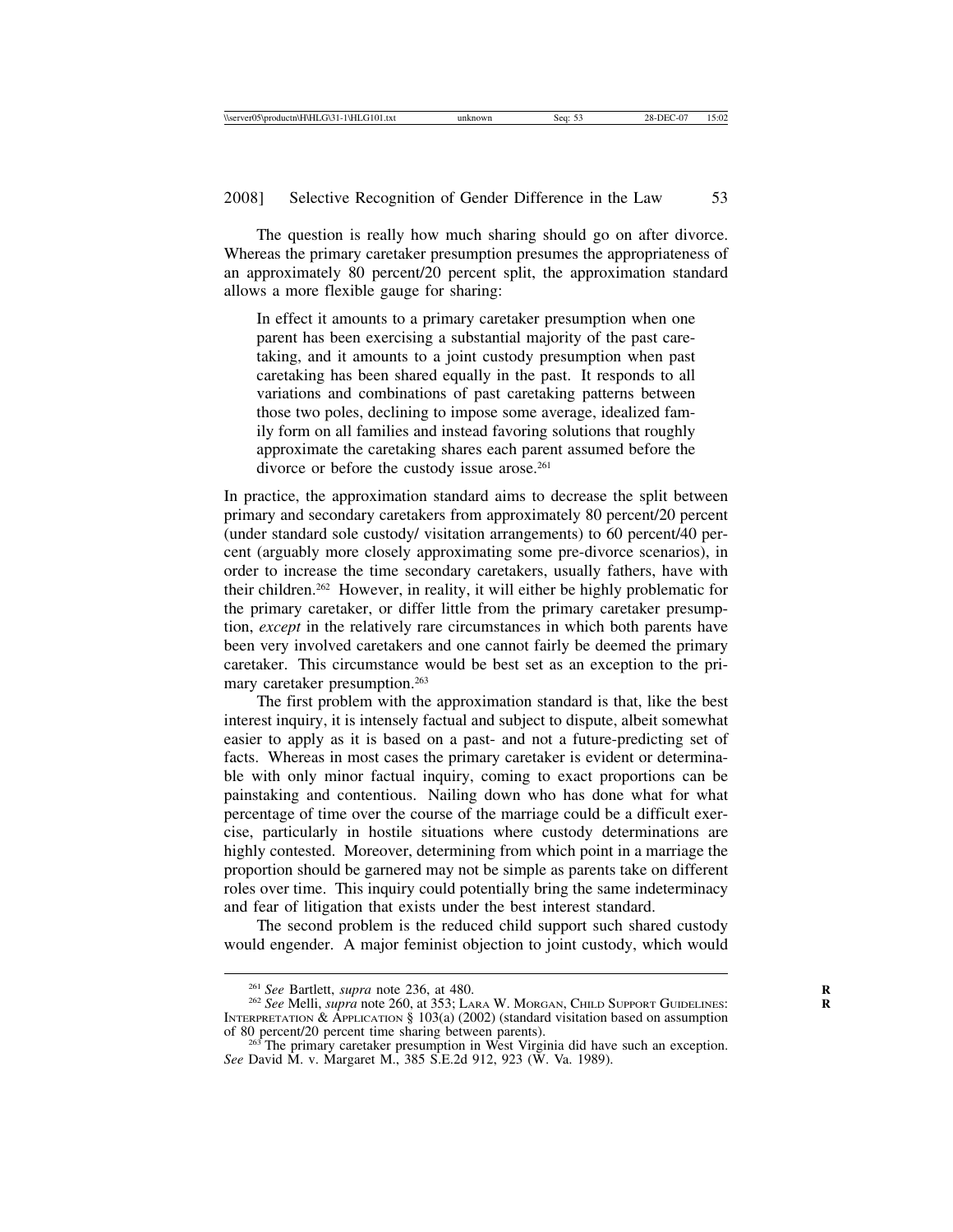The question is really how much sharing should go on after divorce. Whereas the primary caretaker presumption presumes the appropriateness of an approximately 80 percent/20 percent split, the approximation standard allows a more flexible gauge for sharing:

> In effect it amounts to a primary caretaker presumption when one parent has been exercising a substantial majority of the past caretaking, and it amounts to a joint custody presumption when past caretaking has been shared equally in the past. It responds to all variations and combinations of past caretaking patterns between those two poles, declining to impose some average, idealized family form on all families and instead favoring solutions that roughly approximate the caretaking shares each parent assumed before the divorce or before the custody issue arose.[261]

In practice, the approximation standard aims to decrease the split between primary and secondary caretakers from approximately 80 percent/20 percent (under standard sole custody/ visitation arrangements) to 60 percent/40 percent (arguably more closely approximating some pre-divorce scenarios), in order to increase the time secondary caretakers, usually fathers, have with their children.[262] However, in reality, it will either be highly problematic for the primary caretaker, or differ little from the primary caretaker presumption, *except* in the relatively rare circumstances in which both parents have been very involved caretakers and one cannot fairly be deemed the primary caretaker. This circumstance would be best set as an exception to the primary caretaker presumption.[263]

The first problem with the approximation standard is that, like the best interest inquiry, it is intensely factual and subject to dispute, albeit somewhat easier to apply as it is based on a past- and not a future-predicting set of facts. Whereas in most cases the primary caretaker is evident or determinable with only minor factual inquiry, coming to exact proportions can be painstaking and contentious. Nailing down who has done what for what percentage of time over the course of the marriage could be a difficult exercise, particularly in hostile situations where custody determinations are highly contested. Moreover, determining from which point in a marriage the proportion should be garnered may not be simple as parents take on different roles over time. This inquiry could potentially bring the same indeterminacy and fear of litigation that exists under the best interest standard.

The second problem is the reduced child support such shared custody would engender. A major feminist objection to joint custody, which would

---

[261] *See* Bartlett, *supra* note 236, at 480.

[262] *See* Melli, *supra* note 260, at 353; Lara W. Morgan, Child Support Guidelines: Interpretation & Application § 103(a) (2002) (standard visitation based on assumption of 80 percent/20 percent time sharing between parents).

[263] The primary caretaker presumption in West Virginia did have such an exception. *See* David M. v. Margaret M., 385 S.E.2d 912, 923 (W. Va. 1989).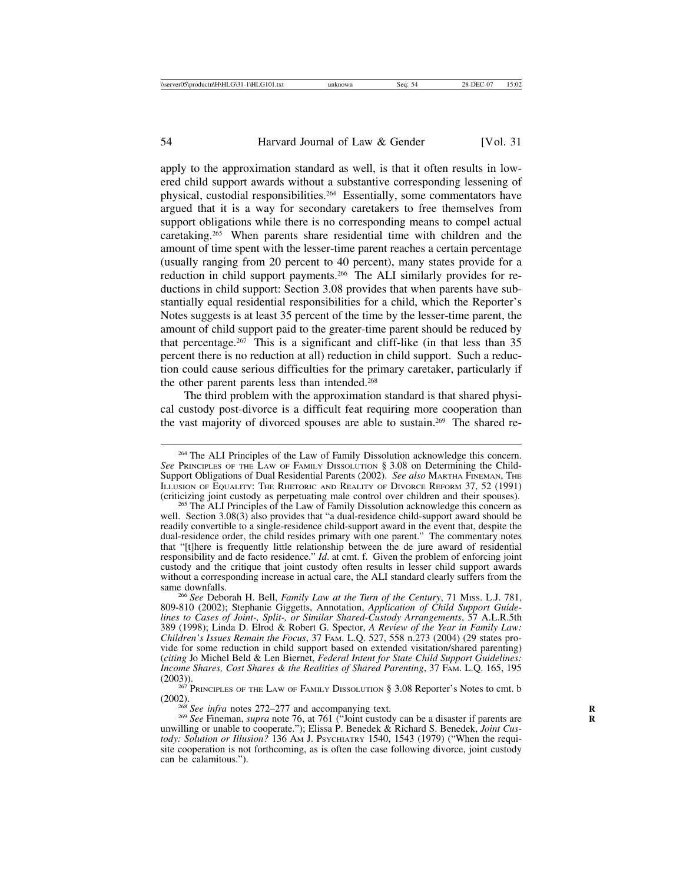apply to the approximation standard as well, is that it often results in lowered child support awards without a substantive corresponding lessening of physical, custodial responsibilities.[264] Essentially, some commentators have argued that it is a way for secondary caretakers to free themselves from support obligations while there is no corresponding means to compel actual caretaking.[265] When parents share residential time with children and the amount of time spent with the lesser-time parent reaches a certain percentage (usually ranging from 20 percent to 40 percent), many states provide for a reduction in child support payments.[266] The ALI similarly provides for reductions in child support: Section 3.08 provides that when parents have substantially equal residential responsibilities for a child, which the Reporter's Notes suggests is at least 35 percent of the time by the lesser-time parent, the amount of child support paid to the greater-time parent should be reduced by that percentage.[267] This is a significant and cliff-like (in that less than 35 percent there is no reduction at all) reduction in child support. Such a reduction could cause serious difficulties for the primary caretaker, particularly if the other parent parents less than intended.[268]

The third problem with the approximation standard is that shared physical custody post-divorce is a difficult feat requiring more cooperation than the vast majority of divorced spouses are able to sustain.[269] The shared re-

---

[264] The ALI Principles of the Law of Family Dissolution acknowledge this concern. *See* Principles of the Law of Family Dissolution § 3.08 on Determining the Child-Support Obligations of Dual Residential Parents (2002). *See also* Martha Fineman, The Illusion of Equality: The Rhetoric and Reality of Divorce Reform 37, 52 (1991) (criticizing joint custody as perpetuating male control over children and their spouses).

[265] The ALI Principles of the Law of Family Dissolution acknowledge this concern as well. Section 3.08(3) also provides that "a dual-residence child-support award should be readily convertible to a single-residence child-support award in the event that, despite the dual-residence order, the child resides primary with one parent." The commentary notes that "[t]here is frequently little relationship between the de jure award of residential responsibility and de facto residence." *Id*. at cmt. f. Given the problem of enforcing joint custody and the critique that joint custody often results in lesser child support awards without a corresponding increase in actual care, the ALI standard clearly suffers from the same downfalls.

[266] *See* Deborah H. Bell, *Family Law at the Turn of the Century*, 71 Miss. L.J. 781, 809-810 (2002); Stephanie Giggetts, Annotation, *Application of Child Support Guidelines to Cases of Joint-, Split-, or Similar Shared-Custody Arrangements*, 57 A.L.R.5th 389 (1998); Linda D. Elrod & Robert G. Spector, *A Review of the Year in Family Law: Children's Issues Remain the Focus*, 37 Fam. L.Q. 527, 558 n.273 (2004) (29 states provide for some reduction in child support based on extended visitation/shared parenting) (*citing* Jo Michel Beld & Len Biernet, *Federal Intent for State Child Support Guidelines: Income Shares, Cost Shares & the Realities of Shared Parenting*, 37 Fam. L.Q. 165, 195 (2003)).

[267] Principles of the Law of Family Dissolution § 3.08 Reporter's Notes to cmt. b (2002).

[268] *See infra* notes 272–277 and accompanying text.

[269] *See* Fineman, *supra* note 76, at 761 ("Joint custody can be a disaster if parents are unwilling or unable to cooperate."); Elissa P. Benedek & Richard S. Benedek, *Joint Custody: Solution or Illusion?* 136 Am J. Psychiatry 1540, 1543 (1979) ("When the requisite cooperation is not forthcoming, as is often the case following divorce, joint custody can be calamitous.").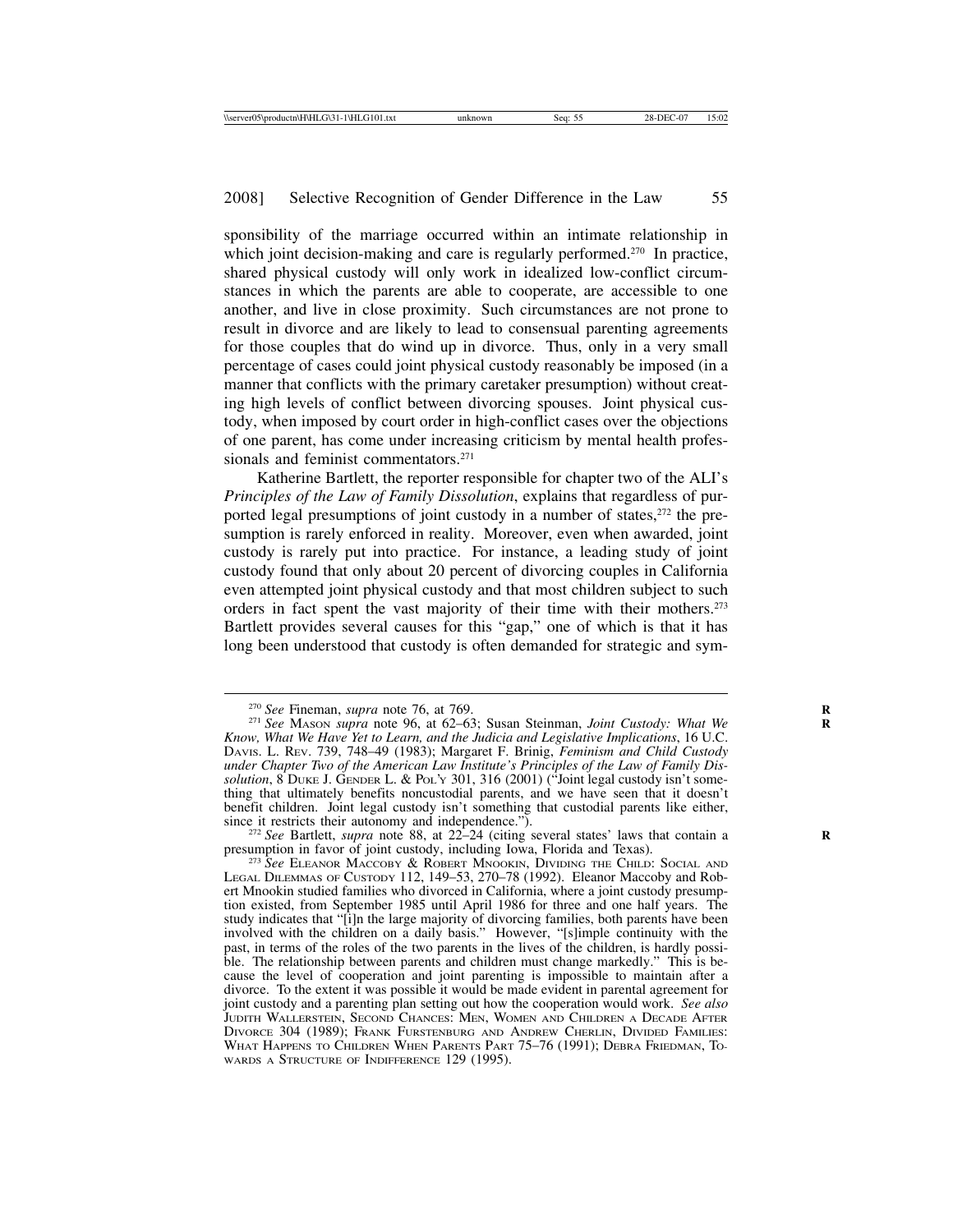sponsibility of the marriage occurred within an intimate relationship in which joint decision-making and care is regularly performed.[270] In practice, shared physical custody will only work in idealized low-conflict circumstances in which the parents are able to cooperate, are accessible to one another, and live in close proximity. Such circumstances are not prone to result in divorce and are likely to lead to consensual parenting agreements for those couples that do wind up in divorce. Thus, only in a very small percentage of cases could joint physical custody reasonably be imposed (in a manner that conflicts with the primary caretaker presumption) without creating high levels of conflict between divorcing spouses. Joint physical custody, when imposed by court order in high-conflict cases over the objections of one parent, has come under increasing criticism by mental health professionals and feminist commentators.[271]

Katherine Bartlett, the reporter responsible for chapter two of the ALI's *Principles of the Law of Family Dissolution*, explains that regardless of purported legal presumptions of joint custody in a number of states,[272] the presumption is rarely enforced in reality. Moreover, even when awarded, joint custody is rarely put into practice. For instance, a leading study of joint custody found that only about 20 percent of divorcing couples in California even attempted joint physical custody and that most children subject to such orders in fact spent the vast majority of their time with their mothers.[273] Bartlett provides several causes for this "gap," one of which is that it has long been understood that custody is often demanded for strategic and sym-

---

[270] *See* Fineman, *supra* note 76, at 769.

[271] *See* Mason *supra* note 96, at 62–63; Susan Steinman, *Joint Custody: What We Know, What We Have Yet to Learn, and the Judicia and Legislative Implications*, 16 U.C. Davis. L. Rev. 739, 748–49 (1983); Margaret F. Brinig, *Feminism and Child Custody under Chapter Two of the American Law Institute's Principles of the Law of Family Dissolution*, 8 Duke J. Gender L. & Pol'y 301, 316 (2001) ("Joint legal custody isn't something that ultimately benefits noncustodial parents, and we have seen that it doesn't benefit children. Joint legal custody isn't something that custodial parents like either, since it restricts their autonomy and independence.").

[272] *See* Bartlett, *supra* note 88, at 22–24 (citing several states' laws that contain a presumption in favor of joint custody, including Iowa, Florida and Texas).

[273] *See* Eleanor Maccoby & Robert Mnookin, Dividing the Child: Social and Legal Dilemmas of Custody 112, 149–53, 270–78 (1992). Eleanor Maccoby and Robert Mnookin studied families who divorced in California, where a joint custody presumption existed, from September 1985 until April 1986 for three and one half years. The study indicates that "[i]n the large majority of divorcing families, both parents have been involved with the children on a daily basis." However, "[s]imple continuity with the past, in terms of the roles of the two parents in the lives of the children, is hardly possible. The relationship between parents and children must change markedly." This is because the level of cooperation and joint parenting is impossible to maintain after a divorce. To the extent it was possible it would be made evident in parental agreement for joint custody and a parenting plan setting out how the cooperation would work. *See also* Judith Wallerstein, Second Chances: Men, Women and Children a Decade After Divorce 304 (1989); Frank Furstenburg and Andrew Cherlin, Divided Families: What Happens to Children When Parents Part 75–76 (1991); Debra Friedman, Towards a Structure of Indifference 129 (1995).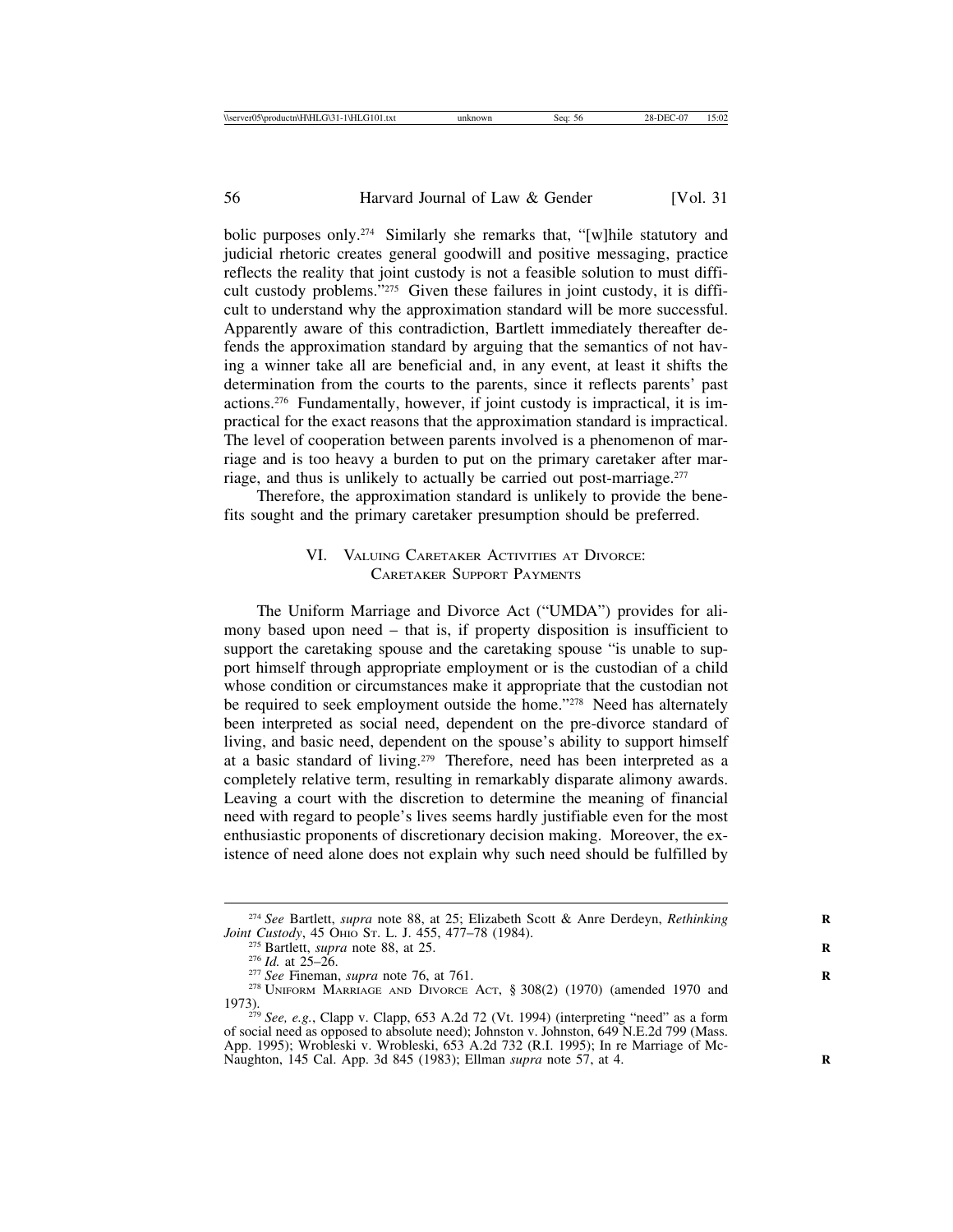bolic purposes only.[274] Similarly she remarks that, "[w]hile statutory and judicial rhetoric creates general goodwill and positive messaging, practice reflects the reality that joint custody is not a feasible solution to must difficult custody problems."[275] Given these failures in joint custody, it is difficult to understand why the approximation standard will be more successful. Apparently aware of this contradiction, Bartlett immediately thereafter defends the approximation standard by arguing that the semantics of not having a winner take all are beneficial and, in any event, at least it shifts the determination from the courts to the parents, since it reflects parents' past actions.[276] Fundamentally, however, if joint custody is impractical, it is impractical for the exact reasons that the approximation standard is impractical. The level of cooperation between parents involved is a phenomenon of marriage and is too heavy a burden to put on the primary caretaker after marriage, and thus is unlikely to actually be carried out post-marriage.[277]

Therefore, the approximation standard is unlikely to provide the benefits sought and the primary caretaker presumption should be preferred.

## VI. Valuing Caretaker Activities at Divorce: Caretaker Support Payments

The Uniform Marriage and Divorce Act ("UMDA") provides for alimony based upon need – that is, if property disposition is insufficient to support the caretaking spouse and the caretaking spouse "is unable to support himself through appropriate employment or is the custodian of a child whose condition or circumstances make it appropriate that the custodian not be required to seek employment outside the home."[278] Need has alternately been interpreted as social need, dependent on the pre-divorce standard of living, and basic need, dependent on the spouse's ability to support himself at a basic standard of living.[279] Therefore, need has been interpreted as a completely relative term, resulting in remarkably disparate alimony awards. Leaving a court with the discretion to determine the meaning of financial need with regard to people's lives seems hardly justifiable even for the most enthusiastic proponents of discretionary decision making. Moreover, the existence of need alone does not explain why such need should be fulfilled by

---

[274] *See* Bartlett, *supra* note 88, at 25; Elizabeth Scott & Anre Derdeyn, *Rethinking Joint Custody*, 45 Ohio St. L. J. 455, 477–78 (1984).

[275] Bartlett, *supra* note 88, at 25.

[276] *Id.* at 25–26.

[277] *See* Fineman, *supra* note 76, at 761.

[278] Uniform Marriage and Divorce Act, § 308(2) (1970) (amended 1970 and 1973).

[279] *See, e.g.*, Clapp v. Clapp, 653 A.2d 72 (Vt. 1994) (interpreting "need" as a form of social need as opposed to absolute need); Johnston v. Johnston, 649 N.E.2d 799 (Mass. App. 1995); Wrobleski v. Wrobleski, 653 A.2d 732 (R.I. 1995); In re Marriage of McNaughton, 145 Cal. App. 3d 845 (1983); Ellman *supra* note 57, at 4.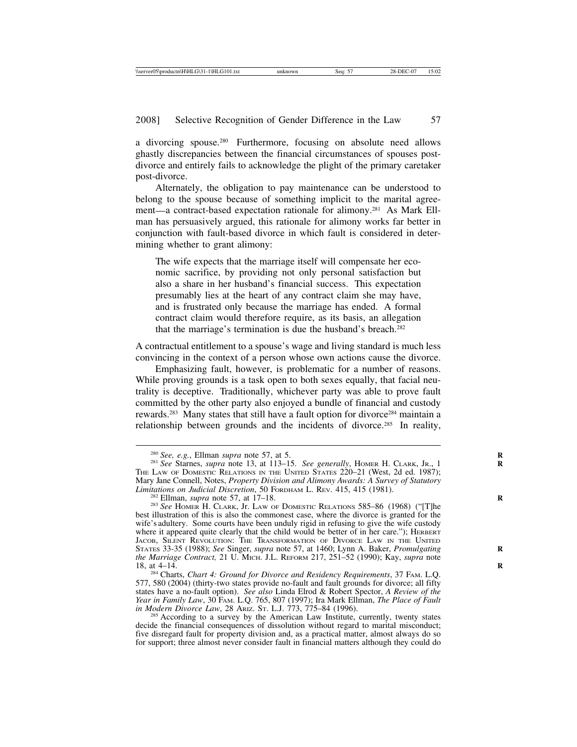a divorcing spouse.[280] Furthermore, focusing on absolute need allows ghastly discrepancies between the financial circumstances of spouses post-divorce and entirely fails to acknowledge the plight of the primary caretaker post-divorce.

Alternately, the obligation to pay maintenance can be understood to belong to the spouse because of something implicit to the marital agreement—a contract-based expectation rationale for alimony.[281] As Mark Ellman has persuasively argued, this rationale for alimony works far better in conjunction with fault-based divorce in which fault is considered in determining whether to grant alimony:

> The wife expects that the marriage itself will compensate her economic sacrifice, by providing not only personal satisfaction but also a share in her husband's financial success. This expectation presumably lies at the heart of any contract claim she may have, and is frustrated only because the marriage has ended. A formal contract claim would therefore require, as its basis, an allegation that the marriage's termination is due the husband's breach.[282]

A contractual entitlement to a spouse's wage and living standard is much less convincing in the context of a person whose own actions cause the divorce.

Emphasizing fault, however, is problematic for a number of reasons. While proving grounds is a task open to both sexes equally, that facial neutrality is deceptive. Traditionally, whichever party was able to prove fault committed by the other party also enjoyed a bundle of financial and custody rewards.[283] Many states that still have a fault option for divorce[284] maintain a relationship between grounds and the incidents of divorce.[285] In reality,

---

[280] *See, e.g.*, Ellman *supra* note 57, at 5.

[281] *See* Starnes, *supra* note 13, at 113–15. *See generally*, Homer H. Clark, Jr., 1 The Law of Domestic Relations in the United States 220–21 (West, 2d ed. 1987); Mary Jane Connell, Notes, *Property Division and Alimony Awards: A Survey of Statutory Limitations on Judicial Discretion*, 50 Fordham L. Rev. 415, 415 (1981).

[282] Ellman, *supra* note 57, at 17–18.

[283] *See* Homer H. Clark, Jr. Law of Domestic Relations 585–86 (1968) ("[T]he best illustration of this is also the commonest case, where the divorce is granted for the wife's adultery. Some courts have been unduly rigid in refusing to give the wife custody where it appeared quite clearly that the child would be better of in her care."); Herbert Jacob, Silent Revolution: The Transformation of Divorce Law in the United States 33-35 (1988); *See* Singer, *supra* note 57, at 1460; Lynn A. Baker, *Promulgating the Marriage Contract,* 21 U. Mich. J.L. Reform 217, 251–52 (1990); Kay, *supra* note 18, at 4–14.

[284] Charts, *Chart 4: Ground for Divorce and Residency Requirements*, 37 Fam. L.Q. 577, 580 (2004) (thirty-two states provide no-fault and fault grounds for divorce; all fifty states have a no-fault option). *See also* Linda Elrod & Robert Spector, *A Review of the Year in Family Law*, 30 Fam. L.Q. 765, 807 (1997); Ira Mark Ellman, *The Place of Fault in Modern Divorce Law*, 28 Ariz. St. L.J. 773, 775–84 (1996).

[285] According to a survey by the American Law Institute, currently, twenty states decide the financial consequences of dissolution without regard to marital misconduct; five disregard fault for property division and, as a practical matter, almost always do so for support; three almost never consider fault in financial matters although they could do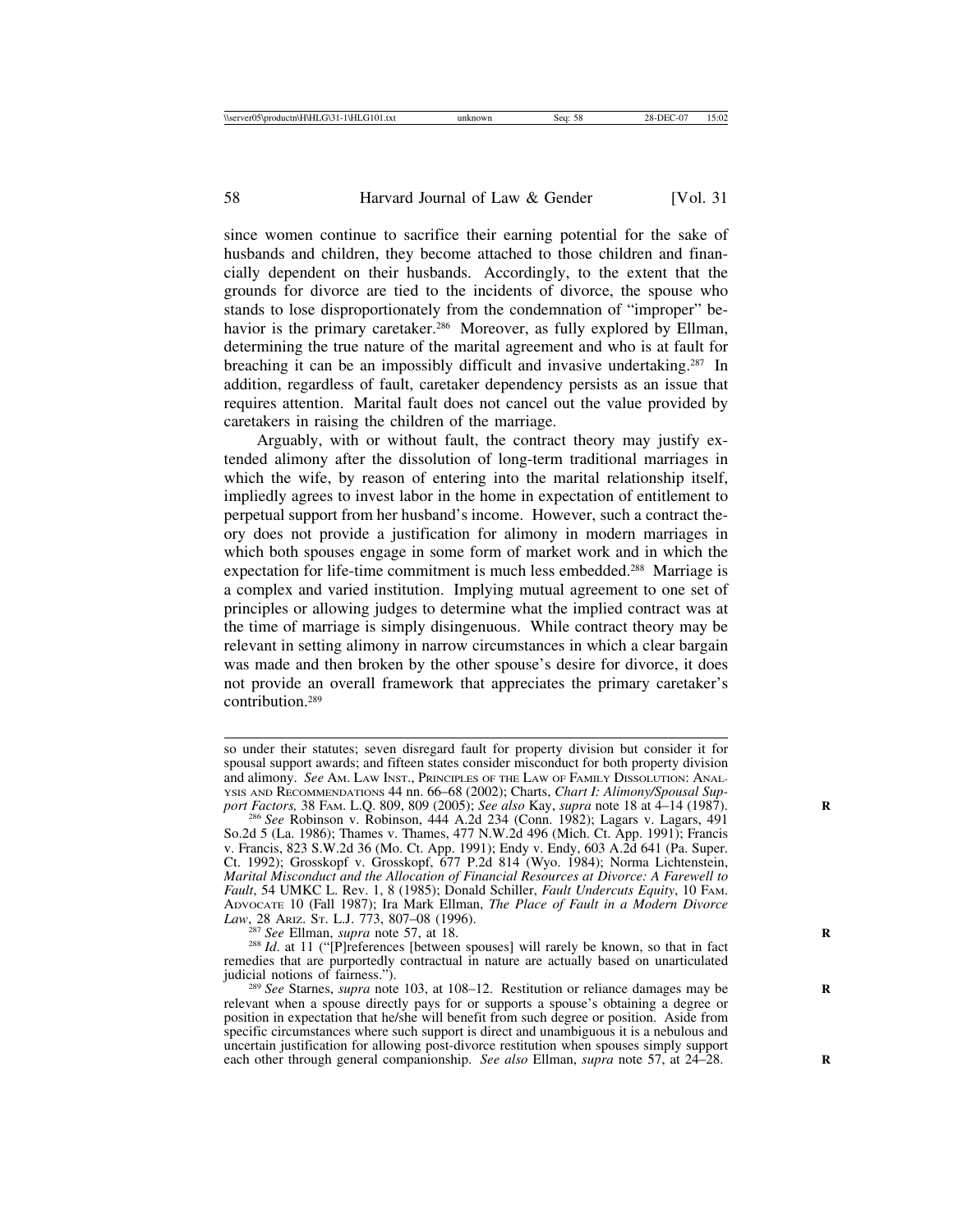since women continue to sacrifice their earning potential for the sake of husbands and children, they become attached to those children and financially dependent on their husbands. Accordingly, to the extent that the grounds for divorce are tied to the incidents of divorce, the spouse who stands to lose disproportionately from the condemnation of "improper" behavior is the primary caretaker.[286] Moreover, as fully explored by Ellman, determining the true nature of the marital agreement and who is at fault for breaching it can be an impossibly difficult and invasive undertaking.[287] In addition, regardless of fault, caretaker dependency persists as an issue that requires attention. Marital fault does not cancel out the value provided by caretakers in raising the children of the marriage.

Arguably, with or without fault, the contract theory may justify extended alimony after the dissolution of long-term traditional marriages in which the wife, by reason of entering into the marital relationship itself, impliedly agrees to invest labor in the home in expectation of entitlement to perpetual support from her husband's income. However, such a contract theory does not provide a justification for alimony in modern marriages in which both spouses engage in some form of market work and in which the expectation for life-time commitment is much less embedded.[288] Marriage is a complex and varied institution. Implying mutual agreement to one set of principles or allowing judges to determine what the implied contract was at the time of marriage is simply disingenuous. While contract theory may be relevant in setting alimony in narrow circumstances in which a clear bargain was made and then broken by the other spouse's desire for divorce, it does not provide an overall framework that appreciates the primary caretaker's contribution.[289]

---

so under their statutes; seven disregard fault for property division but consider it for spousal support awards; and fifteen states consider misconduct for both property division and alimony. *See* Am. Law Inst., Principles of the Law of Family Dissolution: Analysis and Recommendations 44 nn. 66–68 (2002); Charts, *Chart I: Alimony/Spousal Support Factors,* 38 Fam. L.Q. 809, 809 (2005); *See also* Kay, *supra* note 18 at 4–14 (1987).

[286] *See* Robinson v. Robinson, 444 A.2d 234 (Conn. 1982); Lagars v. Lagars, 491 So.2d 5 (La. 1986); Thames v. Thames, 477 N.W.2d 496 (Mich. Ct. App. 1991); Francis v. Francis, 823 S.W.2d 36 (Mo. Ct. App. 1991); Endy v. Endy, 603 A.2d 641 (Pa. Super. Ct. 1992); Grosskopf v. Grosskopf, 677 P.2d 814 (Wyo. 1984); Norma Lichtenstein, *Marital Misconduct and the Allocation of Financial Resources at Divorce: A Farewell to Fault*, 54 UMKC L. Rev. 1, 8 (1985); Donald Schiller, *Fault Undercuts Equity*, 10 Fam. Advocate 10 (Fall 1987); Ira Mark Ellman, *The Place of Fault in a Modern Divorce Law*, 28 Ariz. St. L.J. 773, 807–08 (1996).

[287] *See* Ellman, *supra* note 57, at 18.

[288] *Id*. at 11 ("[P]references [between spouses] will rarely be known, so that in fact remedies that are purportedly contractual in nature are actually based on unarticulated judicial notions of fairness.").

[289] *See* Starnes, *supra* note 103, at 108–12. Restitution or reliance damages may be relevant when a spouse directly pays for or supports a spouse's obtaining a degree or position in expectation that he/she will benefit from such degree or position. Aside from specific circumstances where such support is direct and unambiguous it is a nebulous and uncertain justification for allowing post-divorce restitution when spouses simply support each other through general companionship. *See also* Ellman, *supra* note 57, at 24–28.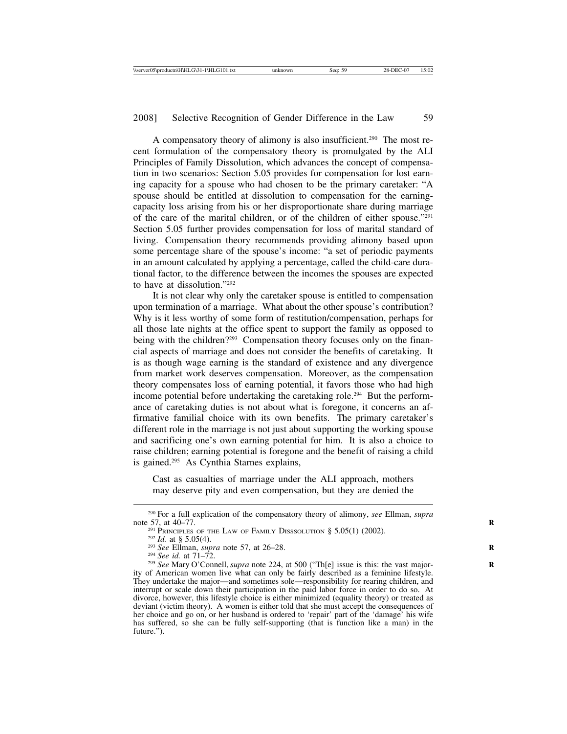A compensatory theory of alimony is also insufficient.[290] The most recent formulation of the compensatory theory is promulgated by the ALI Principles of Family Dissolution, which advances the concept of compensation in two scenarios: Section 5.05 provides for compensation for lost earning capacity for a spouse who had chosen to be the primary caretaker: "A spouse should be entitled at dissolution to compensation for the earning-capacity loss arising from his or her disproportionate share during marriage of the care of the marital children, or of the children of either spouse."[291] Section 5.05 further provides compensation for loss of marital standard of living. Compensation theory recommends providing alimony based upon some percentage share of the spouse's income: "a set of periodic payments in an amount calculated by applying a percentage, called the child-care durational factor, to the difference between the incomes the spouses are expected to have at dissolution."[292]

It is not clear why only the caretaker spouse is entitled to compensation upon termination of a marriage. What about the other spouse's contribution? Why is it less worthy of some form of restitution/compensation, perhaps for all those late nights at the office spent to support the family as opposed to being with the children?[293] Compensation theory focuses only on the financial aspects of marriage and does not consider the benefits of caretaking. It is as though wage earning is the standard of existence and any divergence from market work deserves compensation. Moreover, as the compensation theory compensates loss of earning potential, it favors those who had high income potential before undertaking the caretaking role.[294] But the performance of caretaking duties is not about what is foregone, it concerns an affirmative familial choice with its own benefits. The primary caretaker's different role in the marriage is not just about supporting the working spouse and sacrificing one's own earning potential for him. It is also a choice to raise children; earning potential is foregone and the benefit of raising a child is gained.[295] As Cynthia Starnes explains,

> Cast as casualties of marriage under the ALI approach, mothers may deserve pity and even compensation, but they are denied the

---

[290] For a full explication of the compensatory theory of alimony, *see* Ellman, *supra* note 57, at 40–77.

[291] Principles of the Law of Family Disssolution § 5.05(1) (2002).

[292] *Id.* at § 5.05(4).

[293] *See* Ellman, *supra* note 57, at 26–28.

[294] *See id.* at 71–72.

[295] *See* Mary O'Connell, *supra* note 224, at 500 ("Th[e] issue is this: the vast majority of American women live what can only be fairly described as a feminine lifestyle. They undertake the major—and sometimes sole—responsibility for rearing children, and interrupt or scale down their participation in the paid labor force in order to do so. At divorce, however, this lifestyle choice is either minimized (equality theory) or treated as deviant (victim theory). A women is either told that she must accept the consequences of her choice and go on, or her husband is ordered to 'repair' part of the 'damage' his wife has suffered, so she can be fully self-supporting (that is function like a man) in the future.").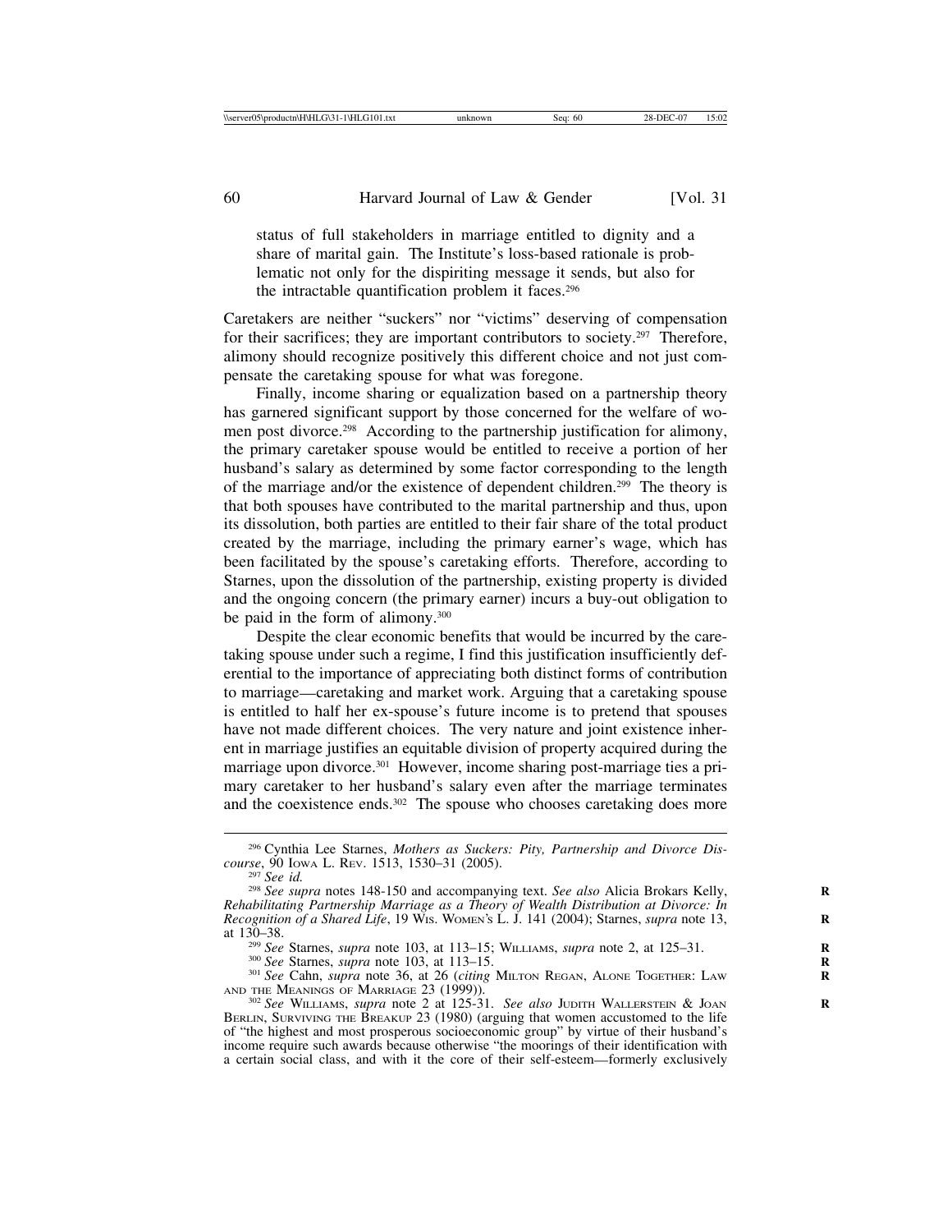status of full stakeholders in marriage entitled to dignity and a share of marital gain. The Institute's loss-based rationale is problematic not only for the dispiriting message it sends, but also for the intractable quantification problem it faces.[296]

Caretakers are neither "suckers" nor "victims" deserving of compensation for their sacrifices; they are important contributors to society.[297] Therefore, alimony should recognize positively this different choice and not just compensate the caretaking spouse for what was foregone.

Finally, income sharing or equalization based on a partnership theory has garnered significant support by those concerned for the welfare of women post divorce.[298] According to the partnership justification for alimony, the primary caretaker spouse would be entitled to receive a portion of her husband's salary as determined by some factor corresponding to the length of the marriage and/or the existence of dependent children.[299] The theory is that both spouses have contributed to the marital partnership and thus, upon its dissolution, both parties are entitled to their fair share of the total product created by the marriage, including the primary earner's wage, which has been facilitated by the spouse's caretaking efforts. Therefore, according to Starnes, upon the dissolution of the partnership, existing property is divided and the ongoing concern (the primary earner) incurs a buy-out obligation to be paid in the form of alimony.[300]

Despite the clear economic benefits that would be incurred by the caretaking spouse under such a regime, I find this justification insufficiently deferential to the importance of appreciating both distinct forms of contribution to marriage—caretaking and market work. Arguing that a caretaking spouse is entitled to half her ex-spouse's future income is to pretend that spouses have not made different choices. The very nature and joint existence inherent in marriage justifies an equitable division of property acquired during the marriage upon divorce.[301] However, income sharing post-marriage ties a primary caretaker to her husband's salary even after the marriage terminates and the coexistence ends.[302] The spouse who chooses caretaking does more

---

[296] Cynthia Lee Starnes, *Mothers as Suckers: Pity, Partnership and Divorce Discourse*, 90 IOWA L. REV. 1513, 1530–31 (2005).

[297] *See id.*

[298] *See supra* notes 148-150 and accompanying text. *See also* Alicia Brokars Kelly, *Rehabilitating Partnership Marriage as a Theory of Wealth Distribution at Divorce: In Recognition of a Shared Life*, 19 WIS. WOMEN'S L. J. 141 (2004); Starnes, *supra* note 13, at 130–38.

[299] *See* Starnes, *supra* note 103, at 113–15; WILLIAMS, *supra* note 2, at 125–31.

[300] *See* Starnes, *supra* note 103, at 113–15.

[301] *See* Cahn, *supra* note 36, at 26 (*citing* MILTON REGAN, ALONE TOGETHER: LAW AND THE MEANINGS OF MARRIAGE 23 (1999)).

[302] *See* WILLIAMS, *supra* note 2 at 125-31. *See also* JUDITH WALLERSTEIN & JOAN BERLIN, SURVIVING THE BREAKUP 23 (1980) (arguing that women accustomed to the life of "the highest and most prosperous socioeconomic group" by virtue of their husband's income require such awards because otherwise "the moorings of their identification with a certain social class, and with it the core of their self-esteem—formerly exclusively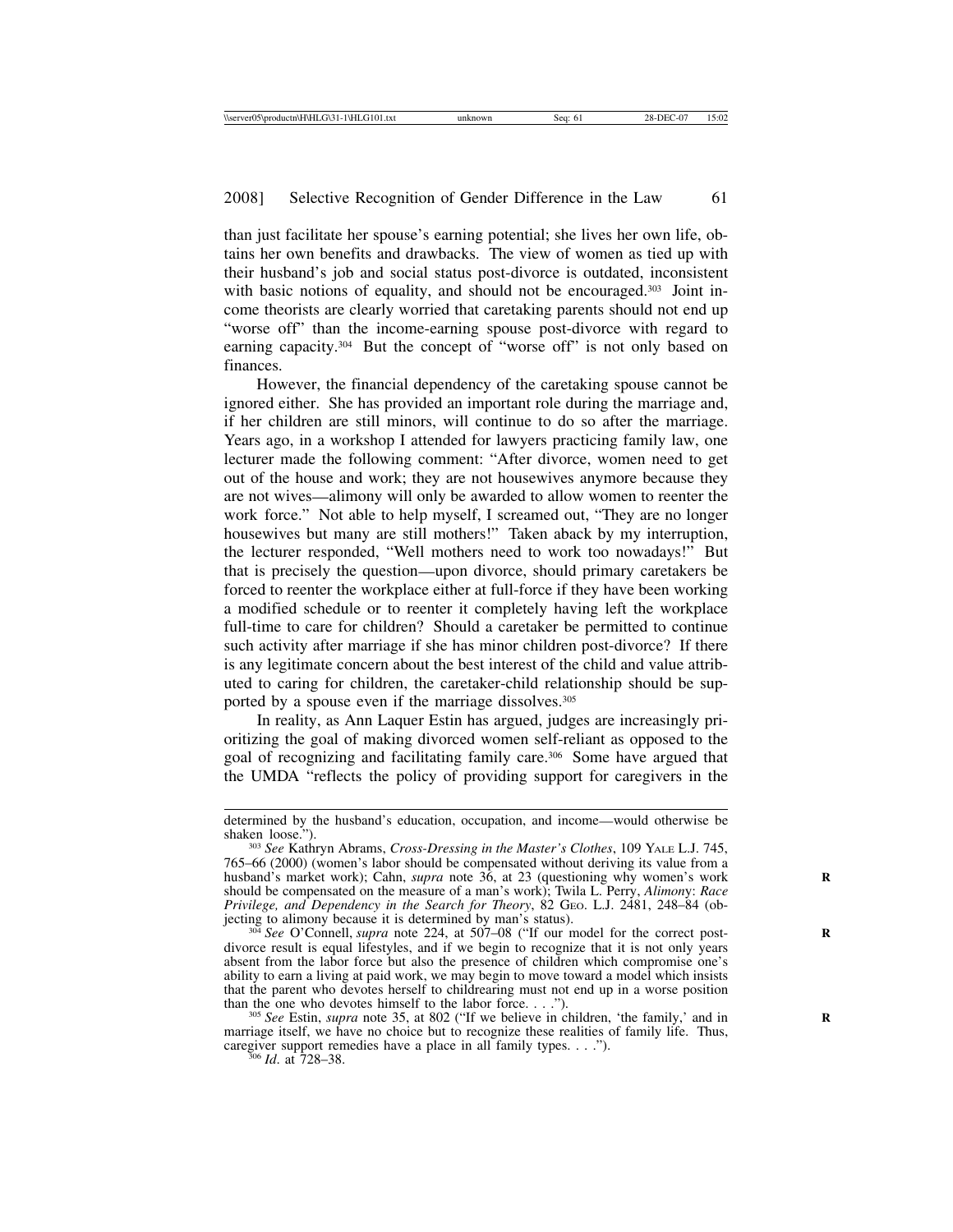than just facilitate her spouse's earning potential; she lives her own life, obtains her own benefits and drawbacks. The view of women as tied up with their husband's job and social status post-divorce is outdated, inconsistent with basic notions of equality, and should not be encouraged.[303] Joint income theorists are clearly worried that caretaking parents should not end up "worse off" than the income-earning spouse post-divorce with regard to earning capacity.[304] But the concept of "worse off" is not only based on finances.

However, the financial dependency of the caretaking spouse cannot be ignored either. She has provided an important role during the marriage and, if her children are still minors, will continue to do so after the marriage. Years ago, in a workshop I attended for lawyers practicing family law, one lecturer made the following comment: "After divorce, women need to get out of the house and work; they are not housewives anymore because they are not wives—alimony will only be awarded to allow women to reenter the work force." Not able to help myself, I screamed out, "They are no longer housewives but many are still mothers!" Taken aback by my interruption, the lecturer responded, "Well mothers need to work too nowadays!" But that is precisely the question—upon divorce, should primary caretakers be forced to reenter the workplace either at full-force if they have been working a modified schedule or to reenter it completely having left the workplace full-time to care for children? Should a caretaker be permitted to continue such activity after marriage if she has minor children post-divorce? If there is any legitimate concern about the best interest of the child and value attributed to caring for children, the caretaker-child relationship should be supported by a spouse even if the marriage dissolves.[305]

In reality, as Ann Laquer Estin has argued, judges are increasingly prioritizing the goal of making divorced women self-reliant as opposed to the goal of recognizing and facilitating family care.[306] Some have argued that the UMDA "reflects the policy of providing support for caregivers in the

---

determined by the husband's education, occupation, and income—would otherwise be shaken loose.").

[303] *See* Kathryn Abrams, *Cross-Dressing in the Master's Clothes*, 109 YALE L.J. 745, 765–66 (2000) (women's labor should be compensated without deriving its value from a husband's market work); Cahn, *supra* note 36, at 23 (questioning why women's work should be compensated on the measure of a man's work); Twila L. Perry, *Alimony: Race Privilege, and Dependency in the Search for Theory*, 82 GEO. L.J. 2481, 248–84 (objecting to alimony because it is determined by man's status).

[304] *See* O'Connell, *supra* note 224, at 507–08 ("If our model for the correct post-divorce result is equal lifestyles, and if we begin to recognize that it is not only years absent from the labor force but also the presence of children which compromise one's ability to earn a living at paid work, we may begin to move toward a model which insists that the parent who devotes herself to childrearing must not end up in a worse position than the one who devotes himself to the labor force. . . .").

[305] *See* Estin, *supra* note 35, at 802 ("If we believe in children, 'the family,' and in marriage itself, we have no choice but to recognize these realities of family life. Thus, caregiver support remedies have a place in all family types. . . .").

[306] *Id*. at 728–38.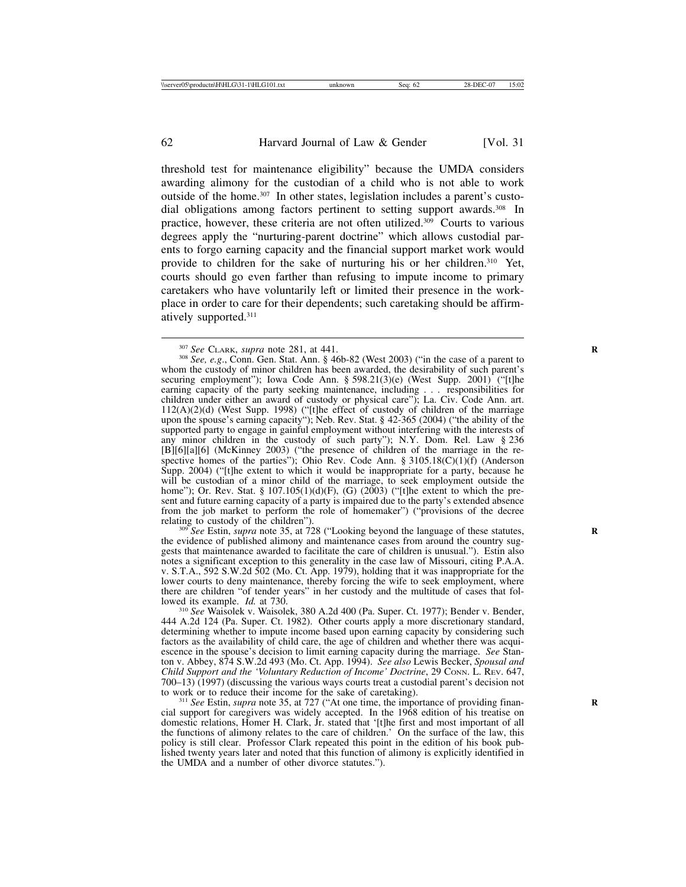threshold test for maintenance eligibility" because the UMDA considers awarding alimony for the custodian of a child who is not able to work outside of the home.[307] In other states, legislation includes a parent's custodial obligations among factors pertinent to setting support awards.[308] In practice, however, these criteria are not often utilized.[309] Courts to various degrees apply the "nurturing-parent doctrine" which allows custodial parents to forgo earning capacity and the financial support market work would provide to children for the sake of nurturing his or her children.[310] Yet, courts should go even farther than refusing to impute income to primary caretakers who have voluntarily left or limited their presence in the workplace in order to care for their dependents; such caretaking should be affirmatively supported.[311]

---

[307] *See* Clark, *supra* note 281, at 441.

[308] *See, e.g.*, Conn. Gen. Stat. Ann. § 46b-82 (West 2003) ("in the case of a parent to whom the custody of minor children has been awarded, the desirability of such parent's securing employment"); Iowa Code Ann. § 598.21(3)(e) (West Supp. 2001) ("[t]he earning capacity of the party seeking maintenance, including . . . responsibilities for children under either an award of custody or physical care"); La. Civ. Code Ann. art. 112(A)(2)(d) (West Supp. 1998) ("[t]he effect of custody of children of the marriage upon the spouse's earning capacity"); Neb. Rev. Stat. § 42-365 (2004) ("the ability of the supported party to engage in gainful employment without interfering with the interests of any minor children in the custody of such party"); N.Y. Dom. Rel. Law § 236 [B][6][a][6] (McKinney 2003) ("the presence of children of the marriage in the respective homes of the parties"); Ohio Rev. Code Ann. § 3105.18(C)(1)(f) (Anderson Supp. 2004) ("[t]he extent to which it would be inappropriate for a party, because he will be custodian of a minor child of the marriage, to seek employment outside the home"); Or. Rev. Stat. § 107.105(1)(d)(F), (G) (2003) ("[t]he extent to which the present and future earning capacity of a party is impaired due to the party's extended absence from the job market to perform the role of homemaker") ("provisions of the decree relating to custody of the children").

[309] *See* Estin, *supra* note 35, at 728 ("Looking beyond the language of these statutes, the evidence of published alimony and maintenance cases from around the country suggests that maintenance awarded to facilitate the care of children is unusual."). Estin also notes a significant exception to this generality in the case law of Missouri, citing P.A.A. v. S.T.A., 592 S.W.2d 502 (Mo. Ct. App. 1979), holding that it was inappropriate for the lower courts to deny maintenance, thereby forcing the wife to seek employment, where there are children "of tender years" in her custody and the multitude of cases that followed its example. *Id.* at 730.

[310] *See* Waisolek v. Waisolek, 380 A.2d 400 (Pa. Super. Ct. 1977); Bender v. Bender, 444 A.2d 124 (Pa. Super. Ct. 1982). Other courts apply a more discretionary standard, determining whether to impute income based upon earning capacity by considering such factors as the availability of child care, the age of children and whether there was acquiescence in the spouse's decision to limit earning capacity during the marriage. *See* Stanton v. Abbey, 874 S.W.2d 493 (Mo. Ct. App. 1994). *See also* Lewis Becker, *Spousal and Child Support and the 'Voluntary Reduction of Income' Doctrine*, 29 Conn. L. Rev. 647, 700–13) (1997) (discussing the various ways courts treat a custodial parent's decision not to work or to reduce their income for the sake of caretaking).

[311] *See* Estin, *supra* note 35, at 727 ("At one time, the importance of providing financial support for caregivers was widely accepted. In the 1968 edition of his treatise on domestic relations, Homer H. Clark, Jr. stated that '[t]he first and most important of all the functions of alimony relates to the care of children.' On the surface of the law, this policy is still clear. Professor Clark repeated this point in the edition of his book published twenty years later and noted that this function of alimony is explicitly identified in the UMDA and a number of other divorce statutes.").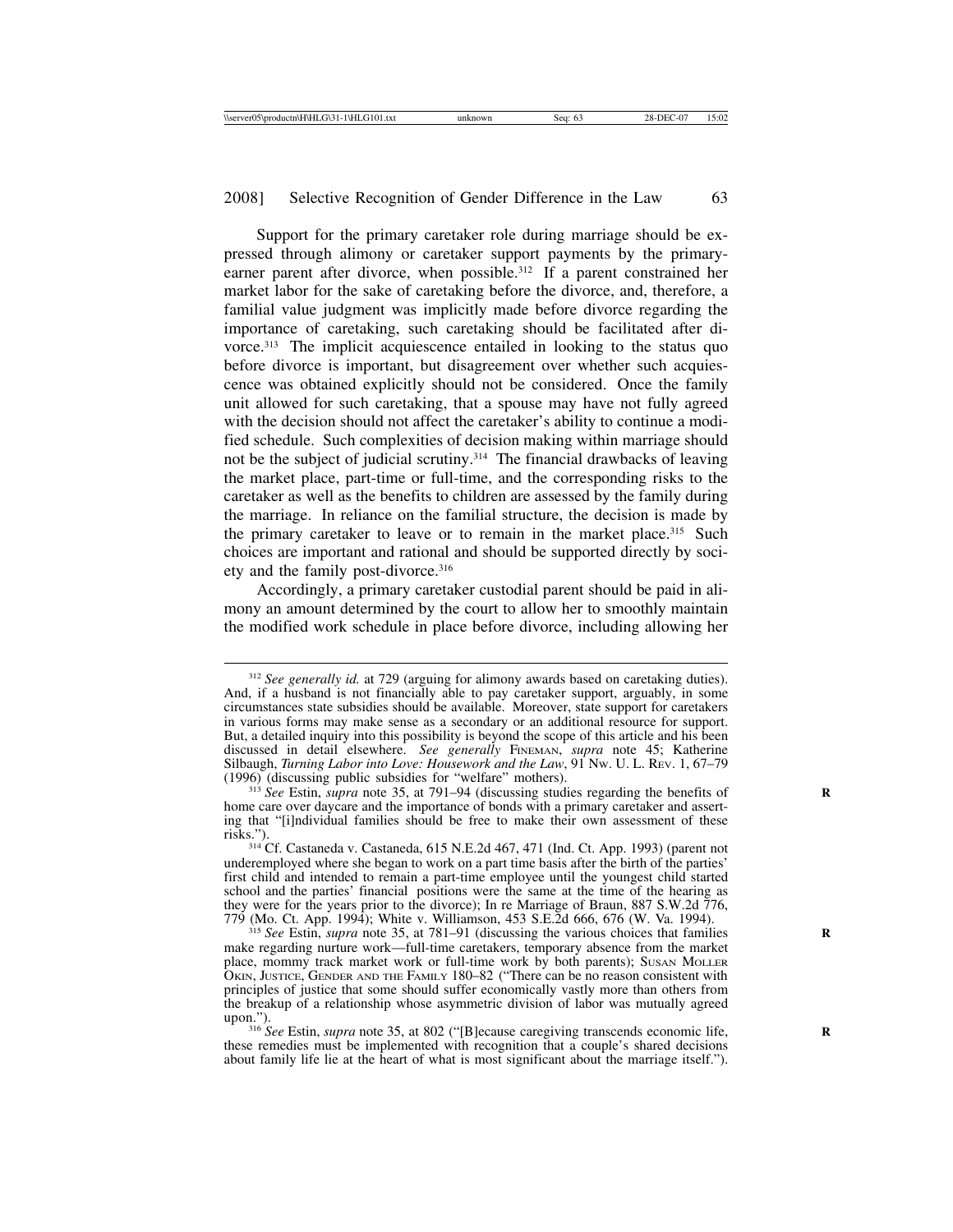Support for the primary caretaker role during marriage should be expressed through alimony or caretaker support payments by the primary-earner parent after divorce, when possible.[312] If a parent constrained her market labor for the sake of caretaking before the divorce, and, therefore, a familial value judgment was implicitly made before divorce regarding the importance of caretaking, such caretaking should be facilitated after divorce.[313] The implicit acquiescence entailed in looking to the status quo before divorce is important, but disagreement over whether such acquiescence was obtained explicitly should not be considered. Once the family unit allowed for such caretaking, that a spouse may have not fully agreed with the decision should not affect the caretaker's ability to continue a modified schedule. Such complexities of decision making within marriage should not be the subject of judicial scrutiny.[314] The financial drawbacks of leaving the market place, part-time or full-time, and the corresponding risks to the caretaker as well as the benefits to children are assessed by the family during the marriage. In reliance on the familial structure, the decision is made by the primary caretaker to leave or to remain in the market place.[315] Such choices are important and rational and should be supported directly by society and the family post-divorce.[316]

Accordingly, a primary caretaker custodial parent should be paid in alimony an amount determined by the court to allow her to smoothly maintain the modified work schedule in place before divorce, including allowing her

---

[312] *See generally id.* at 729 (arguing for alimony awards based on caretaking duties). And, if a husband is not financially able to pay caretaker support, arguably, in some circumstances state subsidies should be available. Moreover, state support for caretakers in various forms may make sense as a secondary or an additional resource for support. But, a detailed inquiry into this possibility is beyond the scope of this article and his been discussed in detail elsewhere. *See generally* FINEMAN, *supra* note 45; Katherine Silbaugh, *Turning Labor into Love: Housework and the Law*, 91 NW. U. L. REV. 1, 67–79 (1996) (discussing public subsidies for "welfare" mothers).

[313] *See* Estin, *supra* note 35, at 791–94 (discussing studies regarding the benefits of home care over daycare and the importance of bonds with a primary caretaker and asserting that "[i]ndividual families should be free to make their own assessment of these risks.").

[314] Cf. Castaneda v. Castaneda, 615 N.E.2d 467, 471 (Ind. Ct. App. 1993) (parent not underemployed where she began to work on a part time basis after the birth of the parties' first child and intended to remain a part-time employee until the youngest child started school and the parties' financial positions were the same at the time of the hearing as they were for the years prior to the divorce); In re Marriage of Braun, 887 S.W.2d 776, 779 (Mo. Ct. App. 1994); White v. Williamson, 453 S.E.2d 666, 676 (W. Va. 1994).

[315] *See* Estin, *supra* note 35, at 781–91 (discussing the various choices that families make regarding nurture work—full-time caretakers, temporary absence from the market place, mommy track market work or full-time work by both parents); SUSAN MOLLER OKIN, JUSTICE, GENDER AND THE FAMILY 180–82 ("There can be no reason consistent with principles of justice that some should suffer economically vastly more than others from the breakup of a relationship whose asymmetric division of labor was mutually agreed upon.").

[316] *See* Estin, *supra* note 35, at 802 ("[B]ecause caregiving transcends economic life, these remedies must be implemented with recognition that a couple's shared decisions about family life lie at the heart of what is most significant about the marriage itself.").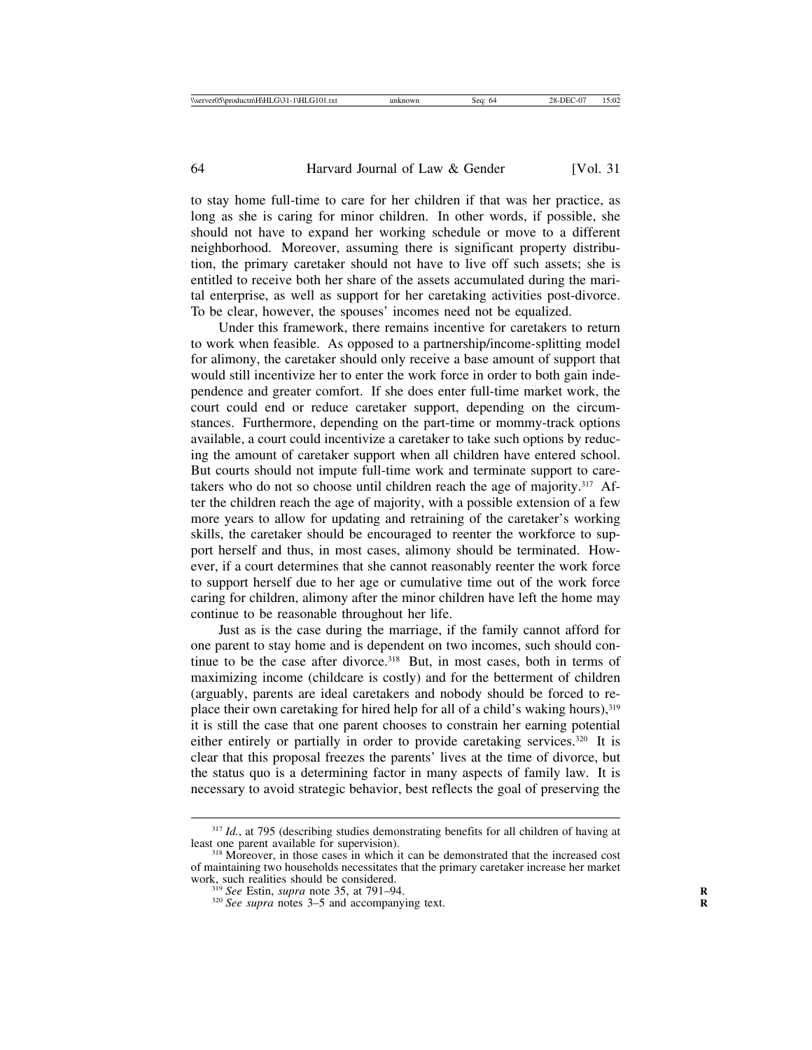to stay home full-time to care for her children if that was her practice, as long as she is caring for minor children. In other words, if possible, she should not have to expand her working schedule or move to a different neighborhood. Moreover, assuming there is significant property distribution, the primary caretaker should not have to live off such assets; she is entitled to receive both her share of the assets accumulated during the marital enterprise, as well as support for her caretaking activities post-divorce. To be clear, however, the spouses' incomes need not be equalized.

Under this framework, there remains incentive for caretakers to return to work when feasible. As opposed to a partnership/income-splitting model for alimony, the caretaker should only receive a base amount of support that would still incentivize her to enter the work force in order to both gain independence and greater comfort. If she does enter full-time market work, the court could end or reduce caretaker support, depending on the circumstances. Furthermore, depending on the part-time or mommy-track options available, a court could incentivize a caretaker to take such options by reducing the amount of caretaker support when all children have entered school. But courts should not impute full-time work and terminate support to caretakers who do not so choose until children reach the age of majority.[317] After the children reach the age of majority, with a possible extension of a few more years to allow for updating and retraining of the caretaker's working skills, the caretaker should be encouraged to reenter the workforce to support herself and thus, in most cases, alimony should be terminated. However, if a court determines that she cannot reasonably reenter the work force to support herself due to her age or cumulative time out of the work force caring for children, alimony after the minor children have left the home may continue to be reasonable throughout her life.

Just as is the case during the marriage, if the family cannot afford for one parent to stay home and is dependent on two incomes, such should continue to be the case after divorce.[318] But, in most cases, both in terms of maximizing income (childcare is costly) and for the betterment of children (arguably, parents are ideal caretakers and nobody should be forced to replace their own caretaking for hired help for all of a child's waking hours),[319] it is still the case that one parent chooses to constrain her earning potential either entirely or partially in order to provide caretaking services.[320] It is clear that this proposal freezes the parents' lives at the time of divorce, but the status quo is a determining factor in many aspects of family law. It is necessary to avoid strategic behavior, best reflects the goal of preserving the

---

[317] *Id.*, at 795 (describing studies demonstrating benefits for all children of having at least one parent available for supervision).

[318] Moreover, in those cases in which it can be demonstrated that the increased cost of maintaining two households necessitates that the primary caretaker increase her market work, such realities should be considered.

[319] *See* Estin, *supra* note 35, at 791–94.

[320] *See supra* notes 3–5 and accompanying text.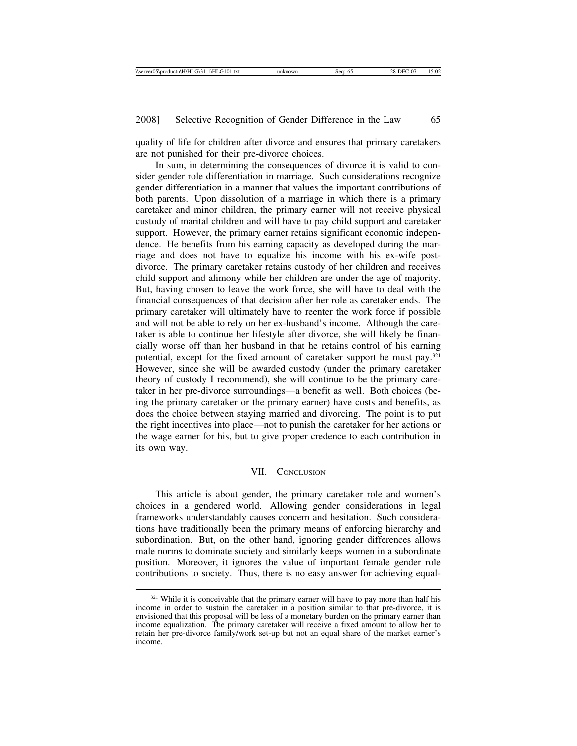quality of life for children after divorce and ensures that primary caretakers are not punished for their pre-divorce choices.

In sum, in determining the consequences of divorce it is valid to consider gender role differentiation in marriage. Such considerations recognize gender differentiation in a manner that values the important contributions of both parents. Upon dissolution of a marriage in which there is a primary caretaker and minor children, the primary earner will not receive physical custody of marital children and will have to pay child support and caretaker support. However, the primary earner retains significant economic independence. He benefits from his earning capacity as developed during the marriage and does not have to equalize his income with his ex-wife post-divorce. The primary caretaker retains custody of her children and receives child support and alimony while her children are under the age of majority. But, having chosen to leave the work force, she will have to deal with the financial consequences of that decision after her role as caretaker ends. The primary caretaker will ultimately have to reenter the work force if possible and will not be able to rely on her ex-husband's income. Although the caretaker is able to continue her lifestyle after divorce, she will likely be financially worse off than her husband in that he retains control of his earning potential, except for the fixed amount of caretaker support he must pay.[321] However, since she will be awarded custody (under the primary caretaker theory of custody I recommend), she will continue to be the primary caretaker in her pre-divorce surroundings—a benefit as well. Both choices (being the primary caretaker or the primary earner) have costs and benefits, as does the choice between staying married and divorcing. The point is to put the right incentives into place—not to punish the caretaker for her actions or the wage earner for his, but to give proper credence to each contribution in its own way.

## VII. Conclusion

This article is about gender, the primary caretaker role and women's choices in a gendered world. Allowing gender considerations in legal frameworks understandably causes concern and hesitation. Such considerations have traditionally been the primary means of enforcing hierarchy and subordination. But, on the other hand, ignoring gender differences allows male norms to dominate society and similarly keeps women in a subordinate position. Moreover, it ignores the value of important female gender role contributions to society. Thus, there is no easy answer for achieving equal-

[321] While it is conceivable that the primary earner will have to pay more than half his income in order to sustain the caretaker in a position similar to that pre-divorce, it is envisioned that this proposal will be less of a monetary burden on the primary earner than income equalization. The primary caretaker will receive a fixed amount to allow her to retain her pre-divorce family/work set-up but not an equal share of the market earner's income.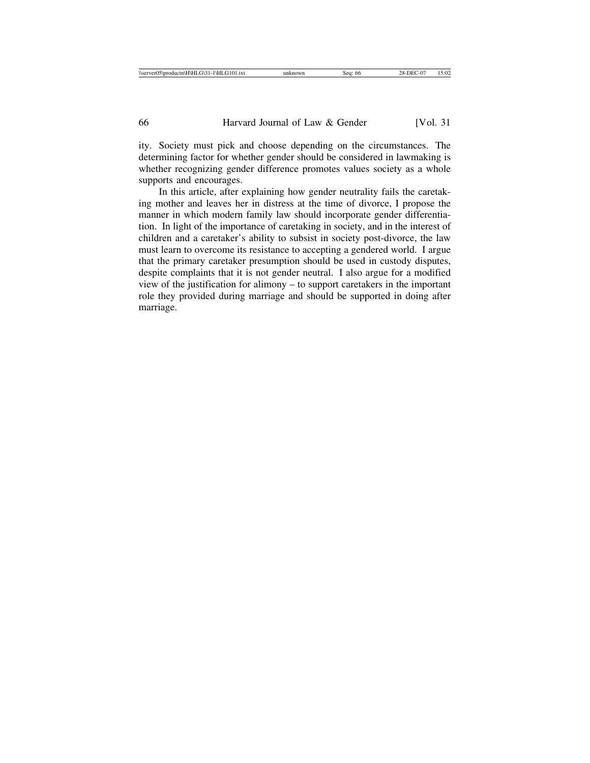ity. Society must pick and choose depending on the circumstances. The determining factor for whether gender should be considered in lawmaking is whether recognizing gender difference promotes values society as a whole supports and encourages.

In this article, after explaining how gender neutrality fails the caretaking mother and leaves her in distress at the time of divorce, I propose the manner in which modern family law should incorporate gender differentiation. In light of the importance of caretaking in society, and in the interest of children and a caretaker's ability to subsist in society post-divorce, the law must learn to overcome its resistance to accepting a gendered world. I argue that the primary caretaker presumption should be used in custody disputes, despite complaints that it is not gender neutral. I also argue for a modified view of the justification for alimony – to support caretakers in the important role they provided during marriage and should be supported in doing after marriage.